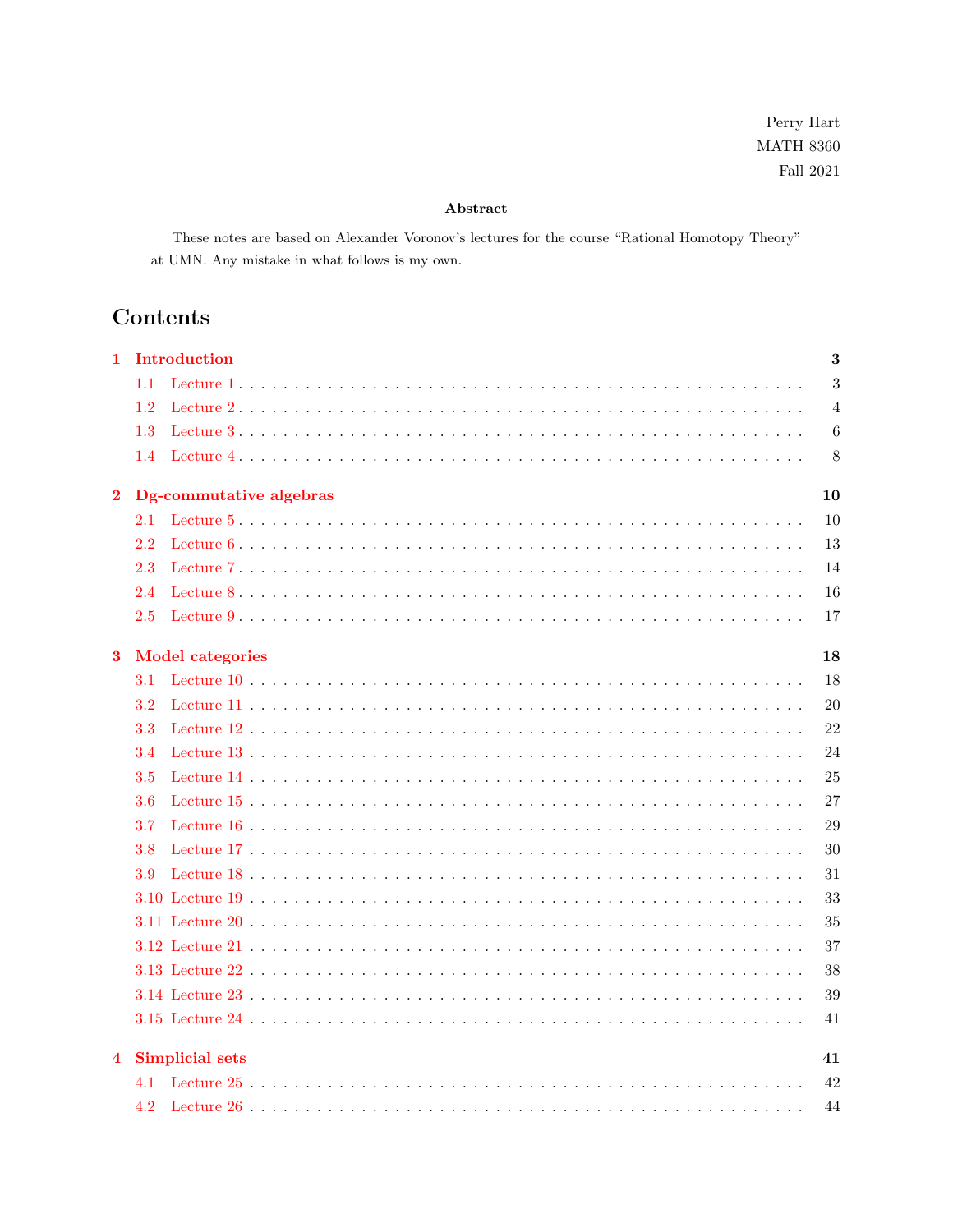Perry Hart
MATH 8360
Fall 2021

**Abstract**

These notes are based on Alexander Voronov's lectures for the course "Rational Homotopy Theory" at UMN. Any mistake in what follows is my own.

# Contents

**1 Introduction** — 3
- 1.1 Lecture 1 — 3
- 1.2 Lecture 2 — 4
- 1.3 Lecture 3 — 6
- 1.4 Lecture 4 — 8

**2 Dg-commutative algebras** — 10
- 2.1 Lecture 5 — 10
- 2.2 Lecture 6 — 13
- 2.3 Lecture 7 — 14
- 2.4 Lecture 8 — 16
- 2.5 Lecture 9 — 17

**3 Model categories** — 18
- 3.1 Lecture 10 — 18
- 3.2 Lecture 11 — 20
- 3.3 Lecture 12 — 22
- 3.4 Lecture 13 — 24
- 3.5 Lecture 14 — 25
- 3.6 Lecture 15 — 27
- 3.7 Lecture 16 — 29
- 3.8 Lecture 17 — 30
- 3.9 Lecture 18 — 31
- 3.10 Lecture 19 — 33
- 3.11 Lecture 20 — 35
- 3.12 Lecture 21 — 37
- 3.13 Lecture 22 — 38
- 3.14 Lecture 23 — 39
- 3.15 Lecture 24 — 41

**4 Simplicial sets** — 41
- 4.1 Lecture 25 — 42
- 4.2 Lecture 26 — 44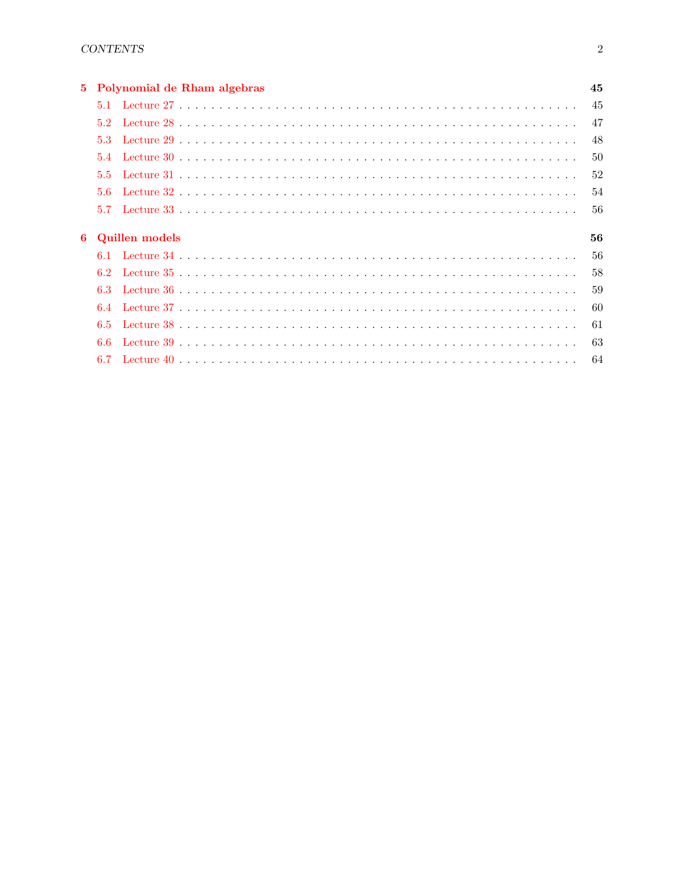**5 Polynomial de Rham algebras** **45**

- 5.1 Lecture 27 . . . . . 45
- 5.2 Lecture 28 . . . . . 47
- 5.3 Lecture 29 . . . . . 48
- 5.4 Lecture 30 . . . . . 50
- 5.5 Lecture 31 . . . . . 52
- 5.6 Lecture 32 . . . . . 54
- 5.7 Lecture 33 . . . . . 56

**6 Quillen models** **56**

- 6.1 Lecture 34 . . . . . 56
- 6.2 Lecture 35 . . . . . 58
- 6.3 Lecture 36 . . . . . 59
- 6.4 Lecture 37 . . . . . 60
- 6.5 Lecture 38 . . . . . 61
- 6.6 Lecture 39 . . . . . 63
- 6.7 Lecture 40 . . . . . 64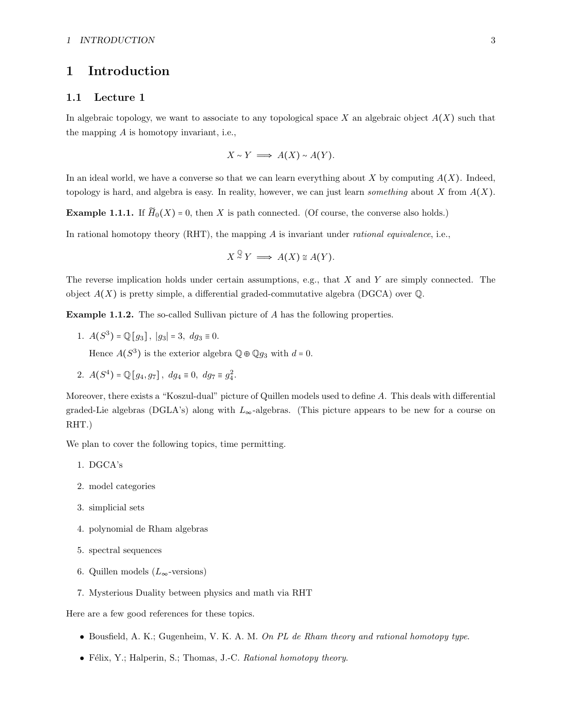# 1 Introduction

## 1.1 Lecture 1

In algebraic topology, we want to associate to any topological space $X$ an algebraic object $A(X)$ such that the mapping $A$ is homotopy invariant, i.e.,

$$X \sim Y \implies A(X) \sim A(Y).$$

In an ideal world, we have a converse so that we can learn everything about $X$ by computing $A(X)$. Indeed, topology is hard, and algebra is easy. In reality, however, we can just learn *something* about $X$ from $A(X)$.

**Example 1.1.1.** If $\widetilde{H}_0(X) = 0$, then $X$ is path connected. (Of course, the converse also holds.)

In rational homotopy theory (RHT), the mapping $A$ is invariant under *rational equivalence*, i.e.,

$$X \overset{\mathbb{Q}}{\sim} Y \implies A(X) \cong A(Y).$$

The reverse implication holds under certain assumptions, e.g., that $X$ and $Y$ are simply connected. The object $A(X)$ is pretty simple, a differential graded-commutative algebra (DGCA) over $\mathbb{Q}$.

**Example 1.1.2.** The so-called Sullivan picture of $A$ has the following properties.

1. $A(S^3) = \mathbb{Q}[g_3]$, $|g_3| = 3$, $dg_3 \equiv 0$.

   Hence $A(S^3)$ is the exterior algebra $\mathbb{Q} \oplus \mathbb{Q}g_3$ with $d = 0$.

2. $A(S^4) = \mathbb{Q}[g_4, g_7]$, $dg_4 \equiv 0$, $dg_7 \equiv g_4^2$.

Moreover, there exists a "Koszul-dual" picture of Quillen models used to define $A$. This deals with differential graded-Lie algebras (DGLA's) along with $L_\infty$-algebras. (This picture appears to be new for a course on RHT.)

We plan to cover the following topics, time permitting.

1. DGCA's
2. model categories
3. simplicial sets
4. polynomial de Rham algebras
5. spectral sequences
6. Quillen models ($L_\infty$-versions)
7. Mysterious Duality between physics and math via RHT

Here are a few good references for these topics.

- Bousfield, A. K.; Gugenheim, V. K. A. M. *On PL de Rham theory and rational homotopy type.*
- Félix, Y.; Halperin, S.; Thomas, J.-C. *Rational homotopy theory.*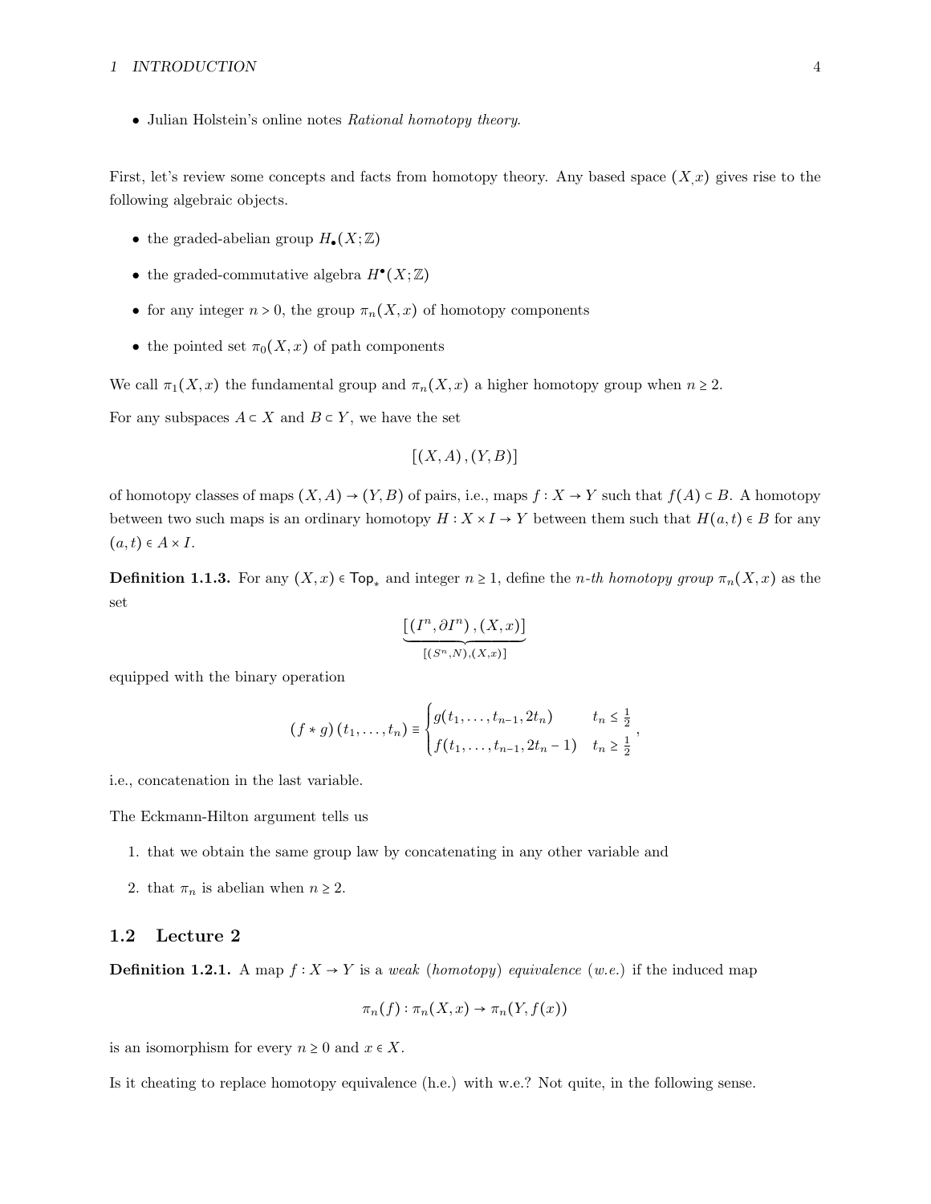- Julian Holstein's online notes *Rational homotopy theory*.

First, let's review some concepts and facts from homotopy theory. Any based space $(X,x)$ gives rise to the following algebraic objects.

- the graded-abelian group $H_\bullet(X;\mathbb{Z})$
- the graded-commutative algebra $H^\bullet(X;\mathbb{Z})$
- for any integer $n > 0$, the group $\pi_n(X,x)$ of homotopy components
- the pointed set $\pi_0(X,x)$ of path components

We call $\pi_1(X,x)$ the fundamental group and $\pi_n(X,x)$ a higher homotopy group when $n \geq 2$.

For any subspaces $A \subset X$ and $B \subset Y$, we have the set

$$[(X,A),(Y,B)]$$

of homotopy classes of maps $(X,A) \to (Y,B)$ of pairs, i.e., maps $f : X \to Y$ such that $f(A) \subset B$. A homotopy between two such maps is an ordinary homotopy $H : X \times I \to Y$ between them such that $H(a,t) \in B$ for any $(a,t) \in A \times I$.

**Definition 1.1.3.** For any $(X,x) \in \mathsf{Top}_*$ and integer $n \geq 1$, define the *n-th homotopy group* $\pi_n(X,x)$ as the set

$$\underbrace{[(I^n, \partial I^n),(X,x)]}_{[(S^n,N),(X,x)]}$$

equipped with the binary operation

$$(f * g)(t_1,\dots,t_n) \equiv \begin{cases} g(t_1,\dots,t_{n-1},2t_n) & t_n \leq \frac{1}{2} \\ f(t_1,\dots,t_{n-1},2t_n - 1) & t_n \geq \frac{1}{2} \end{cases},$$

i.e., concatenation in the last variable.

The Eckmann-Hilton argument tells us

1. that we obtain the same group law by concatenating in any other variable and
2. that $\pi_n$ is abelian when $n \geq 2$.

## 1.2 Lecture 2

**Definition 1.2.1.** A map $f : X \to Y$ is a *weak* (*homotopy*) *equivalence* (*w.e.*) if the induced map

$$\pi_n(f) : \pi_n(X,x) \to \pi_n(Y,f(x))$$

is an isomorphism for every $n \geq 0$ and $x \in X$.

Is it cheating to replace homotopy equivalence (h.e.) with w.e.? Not quite, in the following sense.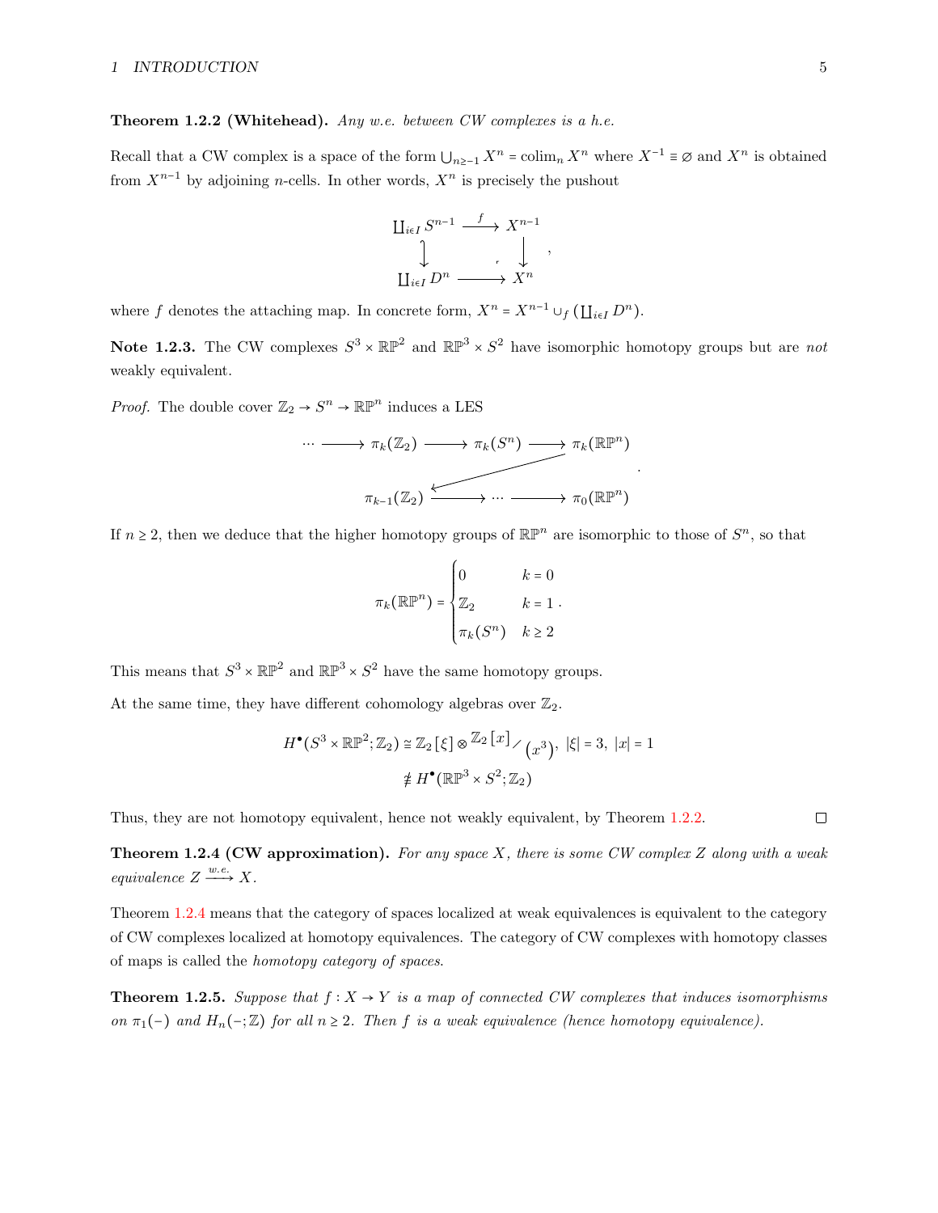**Theorem 1.2.2 (Whitehead).** *Any w.e. between CW complexes is a h.e.*

Recall that a CW complex is a space of the form $\bigcup_{n\geq -1} X^n = \operatorname{colim}_n X^n$ where $X^{-1} \equiv \varnothing$ and $X^n$ is obtained from $X^{n-1}$ by adjoining $n$-cells. In other words, $X^n$ is precisely the pushout

$$\begin{array}{ccc} \coprod_{i\in I} S^{n-1} & \xrightarrow{f} & X^{n-1} \\ \big\downarrow & & \big\downarrow \\ \coprod_{i\in I} D^n & \longrightarrow & X^n \end{array},$$

where $f$ denotes the attaching map. In concrete form, $X^n = X^{n-1} \cup_f (\coprod_{i\in I} D^n)$.

**Note 1.2.3.** The CW complexes $S^3 \times \mathbb{RP}^2$ and $\mathbb{RP}^3 \times S^2$ have isomorphic homotopy groups but are *not* weakly equivalent.

*Proof.* The double cover $\mathbb{Z}_2 \to S^n \to \mathbb{RP}^n$ induces a LES

$$\cdots \longrightarrow \pi_k(\mathbb{Z}_2) \longrightarrow \pi_k(S^n) \longrightarrow \pi_k(\mathbb{RP}^n) \longrightarrow \pi_{k-1}(\mathbb{Z}_2) \longrightarrow \cdots \longrightarrow \pi_0(\mathbb{RP}^n).$$

If $n \geq 2$, then we deduce that the higher homotopy groups of $\mathbb{RP}^n$ are isomorphic to those of $S^n$, so that

$$\pi_k(\mathbb{RP}^n) = \begin{cases} 0 & k = 0 \\ \mathbb{Z}_2 & k = 1 \\ \pi_k(S^n) & k \geq 2 \end{cases}.$$

This means that $S^3 \times \mathbb{RP}^2$ and $\mathbb{RP}^3 \times S^2$ have the same homotopy groups.

At the same time, they have different cohomology algebras over $\mathbb{Z}_2$.

$$\begin{aligned} H^\bullet(S^3 \times \mathbb{RP}^2; \mathbb{Z}_2) &\cong \mathbb{Z}_2[\xi] \otimes \mathbb{Z}_2[x]/(x^3), \ |\xi| = 3, \ |x| = 1 \\ &\ncong H^\bullet(\mathbb{RP}^3 \times S^2; \mathbb{Z}_2) \end{aligned}$$

Thus, they are not homotopy equivalent, hence not weakly equivalent, by Theorem 1.2.2. ∎

**Theorem 1.2.4 (CW approximation).** *For any space $X$, there is some CW complex $Z$ along with a weak equivalence $Z \xrightarrow{w.e.} X$.*

Theorem 1.2.4 means that the category of spaces localized at weak equivalences is equivalent to the category of CW complexes localized at homotopy equivalences. The category of CW complexes with homotopy classes of maps is called the *homotopy category of spaces.*

**Theorem 1.2.5.** *Suppose that $f : X \to Y$ is a map of connected CW complexes that induces isomorphisms on $\pi_1(-)$ and $H_n(-;\mathbb{Z})$ for all $n \geq 2$. Then $f$ is a weak equivalence (hence homotopy equivalence).*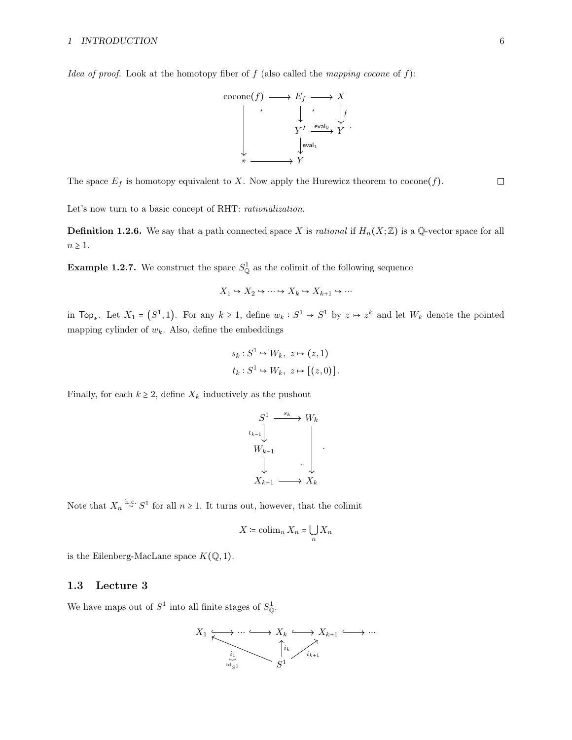*Idea of proof.* Look at the homotopy fiber of $f$ (also called the *mapping cocone* of $f$):

$$
\begin{array}{ccccc}
\text{cocone}(f) & \longrightarrow & E_f & \longrightarrow & X \\
\Big\downarrow & & \Big\downarrow & & \Big\downarrow f \\
 & & Y^I & \xrightarrow{\mathsf{eval}_0} & Y \\
 & & \Big\downarrow \mathsf{eval}_1 & & \\
* & \longrightarrow & Y & &
\end{array}
$$

The space $E_f$ is homotopy equivalent to $X$. Now apply the Hurewicz theorem to cocone$(f)$. □

Let's now turn to a basic concept of RHT: *rationalization*.

**Definition 1.2.6.** We say that a path connected space $X$ is *rational* if $H_n(X;\mathbb{Z})$ is a $\mathbb{Q}$-vector space for all $n \geq 1$.

**Example 1.2.7.** We construct the space $S^1_{\mathbb{Q}}$ as the colimit of the following sequence

$$X_1 \hookrightarrow X_2 \hookrightarrow \cdots \hookrightarrow X_k \hookrightarrow X_{k+1} \hookrightarrow \cdots$$

in $\mathsf{Top}_*$. Let $X_1 = (S^1, 1)$. For any $k \geq 1$, define $w_k : S^1 \to S^1$ by $z \mapsto z^k$ and let $W_k$ denote the pointed mapping cylinder of $w_k$. Also, define the embeddings

$$s_k : S^1 \hookrightarrow W_k,\ z \mapsto (z,1)$$
$$t_k : S^1 \hookrightarrow W_k,\ z \mapsto [(z,0)].$$

Finally, for each $k \geq 2$, define $X_k$ inductively as the pushout

$$
\begin{array}{ccc}
S^1 & \xrightarrow{s_k} & W_k \\
{\scriptstyle t_{k-1}}\Big\downarrow & & \Big\downarrow \\
W_{k-1} & & \\
\Big\downarrow & & \\
X_{k-1} & \longrightarrow & X_k
\end{array}
$$

Note that $X_n \overset{\text{h.e.}}{\sim} S^1$ for all $n \geq 1$. It turns out, however, that the colimit

$$X \coloneqq \operatorname{colim}_n X_n = \bigcup_n X_n$$

is the Eilenberg-MacLane space $K(\mathbb{Q},1)$.

## 1.3 Lecture 3

We have maps out of $S^1$ into all finite stages of $S^1_{\mathbb{Q}}$.

$$
\begin{array}{ccccccc}
X_1 & \hookrightarrow \cdots \hookrightarrow & X_k & \hookrightarrow & X_{k+1} & \hookrightarrow & \cdots \\
 & {\scriptstyle i_1 = \mathrm{id}_{S^1}} \nwarrow & \Big\uparrow {\scriptstyle i_k} & \nearrow {\scriptstyle i_{k+1}} & & & \\
 & & S^1 & & & &
\end{array}
$$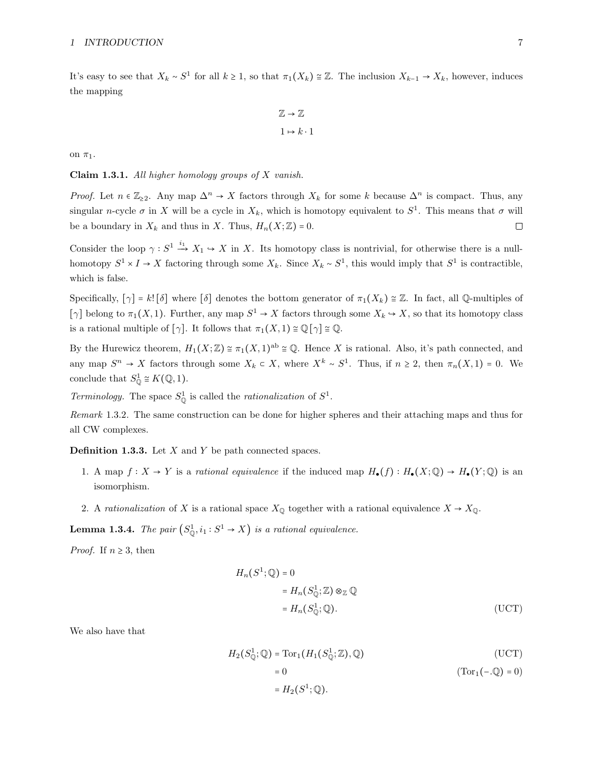It's easy to see that $X_k \sim S^1$ for all $k \geq 1$, so that $\pi_1(X_k) \cong \mathbb{Z}$. The inclusion $X_{k-1} \to X_k$, however, induces the mapping

$$\begin{aligned} \mathbb{Z} &\to \mathbb{Z} \\ 1 &\mapsto k \cdot 1 \end{aligned}$$

on $\pi_1$.

**Claim 1.3.1.** *All higher homology groups of $X$ vanish.*

*Proof.* Let $n \in \mathbb{Z}_{\geq 2}$. Any map $\Delta^n \to X$ factors through $X_k$ for some $k$ because $\Delta^n$ is compact. Thus, any singular $n$-cycle $\sigma$ in $X$ will be a cycle in $X_k$, which is homotopy equivalent to $S^1$. This means that $\sigma$ will be a boundary in $X_k$ and thus in $X$. Thus, $H_n(X;\mathbb{Z}) = 0$. □

Consider the loop $\gamma : S^1 \xrightarrow{i_1} X_1 \hookrightarrow X$ in $X$. Its homotopy class is nontrivial, for otherwise there is a null-homotopy $S^1 \times I \to X$ factoring through some $X_k$. Since $X_k \sim S^1$, this would imply that $S^1$ is contractible, which is false.

Specifically, $[\gamma] = k![\delta]$ where $[\delta]$ denotes the bottom generator of $\pi_1(X_k) \cong \mathbb{Z}$. In fact, all $\mathbb{Q}$-multiples of $[\gamma]$ belong to $\pi_1(X,1)$. Further, any map $S^1 \to X$ factors through some $X_k \hookrightarrow X$, so that its homotopy class is a rational multiple of $[\gamma]$. It follows that $\pi_1(X,1) \cong \mathbb{Q}[\gamma] \cong \mathbb{Q}$.

By the Hurewicz theorem, $H_1(X;\mathbb{Z}) \cong \pi_1(X,1)^{\text{ab}} \cong \mathbb{Q}$. Hence $X$ is rational. Also, it's path connected, and any map $S^n \to X$ factors through some $X_k \subset X$, where $X^k \sim S^1$. Thus, if $n \geq 2$, then $\pi_n(X,1) = 0$. We conclude that $S^1_{\mathbb{Q}} \cong K(\mathbb{Q},1)$.

*Terminology.* The space $S^1_{\mathbb{Q}}$ is called the *rationalization* of $S^1$.

*Remark* 1.3.2. The same construction can be done for higher spheres and their attaching maps and thus for all CW complexes.

**Definition 1.3.3.** Let $X$ and $Y$ be path connected spaces.

1. A map $f : X \to Y$ is a *rational equivalence* if the induced map $H_\bullet(f) : H_\bullet(X;\mathbb{Q}) \to H_\bullet(Y;\mathbb{Q})$ is an isomorphism.
2. A *rationalization* of $X$ is a rational space $X_{\mathbb{Q}}$ together with a rational equivalence $X \to X_{\mathbb{Q}}$.

**Lemma 1.3.4.** *The pair $\left(S^1_{\mathbb{Q}}, i_1 : S^1 \to X\right)$ is a rational equivalence.*

*Proof.* If $n \geq 3$, then

$$\begin{aligned} H_n(S^1;\mathbb{Q}) &= 0 \\ &= H_n(S^1_{\mathbb{Q}};\mathbb{Z}) \otimes_{\mathbb{Z}} \mathbb{Q} \\ &= H_n(S^1_{\mathbb{Q}};\mathbb{Q}). && \text{(UCT)} \end{aligned}$$

We also have that

$$\begin{aligned} H_2(S^1_{\mathbb{Q}};\mathbb{Q}) &= \operatorname{Tor}_1(H_1(S^1_{\mathbb{Q}};\mathbb{Z}),\mathbb{Q}) && \text{(UCT)} \\ &= 0 && (\operatorname{Tor}_1(-.\mathbb{Q}) = 0) \\ &= H_2(S^1;\mathbb{Q}). \end{aligned}$$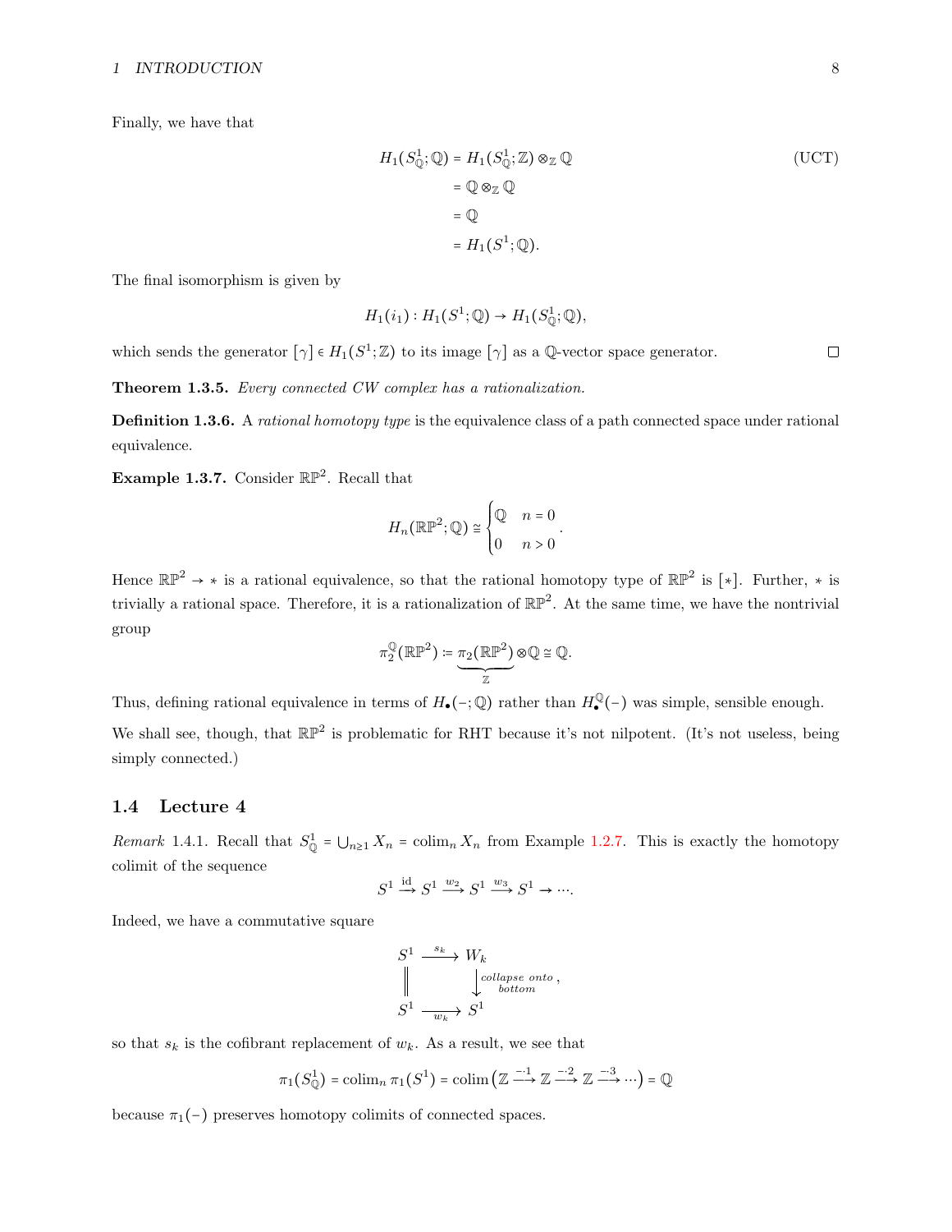Finally, we have that

$$
\begin{aligned}
H_1(S^1_{\mathbb{Q}};\mathbb{Q}) &= H_1(S^1_{\mathbb{Q}};\mathbb{Z}) \otimes_{\mathbb{Z}} \mathbb{Q} && \text{(UCT)}\\
&= \mathbb{Q} \otimes_{\mathbb{Z}} \mathbb{Q}\\
&= \mathbb{Q}\\
&= H_1(S^1;\mathbb{Q}).
\end{aligned}
$$

The final isomorphism is given by

$$
H_1(i_1) : H_1(S^1;\mathbb{Q}) \to H_1(S^1_{\mathbb{Q}};\mathbb{Q}),
$$

which sends the generator $[\gamma] \in H_1(S^1;\mathbb{Z})$ to its image $[\gamma]$ as a $\mathbb{Q}$-vector space generator. □

**Theorem 1.3.5.** *Every connected CW complex has a rationalization.*

**Definition 1.3.6.** A *rational homotopy type* is the equivalence class of a path connected space under rational equivalence.

**Example 1.3.7.** Consider $\mathbb{RP}^2$. Recall that

$$
H_n(\mathbb{RP}^2;\mathbb{Q}) \cong \begin{cases} \mathbb{Q} & n = 0 \\ 0 & n > 0 \end{cases}.
$$

Hence $\mathbb{RP}^2 \to *$ is a rational equivalence, so that the rational homotopy type of $\mathbb{RP}^2$ is $[*]$. Further, $*$ is trivially a rational space. Therefore, it is a rationalization of $\mathbb{RP}^2$. At the same time, we have the nontrivial group

$$
\pi_2^{\mathbb{Q}}(\mathbb{RP}^2) := \underbrace{\pi_2(\mathbb{RP}^2)}_{\mathbb{Z}} \otimes \mathbb{Q} \cong \mathbb{Q}.
$$

Thus, defining rational equivalence in terms of $H_\bullet(-;\mathbb{Q})$ rather than $H_\bullet^{\mathbb{Q}}(-)$ was simple, sensible enough.

We shall see, though, that $\mathbb{RP}^2$ is problematic for RHT because it's not nilpotent. (It's not useless, being simply connected.)

## 1.4 Lecture 4

*Remark* 1.4.1. Recall that $S^1_{\mathbb{Q}} = \bigcup_{n\geq 1} X_n = \operatorname{colim}_n X_n$ from Example 1.2.7. This is exactly the homotopy colimit of the sequence

$$
S^1 \xrightarrow{\text{id}} S^1 \xrightarrow{w_2} S^1 \xrightarrow{w_3} S^1 \to \cdots.
$$

Indeed, we have a commutative square

$$
\begin{array}{ccc}
S^1 & \xrightarrow{s_k} & W_k \\
\| & & \big\downarrow{\scriptstyle\text{collapse onto bottom}} \\
S^1 & \xrightarrow[w_k]{} & S^1
\end{array},
$$

so that $s_k$ is the cofibrant replacement of $w_k$. As a result, we see that

$$
\pi_1(S^1_{\mathbb{Q}}) = \operatorname{colim}_n \pi_1(S^1) = \operatorname{colim}\left(\mathbb{Z} \xrightarrow{-\cdot 1} \mathbb{Z} \xrightarrow{-\cdot 2} \mathbb{Z} \xrightarrow{-\cdot 3} \cdots\right) = \mathbb{Q}
$$

because $\pi_1(-)$ preserves homotopy colimits of connected spaces.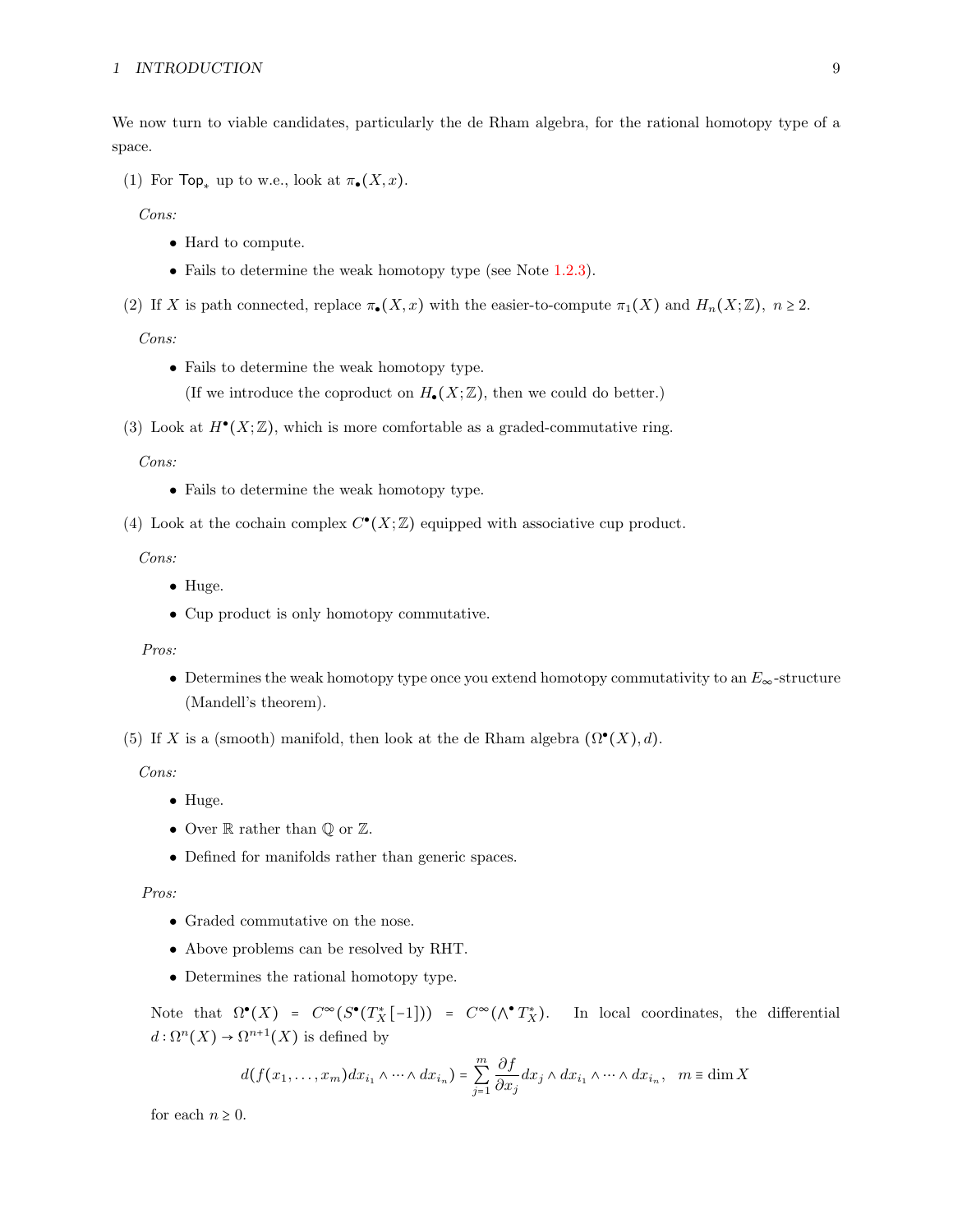We now turn to viable candidates, particularly the de Rham algebra, for the rational homotopy type of a space.

(1) For $\mathsf{Top}_*$ up to w.e., look at $\pi_\bullet(X,x)$.

*Cons:*

- Hard to compute.
- Fails to determine the weak homotopy type (see Note 1.2.3).

(2) If $X$ is path connected, replace $\pi_\bullet(X,x)$ with the easier-to-compute $\pi_1(X)$ and $H_n(X;\mathbb{Z}),\ n \geq 2$.

*Cons:*

- Fails to determine the weak homotopy type.
  (If we introduce the coproduct on $H_\bullet(X;\mathbb{Z})$, then we could do better.)

(3) Look at $H^\bullet(X;\mathbb{Z})$, which is more comfortable as a graded-commutative ring.

*Cons:*

- Fails to determine the weak homotopy type.

(4) Look at the cochain complex $C^\bullet(X;\mathbb{Z})$ equipped with associative cup product.

*Cons:*

- Huge.
- Cup product is only homotopy commutative.

*Pros:*

- Determines the weak homotopy type once you extend homotopy commutativity to an $E_\infty$-structure (Mandell's theorem).

(5) If $X$ is a (smooth) manifold, then look at the de Rham algebra $(\Omega^\bullet(X), d)$.

*Cons:*

- Huge.
- Over $\mathbb{R}$ rather than $\mathbb{Q}$ or $\mathbb{Z}$.
- Defined for manifolds rather than generic spaces.

*Pros:*

- Graded commutative on the nose.
- Above problems can be resolved by RHT.
- Determines the rational homotopy type.

Note that $\Omega^\bullet(X) = C^\infty(S^\bullet(T_X^*[-1])) = C^\infty(\bigwedge^\bullet T_X^*)$. In local coordinates, the differential $d : \Omega^n(X) \to \Omega^{n+1}(X)$ is defined by

$$d(f(x_1,\ldots,x_m)dx_{i_1} \wedge \cdots \wedge dx_{i_n}) = \sum_{j=1}^{m} \frac{\partial f}{\partial x_j} dx_j \wedge dx_{i_1} \wedge \cdots \wedge dx_{i_n}, \quad m \equiv \dim X$$

for each $n \geq 0$.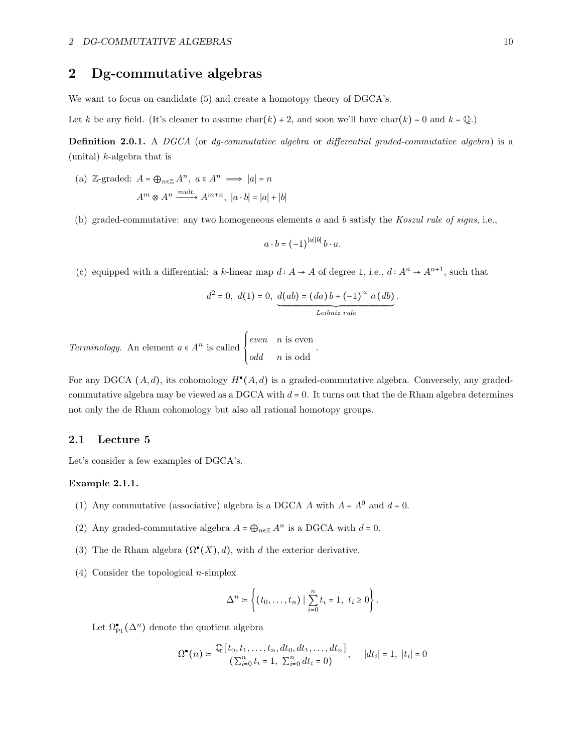# 2 Dg-commutative algebras

We want to focus on candidate (5) and create a homotopy theory of DGCA's.

Let $k$ be any field. (It's cleaner to assume $\operatorname{char}(k) \neq 2$, and soon we'll have $\operatorname{char}(k) = 0$ and $k = \mathbb{Q}$.)

**Definition 2.0.1.** A *DGCA* (or *dg-commutative algebra* or *differential graded-commutative algebra*) is a (unital) $k$-algebra that is

(a) $\mathbb{Z}$-graded: $A = \bigoplus_{n\in\mathbb{Z}} A^n,\ a \in A^n \implies |a| = n$

$$A^m \otimes A^n \xrightarrow{\text{mult.}} A^{m+n},\ |a \cdot b| = |a| + |b|$$

(b) graded-commutative: any two homogeneous elements $a$ and $b$ satisfy the *Koszul rule of signs*, i.e.,

$$a \cdot b = (-1)^{|a||b|}\, b \cdot a.$$

(c) equipped with a differential: a $k$-linear map $d\colon A \to A$ of degree 1, i.e., $d\colon A^n \to A^{n+1}$, such that

$$d^2 = 0,\ d(1) = 0,\ \underbrace{d(ab) = (da)\, b + (-1)^{|a|}\, a\, (db)}_{\textit{Leibniz rule}}.$$

*Terminology.* An element $a \in A^n$ is called $\begin{cases} \textit{even} & n \text{ is even} \\ \textit{odd} & n \text{ is odd} \end{cases}$.

For any DGCA $(A, d)$, its cohomology $H^\bullet(A, d)$ is a graded-commutative algebra. Conversely, any graded-commutative algebra may be viewed as a DGCA with $d = 0$. It turns out that the de Rham algebra determines not only the de Rham cohomology but also all rational homotopy groups.

## 2.1 Lecture 5

Let's consider a few examples of DGCA's.

**Example 2.1.1.**

(1) Any commutative (associative) algebra is a DGCA $A$ with $A = A^0$ and $d = 0$.

(2) Any graded-commutative algebra $A = \bigoplus_{n\in\mathbb{Z}} A^n$ is a DGCA with $d = 0$.

(3) The de Rham algebra $(\Omega^\bullet(X), d)$, with $d$ the exterior derivative.

(4) Consider the topological $n$-simplex

$$\Delta^n \coloneqq \left\{ (t_0, \ldots, t_n) \mid \sum_{i=0}^n t_i = 1,\ t_i \geq 0 \right\}.$$

Let $\Omega^\bullet_{\mathsf{PL}}(\Delta^n)$ denote the quotient algebra

$$\Omega^\bullet(n) \coloneqq \frac{\mathbb{Q}[t_0, t_1, \ldots, t_n, dt_0, dt_1, \ldots, dt_n]}{(\sum_{i=0}^n t_i = 1,\ \sum_{i=0}^n dt_i = 0)}, \qquad |dt_i| = 1,\ |t_i| = 0$$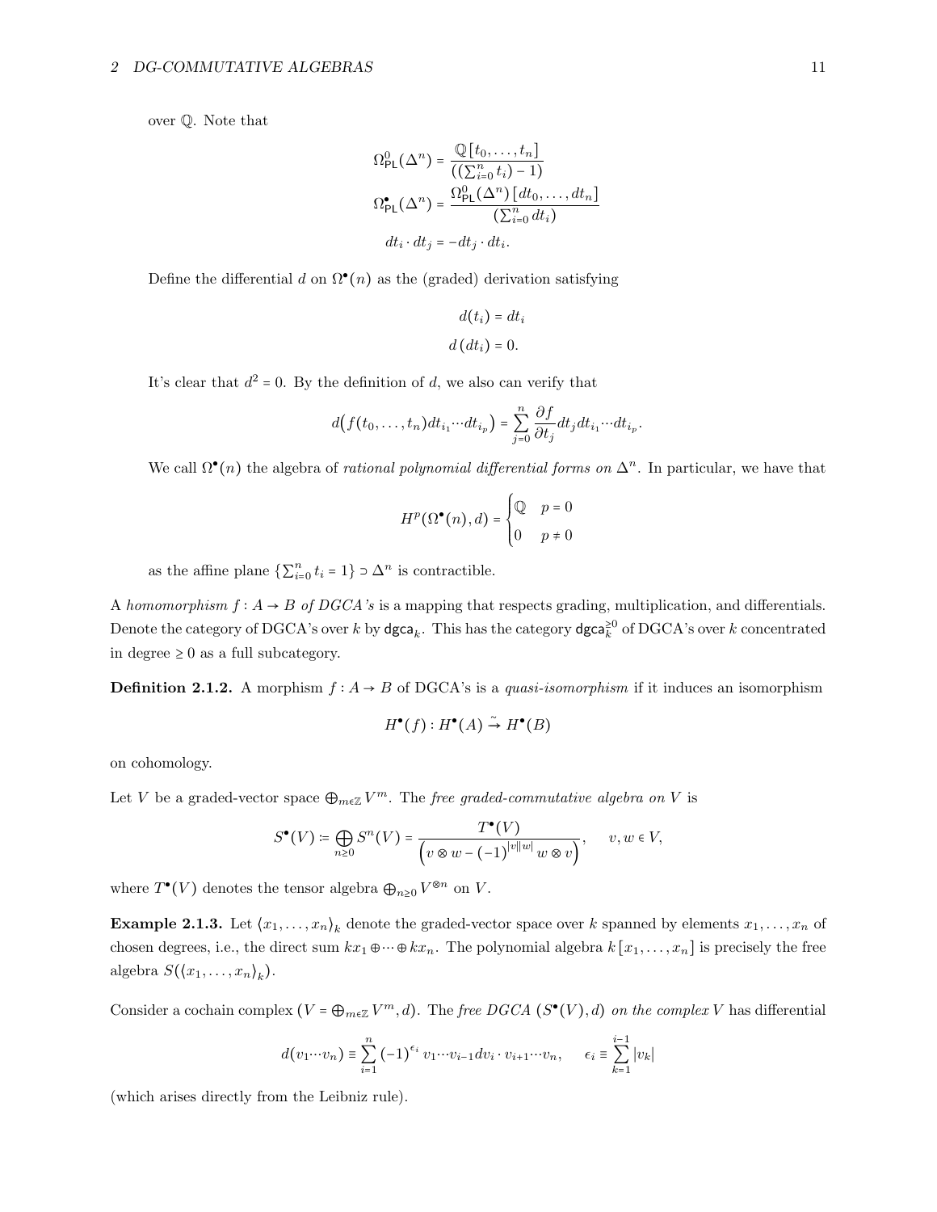over $\mathbb{Q}$. Note that

$$\Omega^0_{\mathsf{PL}}(\Delta^n) = \frac{\mathbb{Q}[t_0,\ldots,t_n]}{((\sum_{i=0}^n t_i) - 1)}$$

$$\Omega^\bullet_{\mathsf{PL}}(\Delta^n) = \frac{\Omega^0_{\mathsf{PL}}(\Delta^n)[dt_0,\ldots,dt_n]}{(\sum_{i=0}^n dt_i)}$$

$$dt_i \cdot dt_j = -dt_j \cdot dt_i.$$

Define the differential $d$ on $\Omega^\bullet(n)$ as the (graded) derivation satisfying

$$d(t_i) = dt_i$$

$$d(dt_i) = 0.$$

It's clear that $d^2 = 0$. By the definition of $d$, we also can verify that

$$d\big(f(t_0,\ldots,t_n)dt_{i_1}\cdots dt_{i_p}\big) = \sum_{j=0}^n \frac{\partial f}{\partial t_j} dt_j dt_{i_1}\cdots dt_{i_p}.$$

We call $\Omega^\bullet(n)$ the algebra of *rational polynomial differential forms on* $\Delta^n$. In particular, we have that

$$H^p(\Omega^\bullet(n), d) = \begin{cases} \mathbb{Q} & p = 0 \\ 0 & p \neq 0 \end{cases}$$

as the affine plane $\{\sum_{i=0}^n t_i = 1\} \supset \Delta^n$ is contractible.

A *homomorphism* $f : A \to B$ *of DGCA's* is a mapping that respects grading, multiplication, and differentials. Denote the category of DGCA's over $k$ by $\mathsf{dgca}_k$. This has the category $\mathsf{dgca}_k^{\geq 0}$ of DGCA's over $k$ concentrated in degree $\geq 0$ as a full subcategory.

**Definition 2.1.2.** A morphism $f : A \to B$ of DGCA's is a *quasi-isomorphism* if it induces an isomorphism

$$H^\bullet(f) : H^\bullet(A) \xrightarrow{\sim} H^\bullet(B)$$

on cohomology.

Let $V$ be a graded-vector space $\bigoplus_{m\in\mathbb{Z}} V^m$. The *free graded-commutative algebra on* $V$ is

$$S^\bullet(V) := \bigoplus_{n\geq 0} S^n(V) = \frac{T^\bullet(V)}{\left(v\otimes w - (-1)^{|v||w|}\, w\otimes v\right)}, \qquad v, w \in V,$$

where $T^\bullet(V)$ denotes the tensor algebra $\bigoplus_{n\geq 0} V^{\otimes n}$ on $V$.

**Example 2.1.3.** Let $\langle x_1,\ldots,x_n\rangle_k$ denote the graded-vector space over $k$ spanned by elements $x_1,\ldots,x_n$ of chosen degrees, i.e., the direct sum $kx_1 \oplus \cdots \oplus kx_n$. The polynomial algebra $k[x_1,\ldots,x_n]$ is precisely the free algebra $S(\langle x_1,\ldots,x_n\rangle_k)$.

Consider a cochain complex $(V = \bigoplus_{m\in\mathbb{Z}} V^m, d)$. The *free DGCA* $(S^\bullet(V), d)$ *on the complex* $V$ has differential

$$d(v_1\cdots v_n) \equiv \sum_{i=1}^n (-1)^{\epsilon_i}\, v_1\cdots v_{i-1} dv_i \cdot v_{i+1}\cdots v_n, \qquad \epsilon_i \equiv \sum_{k=1}^{i-1} |v_k|$$

(which arises directly from the Leibniz rule).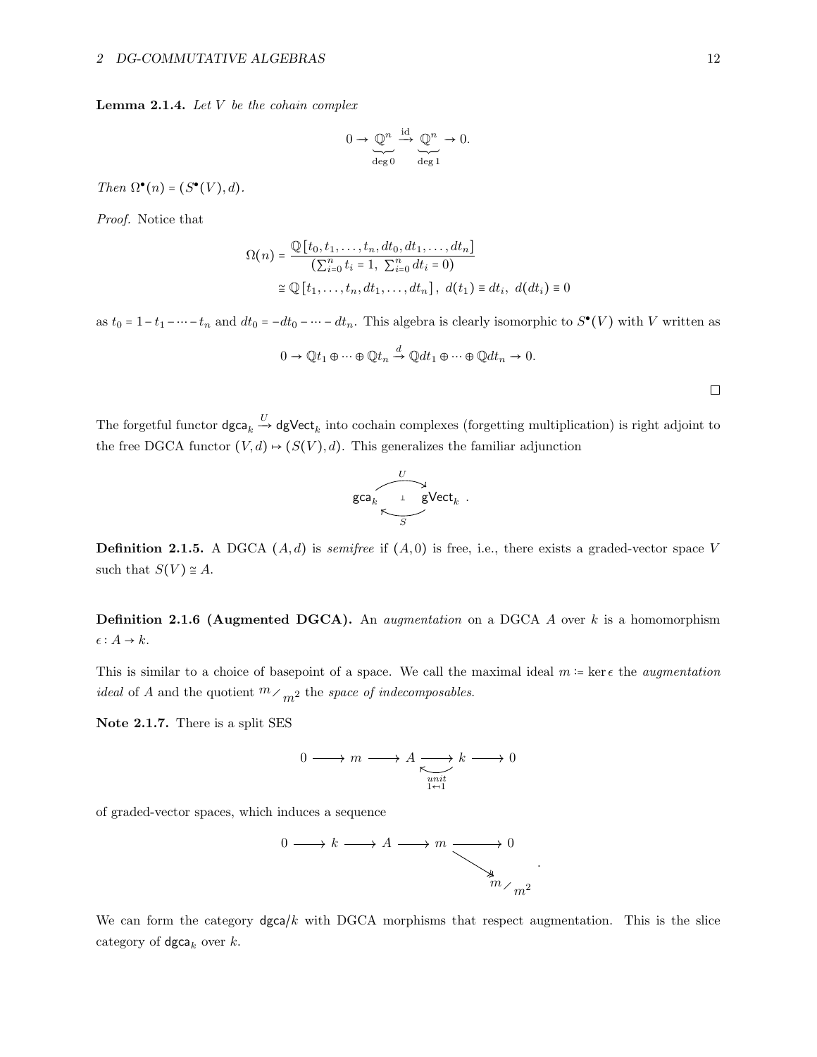**Lemma 2.1.4.** *Let $V$ be the cohain complex*

$$0 \to \underbrace{\mathbb{Q}^n}_{\deg 0} \xrightarrow{\text{id}} \underbrace{\mathbb{Q}^n}_{\deg 1} \to 0.$$

*Then $\Omega^\bullet(n) = (S^\bullet(V), d)$.*

*Proof.* Notice that

$$\begin{aligned}
\Omega(n) &= \frac{\mathbb{Q}[t_0, t_1, \dots, t_n, dt_0, dt_1, \dots, dt_n]}{(\sum_{i=0}^n t_i = 1,\ \sum_{i=0}^n dt_i = 0)} \\
&\cong \mathbb{Q}[t_1, \dots, t_n, dt_1, \dots, dt_n],\ d(t_1) \equiv dt_i,\ d(dt_i) \equiv 0
\end{aligned}$$

as $t_0 = 1 - t_1 - \cdots - t_n$ and $dt_0 = -dt_0 - \cdots - dt_n$. This algebra is clearly isomorphic to $S^\bullet(V)$ with $V$ written as

$$0 \to \mathbb{Q}t_1 \oplus \cdots \oplus \mathbb{Q}t_n \xrightarrow{d} \mathbb{Q}dt_1 \oplus \cdots \oplus \mathbb{Q}dt_n \to 0.$$

□

The forgetful functor $\mathsf{dgca}_k \xrightarrow{U} \mathsf{dgVect}_k$ into cochain complexes (forgetting multiplication) is right adjoint to the free DGCA functor $(V, d) \mapsto (S(V), d)$. This generalizes the familiar adjunction

$$\mathsf{gca}_k \underset{S}{\overset{U}{\rightleftarrows}} \mathsf{gVect}_k \quad (\perp).$$

**Definition 2.1.5.** A DGCA $(A, d)$ is *semifree* if $(A, 0)$ is free, i.e., there exists a graded-vector space $V$ such that $S(V) \cong A$.

**Definition 2.1.6 (Augmented DGCA).** An *augmentation* on a DGCA $A$ over $k$ is a homomorphism $\epsilon : A \to k$.

This is similar to a choice of basepoint of a space. We call the maximal ideal $m := \ker \epsilon$ the *augmentation ideal* of $A$ and the quotient $m/m^2$ the *space of indecomposables.*

**Note 2.1.7.** There is a split SES

$$0 \longrightarrow m \longrightarrow A \longrightarrow k \longrightarrow 0$$

(with splitting $k \to A$ the unit, $1 \mapsto 1$) of graded-vector spaces, which induces a sequence

$$0 \longrightarrow k \longrightarrow A \longrightarrow m \longrightarrow 0, \qquad m \twoheadrightarrow m/m^2.$$

We can form the category $\mathsf{dgca}/k$ with DGCA morphisms that respect augmentation. This is the slice category of $\mathsf{dgca}_k$ over $k$.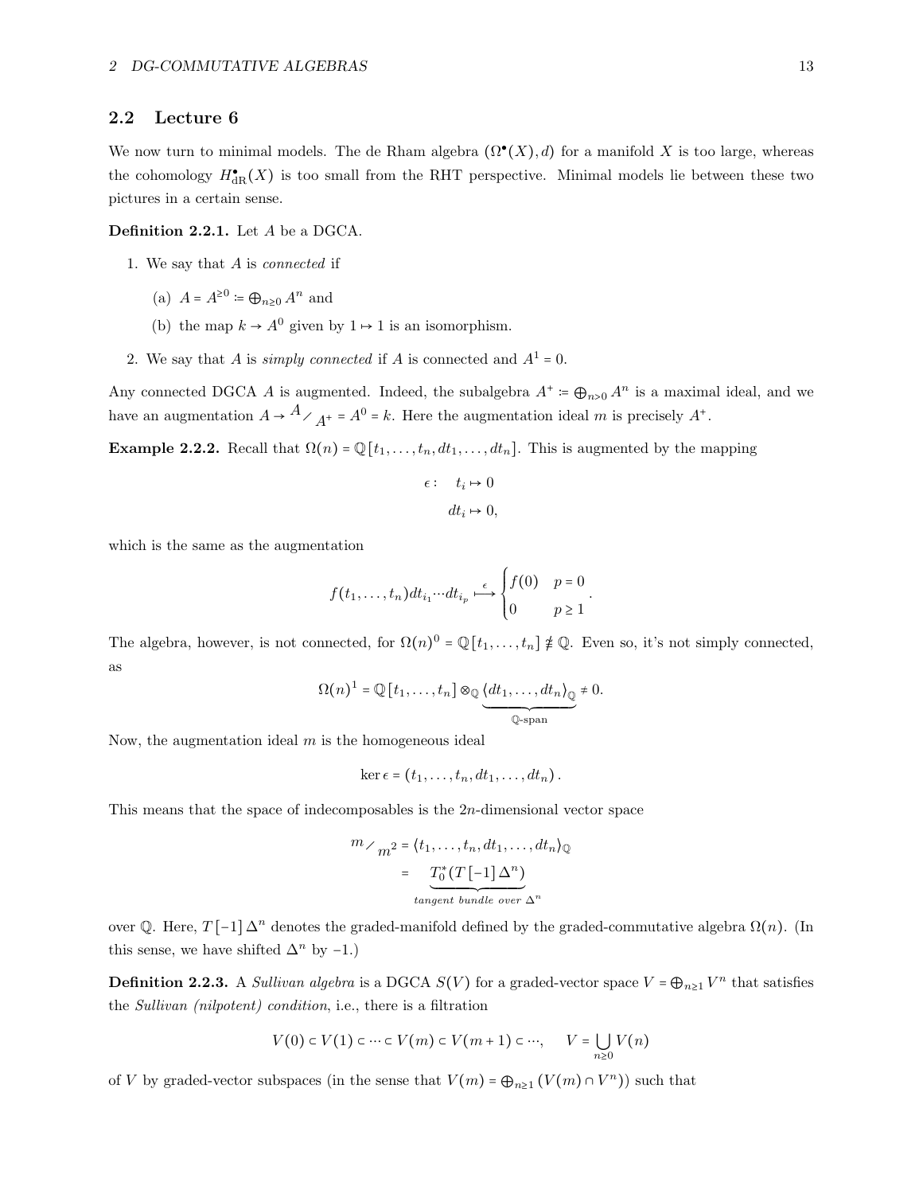## 2.2 Lecture 6

We now turn to minimal models. The de Rham algebra $(\Omega^\bullet(X), d)$ for a manifold $X$ is too large, whereas the cohomology $H^\bullet_{\text{dR}}(X)$ is too small from the RHT perspective. Minimal models lie between these two pictures in a certain sense.

**Definition 2.2.1.** Let $A$ be a DGCA.

1. We say that $A$ is *connected* if
   (a) $A = A^{\geq 0} \coloneqq \bigoplus_{n\geq 0} A^n$ and
   (b) the map $k \to A^0$ given by $1 \mapsto 1$ is an isomorphism.
2. We say that $A$ is *simply connected* if $A$ is connected and $A^1 = 0$.

Any connected DGCA $A$ is augmented. Indeed, the subalgebra $A^+ \coloneqq \bigoplus_{n>0} A^n$ is a maximal ideal, and we have an augmentation $A \to A/A^+ = A^0 = k$. Here the augmentation ideal $m$ is precisely $A^+$.

**Example 2.2.2.** Recall that $\Omega(n) = \mathbb{Q}[t_1, \ldots, t_n, dt_1, \ldots, dt_n]$. This is augmented by the mapping

$$
\begin{aligned}
\epsilon : \quad t_i &\mapsto 0 \\
dt_i &\mapsto 0,
\end{aligned}
$$

which is the same as the augmentation

$$
f(t_1, \ldots, t_n) dt_{i_1} \cdots dt_{i_p} \overset{\epsilon}{\longmapsto} \begin{cases} f(0) & p = 0 \\ 0 & p \geq 1 \end{cases}.
$$

The algebra, however, is not connected, for $\Omega(n)^0 = \mathbb{Q}[t_1, \ldots, t_n] \ncong \mathbb{Q}$. Even so, it's not simply connected, as

$$
\Omega(n)^1 = \mathbb{Q}[t_1, \ldots, t_n] \otimes_{\mathbb{Q}} \underbrace{\langle dt_1, \ldots, dt_n \rangle_{\mathbb{Q}}}_{\mathbb{Q}\text{-span}} \neq 0.
$$

Now, the augmentation ideal $m$ is the homogeneous ideal

$$
\ker \epsilon = (t_1, \ldots, t_n, dt_1, \ldots, dt_n).
$$

This means that the space of indecomposables is the $2n$-dimensional vector space

$$
\begin{aligned}
m/m^2 &= \langle t_1, \ldots, t_n, dt_1, \ldots, dt_n \rangle_{\mathbb{Q}} \\
&= \underbrace{T_0^*(T[-1]\Delta^n)}_{\textit{tangent bundle over } \Delta^n}
\end{aligned}
$$

over $\mathbb{Q}$. Here, $T[-1]\Delta^n$ denotes the graded-manifold defined by the graded-commutative algebra $\Omega(n)$. (In this sense, we have shifted $\Delta^n$ by $-1$.)

**Definition 2.2.3.** A *Sullivan algebra* is a DGCA $S(V)$ for a graded-vector space $V = \bigoplus_{n\geq 1} V^n$ that satisfies the *Sullivan (nilpotent) condition*, i.e., there is a filtration

$$
V(0) \subset V(1) \subset \cdots \subset V(m) \subset V(m+1) \subset \cdots, \qquad V = \bigcup_{n\geq 0} V(n)
$$

of $V$ by graded-vector subspaces (in the sense that $V(m) = \bigoplus_{n\geq 1} (V(m) \cap V^n)$) such that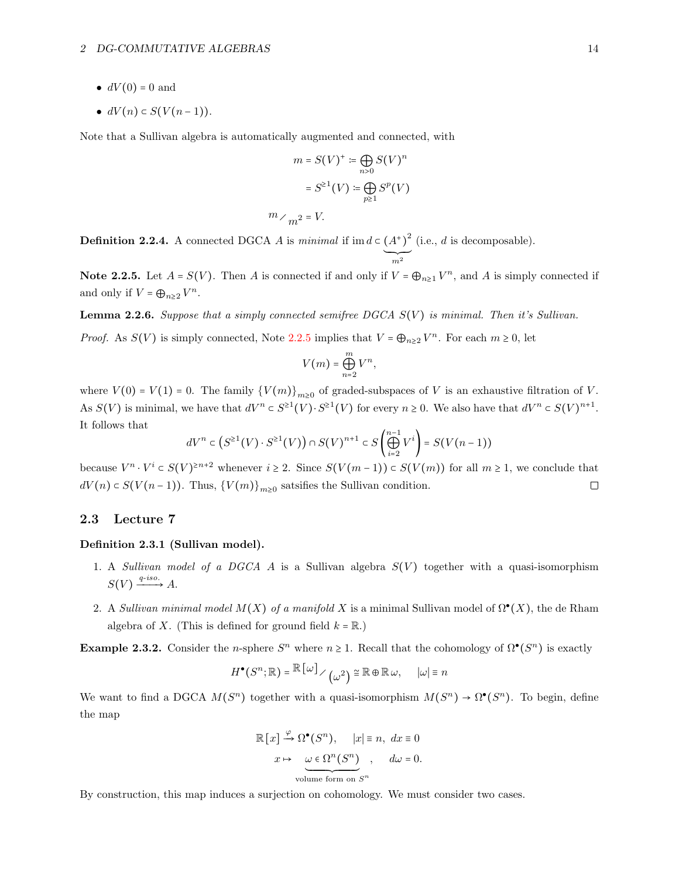- $dV(0) = 0$ and
- $dV(n) \subset S(V(n-1))$.

Note that a Sullivan algebra is automatically augmented and connected, with

$$
\begin{aligned}
m = S(V)^{+} &\coloneqq \bigoplus_{n>0} S(V)^{n} \\
&= S^{\geq 1}(V) \coloneqq \bigoplus_{p \geq 1} S^{p}(V) \\
m \big/ m^2 &= V.
\end{aligned}
$$

**Definition 2.2.4.** A connected DGCA $A$ is *minimal* if $\operatorname{im} d \subset \underbrace{(A^{+})^{2}}_{m^2}$ (i.e., $d$ is decomposable).

**Note 2.2.5.** Let $A = S(V)$. Then $A$ is connected if and only if $V = \bigoplus_{n \geq 1} V^{n}$, and $A$ is simply connected if and only if $V = \bigoplus_{n \geq 2} V^{n}$.

**Lemma 2.2.6.** *Suppose that a simply connected semifree DGCA $S(V)$ is minimal. Then it's Sullivan.*

*Proof.* As $S(V)$ is simply connected, Note 2.2.5 implies that $V = \bigoplus_{n \geq 2} V^{n}$. For each $m \geq 0$, let

$$
V(m) = \bigoplus_{n=2}^{m} V^{n},
$$

where $V(0) = V(1) = 0$. The family $\{V(m)\}_{m \geq 0}$ of graded-subspaces of $V$ is an exhaustive filtration of $V$. As $S(V)$ is minimal, we have that $dV^{n} \subset S^{\geq 1}(V) \cdot S^{\geq 1}(V)$ for every $n \geq 0$. We also have that $dV^{n} \subset S(V)^{n+1}$. It follows that

$$
dV^{n} \subset \left(S^{\geq 1}(V) \cdot S^{\geq 1}(V)\right) \cap S(V)^{n+1} \subset S\left(\bigoplus_{i=2}^{n-1} V^{i}\right) = S(V(n-1))
$$

because $V^{n} \cdot V^{i} \subset S(V)^{\geq n+2}$ whenever $i \geq 2$. Since $S(V(m-1)) \subset S(V(m))$ for all $m \geq 1$, we conclude that $dV(n) \subset S(V(n-1))$. Thus, $\{V(m)\}_{m \geq 0}$ satsifies the Sullivan condition. $\square$

## 2.3 Lecture 7

**Definition 2.3.1 (Sullivan model).**

1. A *Sullivan model of a DGCA $A$* is a Sullivan algebra $S(V)$ together with a quasi-isomorphism $S(V) \xrightarrow{q\text{-}iso.} A$.
2. A *Sullivan minimal model $M(X)$ of a manifold $X$* is a minimal Sullivan model of $\Omega^{\bullet}(X)$, the de Rham algebra of $X$. (This is defined for ground field $k = \mathbb{R}$.)

**Example 2.3.2.** Consider the $n$-sphere $S^{n}$ where $n \geq 1$. Recall that the cohomology of $\Omega^{\bullet}(S^{n})$ is exactly

$$
H^{\bullet}(S^{n}; \mathbb{R}) = \mathbb{R}[\omega] \big/ (\omega^{2}) \cong \mathbb{R} \oplus \mathbb{R}\,\omega, \qquad |\omega| \equiv n
$$

We want to find a DGCA $M(S^{n})$ together with a quasi-isomorphism $M(S^{n}) \to \Omega^{\bullet}(S^{n})$. To begin, define the map

$$
\begin{aligned}
\mathbb{R}[x] &\xrightarrow{\varphi} \Omega^{\bullet}(S^{n}), \qquad |x| \equiv n, \; dx \equiv 0 \\
x &\mapsto \underbrace{\omega \in \Omega^{n}(S^{n})}_{\text{volume form on } S^{n}}, \qquad d\omega = 0.
\end{aligned}
$$

By construction, this map induces a surjection on cohomology. We must consider two cases.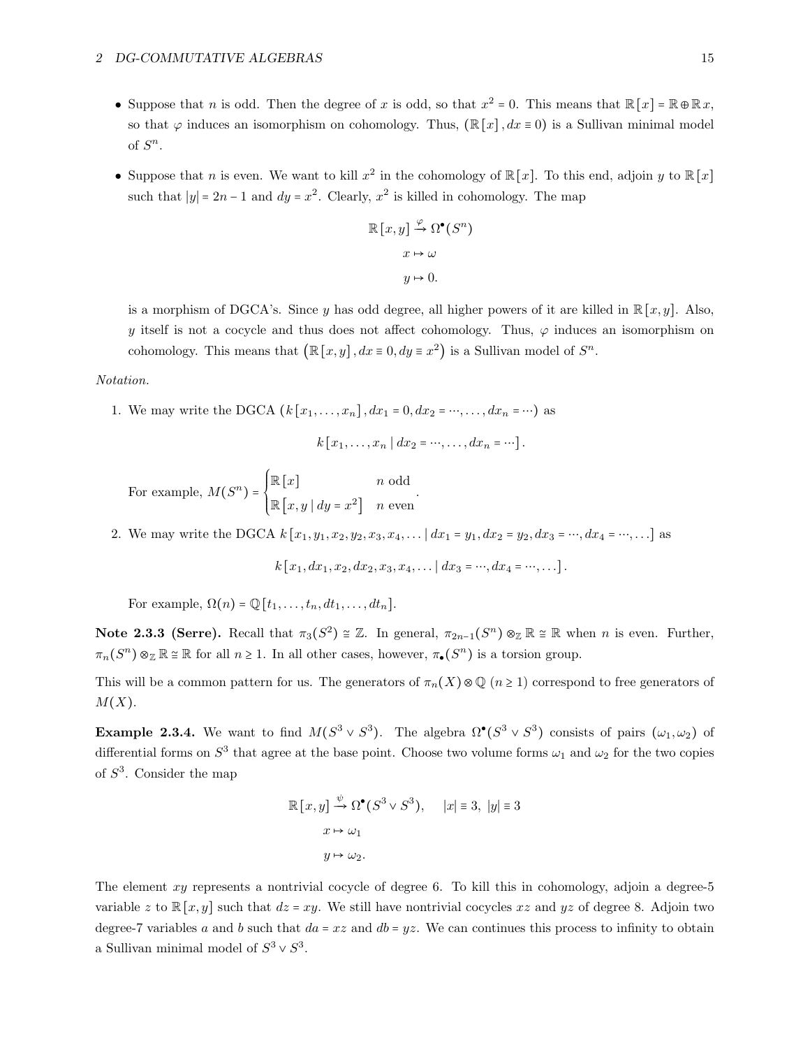- Suppose that $n$ is odd. Then the degree of $x$ is odd, so that $x^2 = 0$. This means that $\mathbb{R}[x] = \mathbb{R} \oplus \mathbb{R}\,x$, so that $\varphi$ induces an isomorphism on cohomology. Thus, $(\mathbb{R}[x], dx \equiv 0)$ is a Sullivan minimal model of $S^n$.
- Suppose that $n$ is even. We want to kill $x^2$ in the cohomology of $\mathbb{R}[x]$. To this end, adjoin $y$ to $\mathbb{R}[x]$ such that $|y| = 2n-1$ and $dy = x^2$. Clearly, $x^2$ is killed in cohomology. The map

  $$\begin{gathered} \mathbb{R}[x,y] \xrightarrow{\varphi} \Omega^\bullet(S^n) \\ x \mapsto \omega \\ y \mapsto 0. \end{gathered}$$

  is a morphism of DGCA's. Since $y$ has odd degree, all higher powers of it are killed in $\mathbb{R}[x,y]$. Also, $y$ itself is not a cocycle and thus does not affect cohomology. Thus, $\varphi$ induces an isomorphism on cohomology. This means that $\left(\mathbb{R}[x,y], dx \equiv 0, dy \equiv x^2\right)$ is a Sullivan model of $S^n$.

*Notation.*

1. We may write the DGCA $(k[x_1,\ldots,x_n], dx_1 = 0, dx_2 = \cdots, \ldots, dx_n = \cdots)$ as

   $$k[x_1,\ldots,x_n \mid dx_2 = \cdots, \ldots, dx_n = \cdots].$$

   For example, $M(S^n) = \begin{cases} \mathbb{R}[x] & n \text{ odd} \\ \mathbb{R}[x,y \mid dy = x^2] & n \text{ even} \end{cases}.$

2. We may write the DGCA $k[x_1,y_1,x_2,y_2,x_3,x_4,\ldots \mid dx_1 = y_1, dx_2 = y_2, dx_3 = \cdots, dx_4 = \cdots, \ldots]$ as

   $$k[x_1, dx_1, x_2, dx_2, x_3, x_4, \ldots \mid dx_3 = \cdots, dx_4 = \cdots, \ldots].$$

   For example, $\Omega(n) = \mathbb{Q}[t_1,\ldots,t_n, dt_1,\ldots,dt_n]$.

**Note 2.3.3 (Serre).** Recall that $\pi_3(S^2) \cong \mathbb{Z}$. In general, $\pi_{2n-1}(S^n) \otimes_{\mathbb{Z}} \mathbb{R} \cong \mathbb{R}$ when $n$ is even. Further, $\pi_n(S^n) \otimes_{\mathbb{Z}} \mathbb{R} \cong \mathbb{R}$ for all $n \geq 1$. In all other cases, however, $\pi_\bullet(S^n)$ is a torsion group.

This will be a common pattern for us. The generators of $\pi_n(X) \otimes \mathbb{Q}$ $(n \geq 1)$ correspond to free generators of $M(X)$.

**Example 2.3.4.** We want to find $M(S^3 \vee S^3)$. The algebra $\Omega^\bullet(S^3 \vee S^3)$ consists of pairs $(\omega_1, \omega_2)$ of differential forms on $S^3$ that agree at the base point. Choose two volume forms $\omega_1$ and $\omega_2$ for the two copies of $S^3$. Consider the map

$$\begin{gathered} \mathbb{R}[x,y] \xrightarrow{\psi} \Omega^\bullet(S^3 \vee S^3), \quad |x| \equiv 3,\ |y| \equiv 3 \\ x \mapsto \omega_1 \\ y \mapsto \omega_2. \end{gathered}$$

The element $xy$ represents a nontrivial cocycle of degree 6. To kill this in cohomology, adjoin a degree-5 variable $z$ to $\mathbb{R}[x,y]$ such that $dz = xy$. We still have nontrivial cocycles $xz$ and $yz$ of degree 8. Adjoin two degree-7 variables $a$ and $b$ such that $da = xz$ and $db = yz$. We can continues this process to infinity to obtain a Sullivan minimal model of $S^3 \vee S^3$.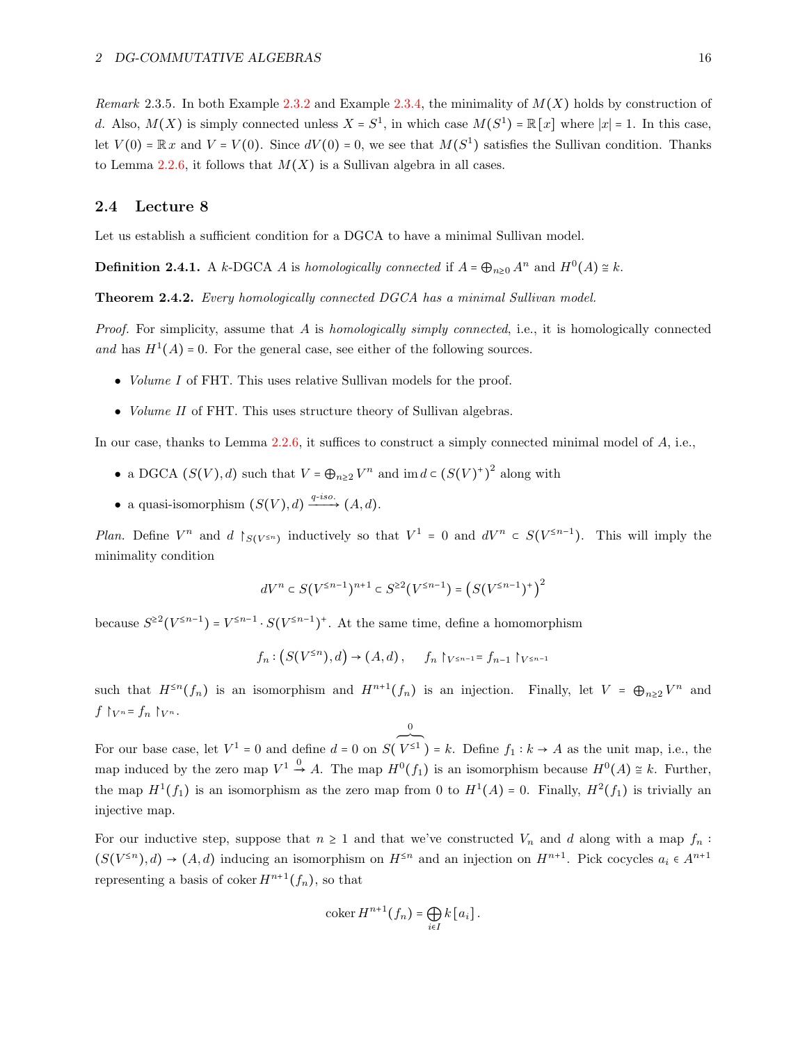*Remark* 2.3.5. In both Example 2.3.2 and Example 2.3.4, the minimality of $M(X)$ holds by construction of $d$. Also, $M(X)$ is simply connected unless $X = S^1$, in which case $M(S^1) = \mathbb{R}[x]$ where $|x| = 1$. In this case, let $V(0) = \mathbb{R}\,x$ and $V = V(0)$. Since $dV(0) = 0$, we see that $M(S^1)$ satisfies the Sullivan condition. Thanks to Lemma 2.2.6, it follows that $M(X)$ is a Sullivan algebra in all cases.

## 2.4 Lecture 8

Let us establish a sufficient condition for a DGCA to have a minimal Sullivan model.

**Definition 2.4.1.** A $k$-DGCA $A$ is *homologically connected* if $A = \bigoplus_{n\geq 0} A^n$ and $H^0(A) \cong k$.

**Theorem 2.4.2.** *Every homologically connected DGCA has a minimal Sullivan model.*

*Proof.* For simplicity, assume that $A$ is *homologically simply connected*, i.e., it is homologically connected *and* has $H^1(A) = 0$. For the general case, see either of the following sources.

- *Volume I* of FHT. This uses relative Sullivan models for the proof.
- *Volume II* of FHT. This uses structure theory of Sullivan algebras.

In our case, thanks to Lemma 2.2.6, it suffices to construct a simply connected minimal model of $A$, i.e.,

- a DGCA $(S(V), d)$ such that $V = \bigoplus_{n\geq 2} V^n$ and $\operatorname{im} d \subset \left(S(V)^+\right)^2$ along with
- a quasi-isomorphism $(S(V), d) \xrightarrow{q\text{-}iso.} (A, d)$.

*Plan.* Define $V^n$ and $d\restriction_{S(V^{\leq n})}$ inductively so that $V^1 = 0$ and $dV^n \subset S(V^{\leq n-1})$. This will imply the minimality condition

$$dV^n \subset S(V^{\leq n-1})^{n+1} \subset S^{\geq 2}(V^{\leq n-1}) = \left(S(V^{\leq n-1})^+\right)^2$$

because $S^{\geq 2}(V^{\leq n-1}) = V^{\leq n-1} \cdot S(V^{\leq n-1})^+$. At the same time, define a homomorphism

$$f_n : \left(S(V^{\leq n}), d\right) \to (A, d)\,, \qquad f_n\restriction_{V^{\leq n-1}} = f_{n-1}\restriction_{V^{\leq n-1}}$$

such that $H^{\leq n}(f_n)$ is an isomorphism and $H^{n+1}(f_n)$ is an injection. Finally, let $V = \bigoplus_{n\geq 2} V^n$ and $f\restriction_{V^n} = f_n\restriction_{V^n}$.

For our base case, let $V^1 = 0$ and define $d = 0$ on $S(\overbrace{V^{\leq 1}}^{0}) = k$. Define $f_1 : k \to A$ as the unit map, i.e., the map induced by the zero map $V^1 \xrightarrow{0} A$. The map $H^0(f_1)$ is an isomorphism because $H^0(A) \cong k$. Further, the map $H^1(f_1)$ is an isomorphism as the zero map from $0$ to $H^1(A) = 0$. Finally, $H^2(f_1)$ is trivially an injective map.

For our inductive step, suppose that $n \geq 1$ and that we've constructed $V_n$ and $d$ along with a map $f_n : (S(V^{\leq n}), d) \to (A, d)$ inducing an isomorphism on $H^{\leq n}$ and an injection on $H^{n+1}$. Pick cocycles $a_i \in A^{n+1}$ representing a basis of $\operatorname{coker} H^{n+1}(f_n)$, so that

$$\operatorname{coker} H^{n+1}(f_n) = \bigoplus_{i\in I} k\,[a_i]\,.$$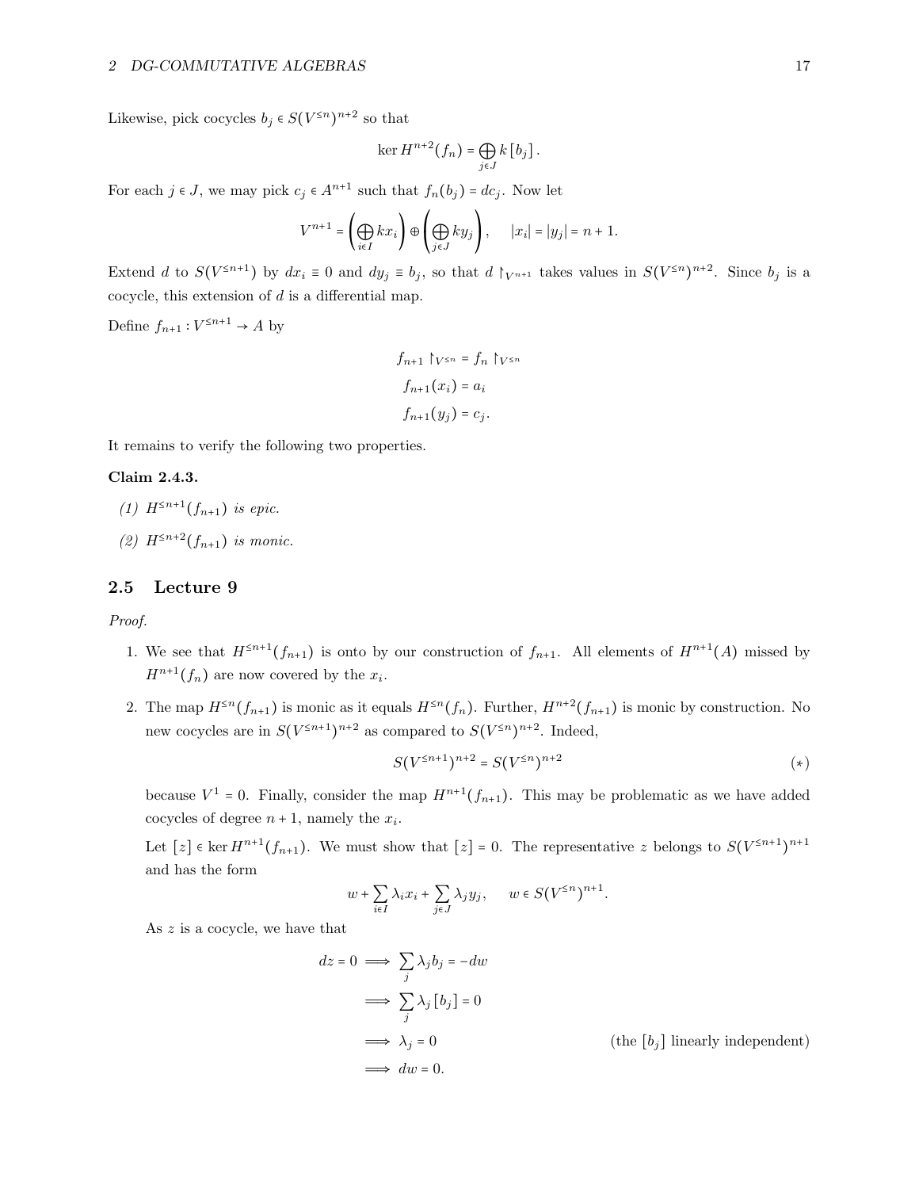Likewise, pick cocycles $b_j \in S(V^{\le n})^{n+2}$ so that

$$\ker H^{n+2}(f_n) = \bigoplus_{j \in J} k\,[b_j]\,.$$

For each $j \in J$, we may pick $c_j \in A^{n+1}$ such that $f_n(b_j) = dc_j$. Now let

$$V^{n+1} = \left(\bigoplus_{i \in I} kx_i\right) \oplus \left(\bigoplus_{j \in J} ky_j\right), \qquad |x_i| = |y_j| = n+1.$$

Extend $d$ to $S(V^{\le n+1})$ by $dx_i \equiv 0$ and $dy_j \equiv b_j$, so that $d \restriction_{V^{n+1}}$ takes values in $S(V^{\le n})^{n+2}$. Since $b_j$ is a cocycle, this extension of $d$ is a differential map.

Define $f_{n+1} : V^{\le n+1} \to A$ by

$$\begin{aligned} f_{n+1} \restriction_{V^{\le n}} &= f_n \restriction_{V^{\le n}} \\ f_{n+1}(x_i) &= a_i \\ f_{n+1}(y_j) &= c_j. \end{aligned}$$

It remains to verify the following two properties.

**Claim 2.4.3.**

*(1) $H^{\le n+1}(f_{n+1})$ is epic.*

*(2) $H^{\le n+2}(f_{n+1})$ is monic.*

## 2.5 Lecture 9

*Proof.*

1. We see that $H^{\le n+1}(f_{n+1})$ is onto by our construction of $f_{n+1}$. All elements of $H^{n+1}(A)$ missed by $H^{n+1}(f_n)$ are now covered by the $x_i$.

2. The map $H^{\le n}(f_{n+1})$ is monic as it equals $H^{\le n}(f_n)$. Further, $H^{n+2}(f_{n+1})$ is monic by construction. No new cocycles are in $S(V^{\le n+1})^{n+2}$ as compared to $S(V^{\le n})^{n+2}$. Indeed,

$$S(V^{\le n+1})^{n+2} = S(V^{\le n})^{n+2} \tag{$*$}$$

because $V^1 = 0$. Finally, consider the map $H^{n+1}(f_{n+1})$. This may be problematic as we have added cocycles of degree $n+1$, namely the $x_i$.

Let $[z] \in \ker H^{n+1}(f_{n+1})$. We must show that $[z] = 0$. The representative $z$ belongs to $S(V^{\le n+1})^{n+1}$ and has the form

$$w + \sum_{i \in I} \lambda_i x_i + \sum_{j \in J} \lambda_j y_j, \qquad w \in S(V^{\le n})^{n+1}.$$

As $z$ is a cocycle, we have that

$$\begin{aligned} dz = 0 &\implies \sum_j \lambda_j b_j = -dw \\ &\implies \sum_j \lambda_j\,[b_j] = 0 \\ &\implies \lambda_j = 0 && \text{(the } [b_j] \text{ linearly independent)} \\ &\implies dw = 0. \end{aligned}$$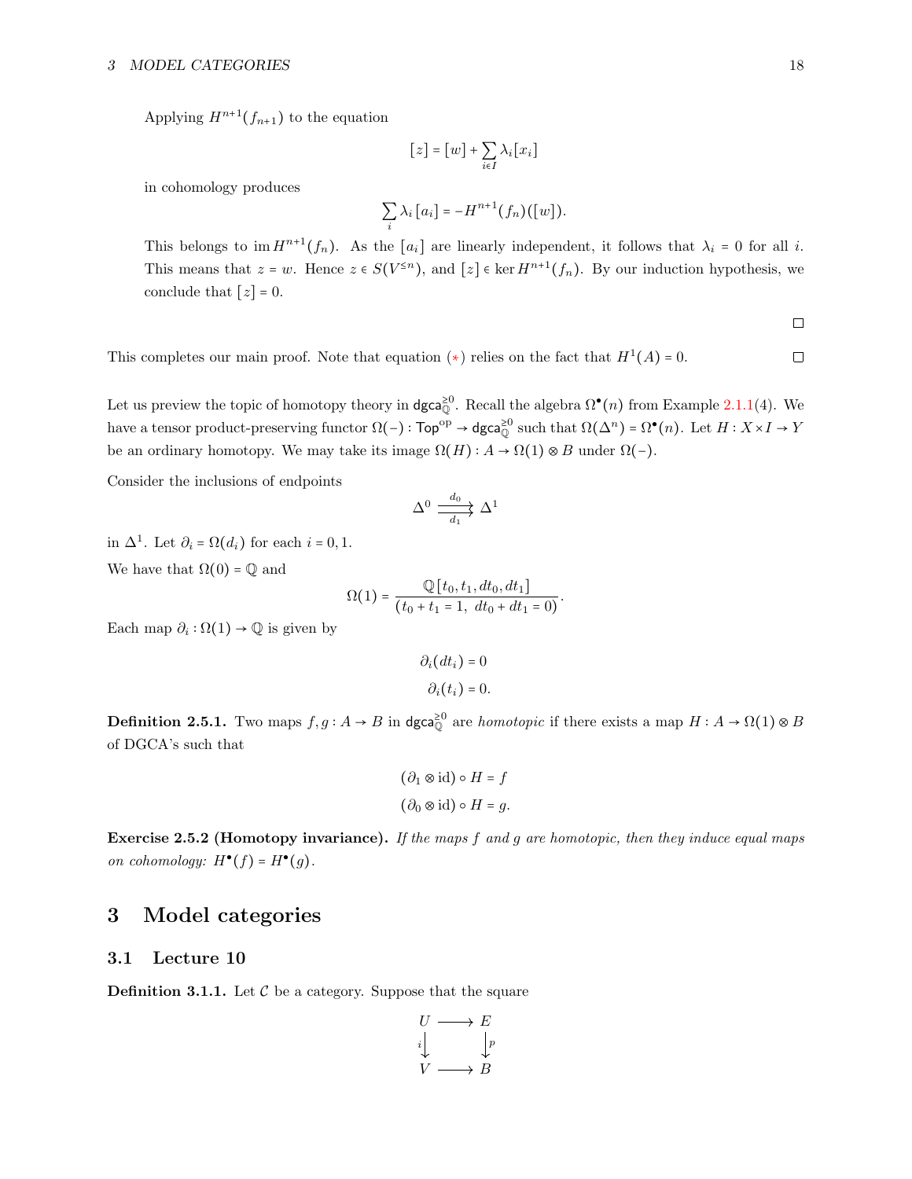Applying $H^{n+1}(f_{n+1})$ to the equation

$$[z] = [w] + \sum_{i \in I} \lambda_i [x_i]$$

in cohomology produces

$$\sum_i \lambda_i [a_i] = -H^{n+1}(f_n)([w]).$$

This belongs to $\operatorname{im} H^{n+1}(f_n)$. As the $[a_i]$ are linearly independent, it follows that $\lambda_i = 0$ for all $i$. This means that $z = w$. Hence $z \in S(V^{\leq n})$, and $[z] \in \ker H^{n+1}(f_n)$. By our induction hypothesis, we conclude that $[z] = 0$.

□

This completes our main proof. Note that equation (∗) relies on the fact that $H^1(A) = 0$. □

Let us preview the topic of homotopy theory in $\mathsf{dgca}_{\mathbb{Q}}^{\geq 0}$. Recall the algebra $\Omega^\bullet(n)$ from Example 2.1.1(4). We have a tensor product-preserving functor $\Omega(-) : \mathsf{Top}^{\mathrm{op}} \to \mathsf{dgca}_{\mathbb{Q}}^{\geq 0}$ such that $\Omega(\Delta^n) = \Omega^\bullet(n)$. Let $H : X \times I \to Y$ be an ordinary homotopy. We may take its image $\Omega(H) : A \to \Omega(1) \otimes B$ under $\Omega(-)$.

Consider the inclusions of endpoints

$$\Delta^0 \underset{d_1}{\overset{d_0}{\rightrightarrows}} \Delta^1$$

in $\Delta^1$. Let $\partial_i = \Omega(d_i)$ for each $i = 0, 1$.

We have that $\Omega(0) = \mathbb{Q}$ and

$$\Omega(1) = \frac{\mathbb{Q}[t_0, t_1, dt_0, dt_1]}{(t_0 + t_1 = 1,\ dt_0 + dt_1 = 0)}.$$

Each map $\partial_i : \Omega(1) \to \mathbb{Q}$ is given by

$$\partial_i(dt_i) = 0$$
$$\partial_i(t_i) = 0.$$

**Definition 2.5.1.** Two maps $f, g : A \to B$ in $\mathsf{dgca}_{\mathbb{Q}}^{\geq 0}$ are *homotopic* if there exists a map $H : A \to \Omega(1) \otimes B$ of DGCA's such that

$$(\partial_1 \otimes \mathrm{id}) \circ H = f$$
$$(\partial_0 \otimes \mathrm{id}) \circ H = g.$$

**Exercise 2.5.2 (Homotopy invariance).** *If the maps $f$ and $g$ are homotopic, then they induce equal maps on cohomology: $H^\bullet(f) = H^\bullet(g)$.*

# 3 Model categories

## 3.1 Lecture 10

**Definition 3.1.1.** Let $\mathcal{C}$ be a category. Suppose that the square

$$\begin{array}{ccc} U & \longrightarrow & E \\ {\scriptstyle i}\downarrow & & \downarrow{\scriptstyle p} \\ V & \longrightarrow & B \end{array}$$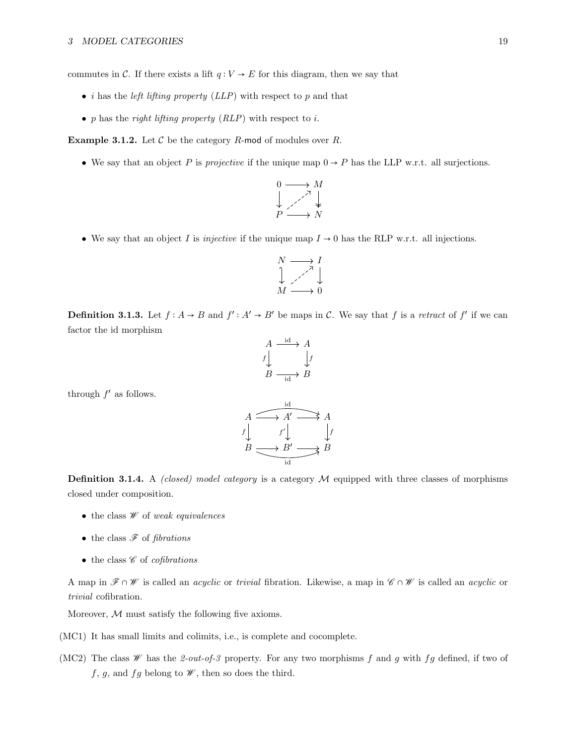commutes in $\mathcal{C}$. If there exists a lift $q : V \to E$ for this diagram, then we say that

- $i$ has the *left lifting property* (*LLP*) with respect to $p$ and that
- $p$ has the *right lifting property* (*RLP*) with respect to $i$.

**Example 3.1.2.** Let $\mathcal{C}$ be the category $R$-mod of modules over $R$.

- We say that an object $P$ is *projective* if the unique map $0 \to P$ has the LLP w.r.t. all surjections.

$$\begin{array}{ccc} 0 & \longrightarrow & M \\ \downarrow & \nearrow & \downarrow \\ P & \longrightarrow & N \end{array}$$

- We say that an object $I$ is *injective* if the unique map $I \to 0$ has the RLP w.r.t. all injections.

$$\begin{array}{ccc} N & \longrightarrow & I \\ \downarrow & \nearrow & \downarrow \\ M & \longrightarrow & 0 \end{array}$$

**Definition 3.1.3.** Let $f : A \to B$ and $f' : A' \to B'$ be maps in $\mathcal{C}$. We say that $f$ is a *retract* of $f'$ if we can factor the id morphism

$$\begin{array}{ccc} A & \xrightarrow{\text{id}} & A \\ {\scriptstyle f}\downarrow & & \downarrow{\scriptstyle f} \\ B & \xrightarrow[\text{id}]{} & B \end{array}$$

through $f'$ as follows.

$$\begin{array}{ccccc} A & \longrightarrow & A' & \longrightarrow & A \\ {\scriptstyle f}\downarrow & & {\scriptstyle f'}\downarrow & & \downarrow{\scriptstyle f} \\ B & \longrightarrow & B' & \longrightarrow & B \end{array}$$

(where the top and bottom composites are $\text{id}$)

**Definition 3.1.4.** A *(closed) model category* is a category $\mathcal{M}$ equipped with three classes of morphisms closed under composition.

- the class $\mathscr{W}$ of *weak equivalences*
- the class $\mathscr{F}$ of *fibrations*
- the class $\mathscr{C}$ of *cofibrations*

A map in $\mathscr{F} \cap \mathscr{W}$ is called an *acyclic* or *trivial* fibration. Likewise, a map in $\mathscr{C} \cap \mathscr{W}$ is called an *acyclic* or *trivial* cofibration.

Moreover, $\mathcal{M}$ must satisfy the following five axioms.

(MC1) It has small limits and colimits, i.e., is complete and cocomplete.

(MC2) The class $\mathscr{W}$ has the *2-out-of-3* property. For any two morphisms $f$ and $g$ with $fg$ defined, if two of $f$, $g$, and $fg$ belong to $\mathscr{W}$, then so does the third.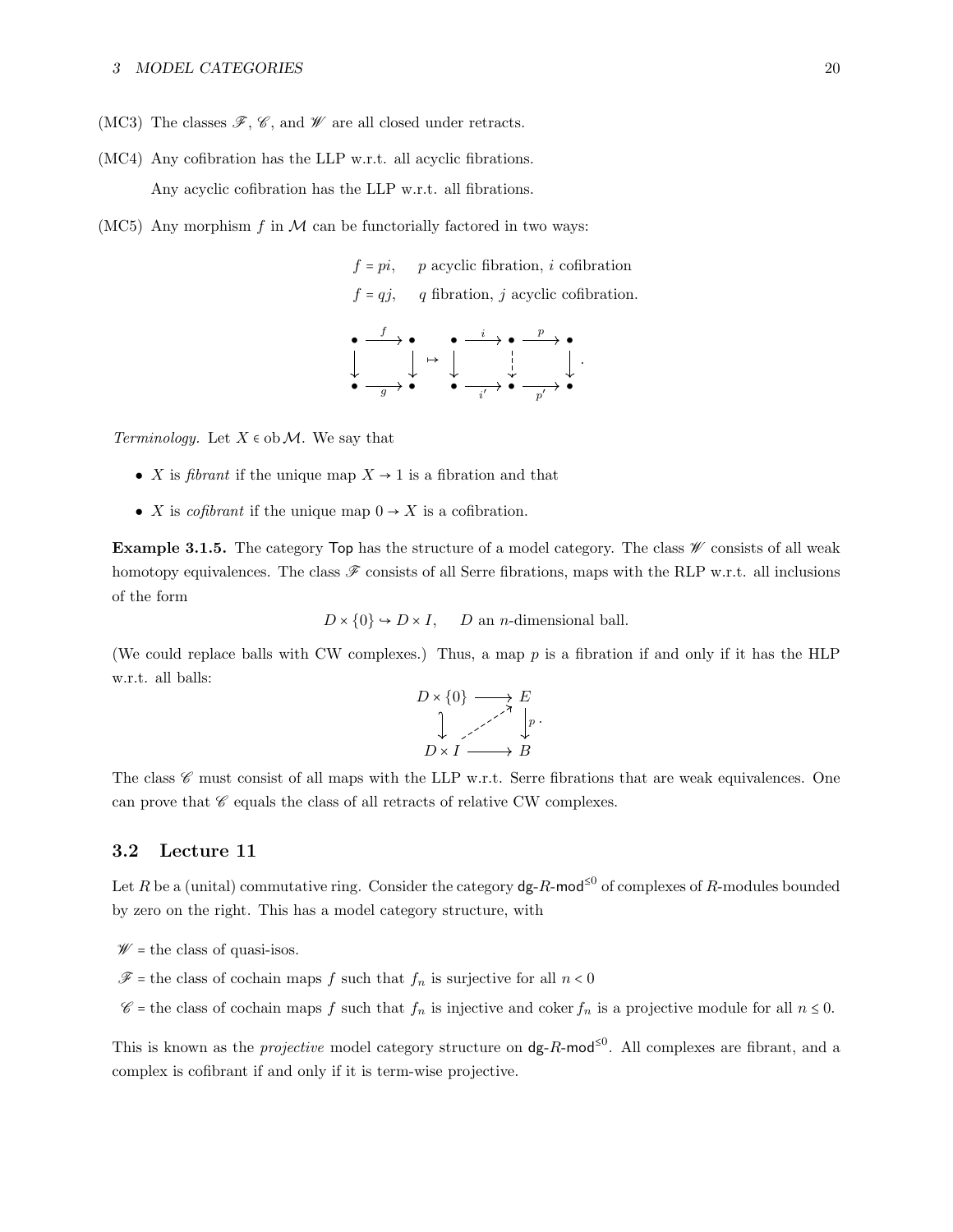(MC3) The classes $\mathscr{F}$, $\mathscr{C}$, and $\mathscr{W}$ are all closed under retracts.

(MC4) Any cofibration has the LLP w.r.t. all acyclic fibrations.

Any acyclic cofibration has the LLP w.r.t. all fibrations.

(MC5) Any morphism $f$ in $\mathcal{M}$ can be functorially factored in two ways:

$$f = pi, \quad p \text{ acyclic fibration, } i \text{ cofibration}$$
$$f = qj, \quad q \text{ fibration, } j \text{ acyclic cofibration.}$$

$$\begin{array}{ccc} \bullet & \xrightarrow{f} & \bullet \\ \downarrow & & \downarrow \\ \bullet & \xrightarrow[g]{} & \bullet \end{array} \mapsto \begin{array}{ccccc} \bullet & \xrightarrow{i} & \bullet & \xrightarrow{p} & \bullet \\ \downarrow & & \downarrow & & \downarrow \\ \bullet & \xrightarrow[i']{} & \bullet & \xrightarrow[p']{} & \bullet \end{array}.$$

*Terminology.* Let $X \in \operatorname{ob} \mathcal{M}$. We say that

- $X$ is *fibrant* if the unique map $X \to 1$ is a fibration and that
- $X$ is *cofibrant* if the unique map $0 \to X$ is a cofibration.

**Example 3.1.5.** The category $\mathsf{Top}$ has the structure of a model category. The class $\mathscr{W}$ consists of all weak homotopy equivalences. The class $\mathscr{F}$ consists of all Serre fibrations, maps with the RLP w.r.t. all inclusions of the form

$$D \times \{0\} \hookrightarrow D \times I, \quad D \text{ an } n\text{-dimensional ball.}$$

(We could replace balls with CW complexes.) Thus, a map $p$ is a fibration if and only if it has the HLP w.r.t. all balls:

$$\begin{array}{ccc} D \times \{0\} & \longrightarrow & E \\ \downarrow & \nearrow & \downarrow p \\ D \times I & \longrightarrow & B \end{array}.$$

The class $\mathscr{C}$ must consist of all maps with the LLP w.r.t. Serre fibrations that are weak equivalences. One can prove that $\mathscr{C}$ equals the class of all retracts of relative CW complexes.

## 3.2 Lecture 11

Let $R$ be a (unital) commutative ring. Consider the category $\mathsf{dg}\text{-}R\text{-}\mathsf{mod}^{\leq 0}$ of complexes of $R$-modules bounded by zero on the right. This has a model category structure, with

$\mathscr{W}$ = the class of quasi-isos.

$\mathscr{F}$ = the class of cochain maps $f$ such that $f_n$ is surjective for all $n < 0$

$\mathscr{C}$ = the class of cochain maps $f$ such that $f_n$ is injective and $\operatorname{coker} f_n$ is a projective module for all $n \leq 0$.

This is known as the *projective* model category structure on $\mathsf{dg}\text{-}R\text{-}\mathsf{mod}^{\leq 0}$. All complexes are fibrant, and a complex is cofibrant if and only if it is term-wise projective.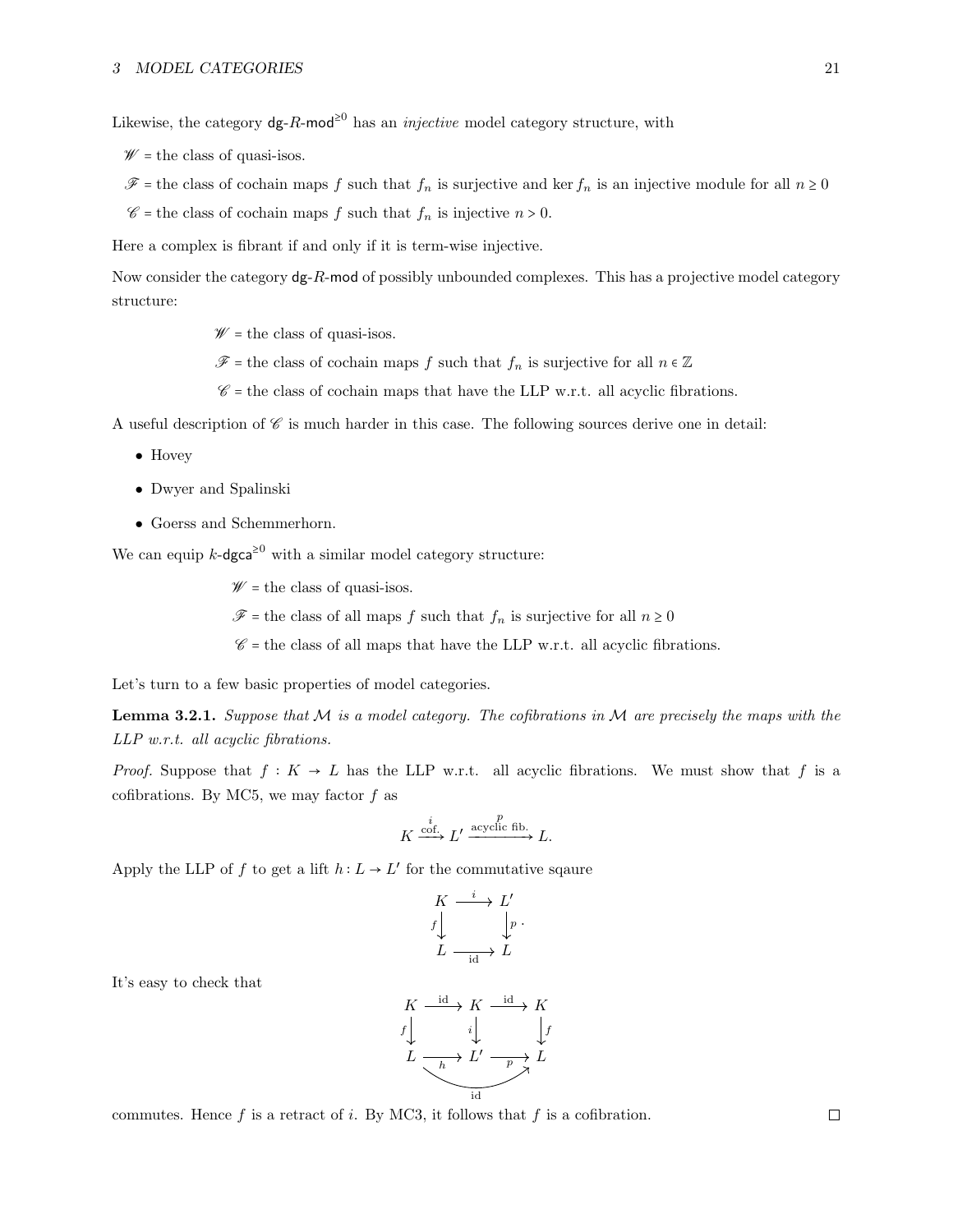Likewise, the category $\mathsf{dg}\text{-}R\text{-}\mathsf{mod}^{\geq 0}$ has an *injective* model category structure, with

- $\mathscr{W}$ = the class of quasi-isos.
- $\mathscr{F}$ = the class of cochain maps $f$ such that $f_n$ is surjective and $\ker f_n$ is an injective module for all $n \geq 0$
- $\mathscr{C}$ = the class of cochain maps $f$ such that $f_n$ is injective $n > 0$.

Here a complex is fibrant if and only if it is term-wise injective.

Now consider the category $\mathsf{dg}\text{-}R\text{-}\mathsf{mod}$ of possibly unbounded complexes. This has a projective model category structure:

$\mathscr{W}$ = the class of quasi-isos.

$\mathscr{F}$ = the class of cochain maps $f$ such that $f_n$ is surjective for all $n \in \mathbb{Z}$

$\mathscr{C}$ = the class of cochain maps that have the LLP w.r.t. all acyclic fibrations.

A useful description of $\mathscr{C}$ is much harder in this case. The following sources derive one in detail:

- Hovey
- Dwyer and Spalinski
- Goerss and Schemmerhorn.

We can equip $k\text{-}\mathsf{dgca}^{\geq 0}$ with a similar model category structure:

$\mathscr{W}$ = the class of quasi-isos.

$\mathscr{F}$ = the class of all maps $f$ such that $f_n$ is surjective for all $n \geq 0$

$\mathscr{C}$ = the class of all maps that have the LLP w.r.t. all acyclic fibrations.

Let's turn to a few basic properties of model categories.

**Lemma 3.2.1.** *Suppose that $\mathcal{M}$ is a model category. The cofibrations in $\mathcal{M}$ are precisely the maps with the LLP w.r.t. all acyclic fibrations.*

*Proof.* Suppose that $f : K \to L$ has the LLP w.r.t. all acyclic fibrations. We must show that $f$ is a cofibrations. By MC5, we may factor $f$ as

$$K \xrightarrow[\text{cof.}]{i} L' \xrightarrow[\text{acyclic fib.}]{p} L.$$

Apply the LLP of $f$ to get a lift $h : L \to L'$ for the commutative sqaure

$$\begin{array}{ccc} K & \xrightarrow{i} & L' \\ {\scriptstyle f}\downarrow & & \downarrow{\scriptstyle p} \\ L & \xrightarrow[\text{id}]{} & L \end{array}.$$

It's easy to check that

$$\begin{array}{ccccc} K & \xrightarrow{\text{id}} & K & \xrightarrow{\text{id}} & K \\ {\scriptstyle f}\downarrow & & {\scriptstyle i}\downarrow & & \downarrow{\scriptstyle f} \\ L & \xrightarrow[h]{} & L' & \xrightarrow[p]{} & L \end{array}$$

(with the bottom composite $p \circ h = \text{id}$)

commutes. Hence $f$ is a retract of $i$. By MC3, it follows that $f$ is a cofibration. $\square$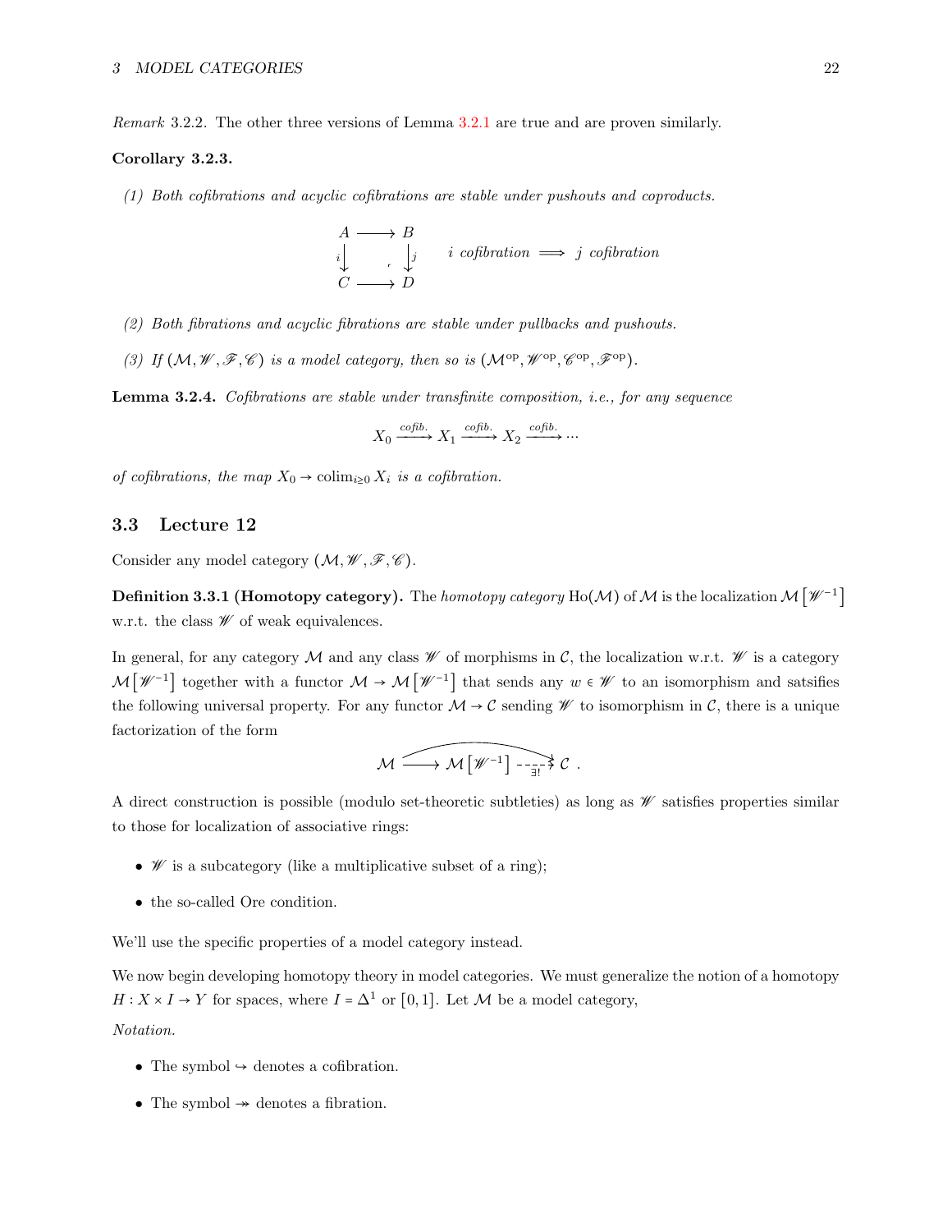*Remark* 3.2.2. The other three versions of Lemma 3.2.1 are true and are proven similarly.

**Corollary 3.2.3.**

*(1) Both cofibrations and acyclic cofibrations are stable under pushouts and coproducts.*

$$\begin{array}{ccc} A & \longrightarrow & B \\ {\scriptstyle i}\downarrow & \ulcorner & \downarrow{\scriptstyle j} \\ C & \longrightarrow & D \end{array} \qquad i \text{ cofibration} \implies j \text{ cofibration}$$

*(2) Both fibrations and acyclic fibrations are stable under pullbacks and pushouts.*

*(3) If $(\mathcal{M}, \mathscr{W}, \mathscr{F}, \mathscr{C})$ is a model category, then so is $(\mathcal{M}^{\mathrm{op}}, \mathscr{W}^{\mathrm{op}}, \mathscr{C}^{\mathrm{op}}, \mathscr{F}^{\mathrm{op}})$.*

**Lemma 3.2.4.** *Cofibrations are stable under transfinite composition, i.e., for any sequence*

$$X_0 \xrightarrow{\text{cofib.}} X_1 \xrightarrow{\text{cofib.}} X_2 \xrightarrow{\text{cofib.}} \cdots$$

*of cofibrations, the map $X_0 \to \operatorname{colim}_{i \geq 0} X_i$ is a cofibration.*

## 3.3 Lecture 12

Consider any model category $(\mathcal{M}, \mathscr{W}, \mathscr{F}, \mathscr{C})$.

**Definition 3.3.1 (Homotopy category).** The *homotopy category* $\mathrm{Ho}(\mathcal{M})$ of $\mathcal{M}$ is the localization $\mathcal{M}\left[\mathscr{W}^{-1}\right]$ w.r.t. the class $\mathscr{W}$ of weak equivalences.

In general, for any category $\mathcal{M}$ and any class $\mathscr{W}$ of morphisms in $\mathcal{C}$, the localization w.r.t. $\mathscr{W}$ is a category $\mathcal{M}\left[\mathscr{W}^{-1}\right]$ together with a functor $\mathcal{M} \to \mathcal{M}\left[\mathscr{W}^{-1}\right]$ that sends any $w \in \mathscr{W}$ to an isomorphism and satsifies the following universal property. For any functor $\mathcal{M} \to \mathcal{C}$ sending $\mathscr{W}$ to isomorphism in $\mathcal{C}$, there is a unique factorization of the form

$$\mathcal{M} \longrightarrow \mathcal{M}\left[\mathscr{W}^{-1}\right] \overset{\exists!}{\dashrightarrow} \mathcal{C}\ .$$

A direct construction is possible (modulo set-theoretic subtleties) as long as $\mathscr{W}$ satisfies properties similar to those for localization of associative rings:

- $\mathscr{W}$ is a subcategory (like a multiplicative subset of a ring);
- the so-called Ore condition.

We'll use the specific properties of a model category instead.

We now begin developing homotopy theory in model categories. We must generalize the notion of a homotopy $H : X \times I \to Y$ for spaces, where $I = \Delta^1$ or $[0,1]$. Let $\mathcal{M}$ be a model category,

*Notation.*

- The symbol $\hookrightarrow$ denotes a cofibration.
- The symbol $\twoheadrightarrow$ denotes a fibration.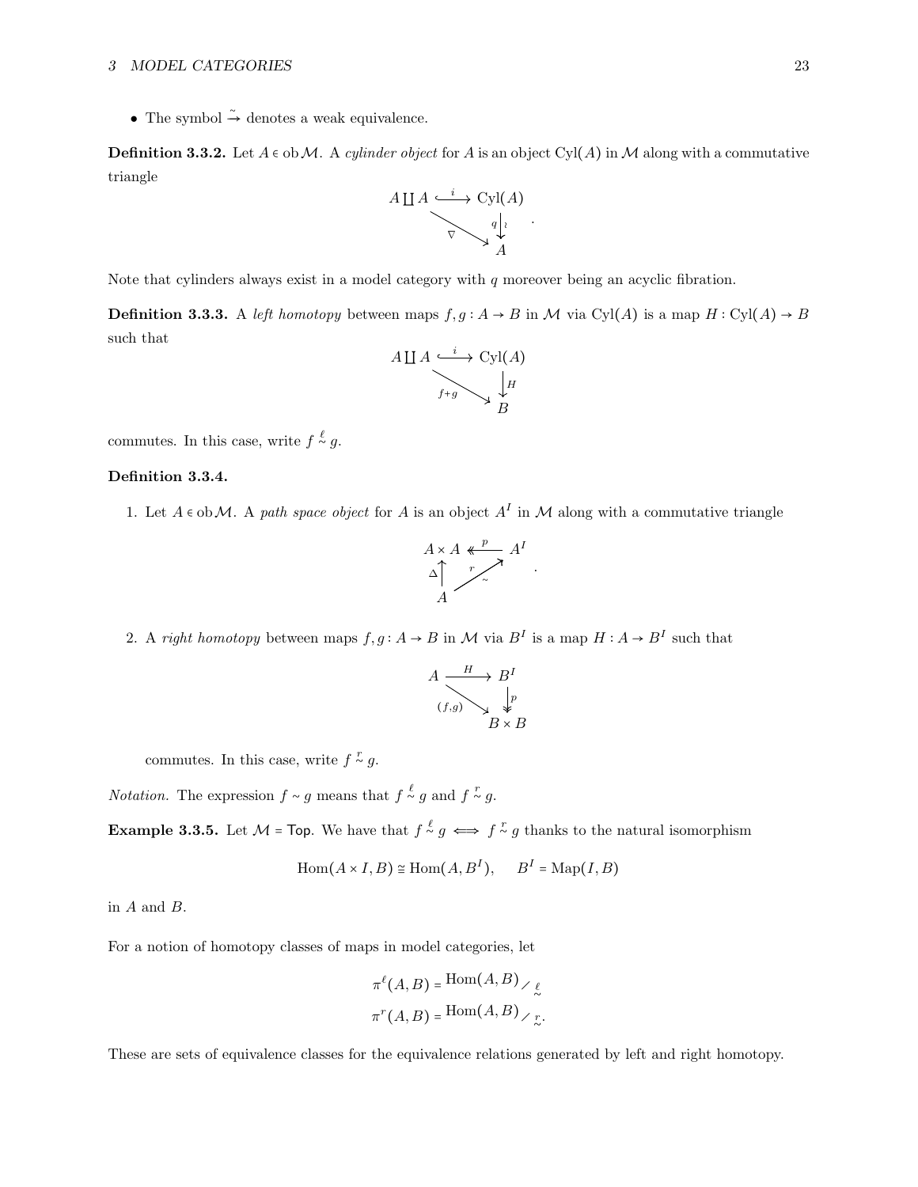- The symbol $\xrightarrow{\sim}$ denotes a weak equivalence.

**Definition 3.3.2.** Let $A \in \operatorname{ob}\mathcal{M}$. A *cylinder object* for $A$ is an object $\operatorname{Cyl}(A)$ in $\mathcal{M}$ along with a commutative triangle

$$\begin{array}{ccc} A \coprod A & \overset{i}{\hookrightarrow} & \operatorname{Cyl}(A) \\ & \underset{\nabla}{\searrow} & \downarrow{\scriptstyle q}\,\wr \\ & & A \end{array}.$$

Note that cylinders always exist in a model category with $q$ moreover being an acyclic fibration.

**Definition 3.3.3.** A *left homotopy* between maps $f, g : A \to B$ in $\mathcal{M}$ via $\operatorname{Cyl}(A)$ is a map $H : \operatorname{Cyl}(A) \to B$ such that

$$\begin{array}{ccc} A \coprod A & \overset{i}{\hookrightarrow} & \operatorname{Cyl}(A) \\ & \underset{f+g}{\searrow} & \downarrow{\scriptstyle H} \\ & & B \end{array}$$

commutes. In this case, write $f \overset{\ell}{\sim} g$.

**Definition 3.3.4.**

1. Let $A \in \operatorname{ob}\mathcal{M}$. A *path space object* for $A$ is an object $A^I$ in $\mathcal{M}$ along with a commutative triangle

$$\begin{array}{ccc} A \times A & \overset{p}{\twoheadleftarrow} & A^I \\ {\scriptstyle \Delta}\uparrow & \overset{r}{\underset{\sim}{\nearrow}} & \\ A & & \end{array}.$$

2. A *right homotopy* between maps $f, g : A \to B$ in $\mathcal{M}$ via $B^I$ is a map $H : A \to B^I$ such that

$$\begin{array}{ccc} A & \overset{H}{\longrightarrow} & B^I \\ & \underset{(f,g)}{\searrow} & \downarrow\!\!\downarrow{\scriptstyle p} \\ & & B \times B \end{array}$$

commutes. In this case, write $f \overset{r}{\sim} g$.

*Notation.* The expression $f \sim g$ means that $f \overset{\ell}{\sim} g$ and $f \overset{r}{\sim} g$.

**Example 3.3.5.** Let $\mathcal{M} = \mathsf{Top}$. We have that $f \overset{\ell}{\sim} g \iff f \overset{r}{\sim} g$ thanks to the natural isomorphism

$$\operatorname{Hom}(A \times I, B) \cong \operatorname{Hom}(A, B^I), \quad B^I = \operatorname{Map}(I, B)$$

in $A$ and $B$.

For a notion of homotopy classes of maps in model categories, let

$$\pi^{\ell}(A, B) = \operatorname{Hom}(A, B)/\overset{\ell}{\sim}$$
$$\pi^{r}(A, B) = \operatorname{Hom}(A, B)/\overset{r}{\sim}.$$

These are sets of equivalence classes for the equivalence relations generated by left and right homotopy.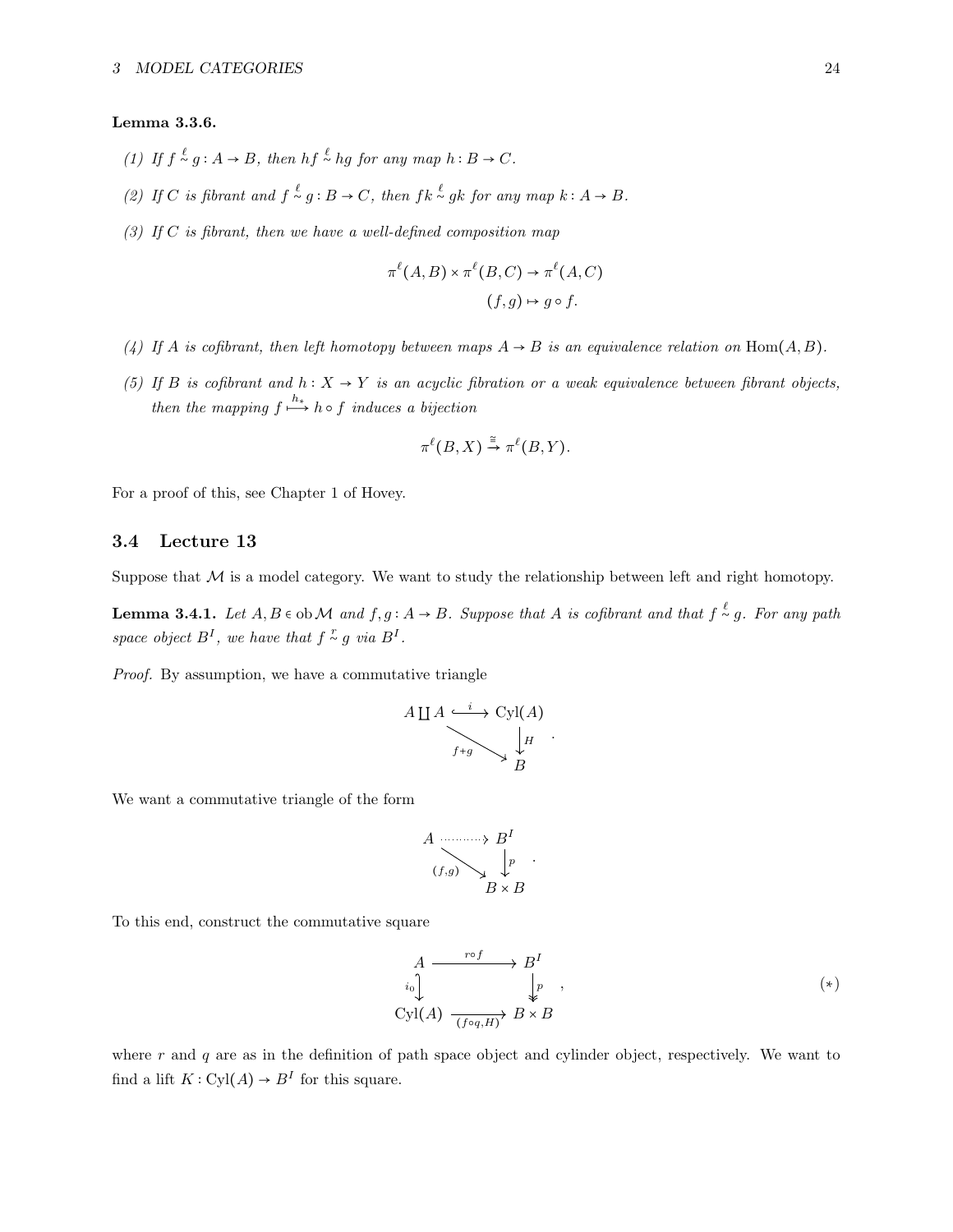**Lemma 3.3.6.**

*(1) If $f \overset{\ell}{\sim} g : A \to B$, then $hf \overset{\ell}{\sim} hg$ for any map $h : B \to C$.*

*(2) If $C$ is fibrant and $f \overset{\ell}{\sim} g : B \to C$, then $fk \overset{\ell}{\sim} gk$ for any map $k : A \to B$.*

*(3) If $C$ is fibrant, then we have a well-defined composition map*

$$\pi^\ell(A,B) \times \pi^\ell(B,C) \to \pi^\ell(A,C)$$
$$(f,g) \mapsto g \circ f.$$

*(4) If $A$ is cofibrant, then left homotopy between maps $A \to B$ is an equivalence relation on $\operatorname{Hom}(A,B)$.*

*(5) If $B$ is cofibrant and $h : X \to Y$ is an acyclic fibration or a weak equivalence between fibrant objects, then the mapping $f \overset{h_*}{\longmapsto} h \circ f$ induces a bijection*

$$\pi^\ell(B,X) \xrightarrow{\cong} \pi^\ell(B,Y).$$

For a proof of this, see Chapter 1 of Hovey.

## 3.4 Lecture 13

Suppose that $\mathcal{M}$ is a model category. We want to study the relationship between left and right homotopy.

**Lemma 3.4.1.** *Let $A, B \in \operatorname{ob} \mathcal{M}$ and $f, g : A \to B$. Suppose that $A$ is cofibrant and that $f \overset{\ell}{\sim} g$. For any path space object $B^I$, we have that $f \overset{r}{\sim} g$ via $B^I$.*

*Proof.* By assumption, we have a commutative triangle

$$\begin{array}{ccc} A \amalg A & \xhookrightarrow{i} & \operatorname{Cyl}(A) \\ & {\scriptstyle f+g} \searrow & \downarrow {\scriptstyle H} \\ & & B \end{array}.$$

We want a commutative triangle of the form

$$\begin{array}{ccc} A & \dashrightarrow & B^I \\ & {\scriptstyle (f,g)} \searrow & \downarrow {\scriptstyle p} \\ & & B \times B \end{array}.$$

To this end, construct the commutative square

$$\begin{array}{ccc} A & \xrightarrow{r \circ f} & B^I \\ {\scriptstyle i_0} \downarrow & & \downarrow {\scriptstyle p} \\ \operatorname{Cyl}(A) & \xrightarrow[(f \circ q, H)]{} & B \times B \end{array}, \qquad (*)$$

where $r$ and $q$ are as in the definition of path space object and cylinder object, respectively. We want to find a lift $K : \operatorname{Cyl}(A) \to B^I$ for this square.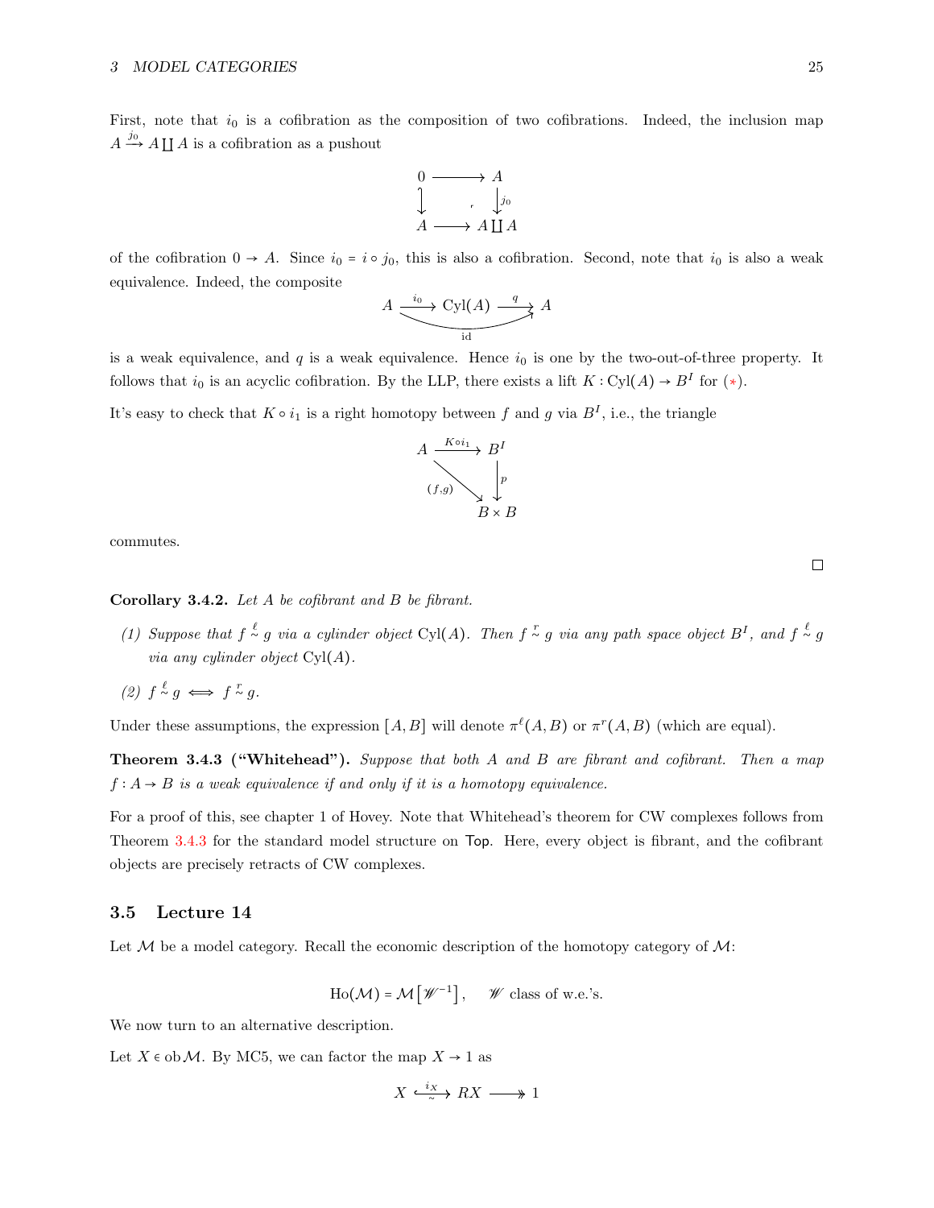First, note that $i_0$ is a cofibration as the composition of two cofibrations. Indeed, the inclusion map $A \xrightarrow{j_0} A \coprod A$ is a cofibration as a pushout

$$\begin{array}{ccc} 0 & \longrightarrow & A \\ \downarrow & & \downarrow j_0 \\ A & \longrightarrow & A \coprod A \end{array}$$

of the cofibration $0 \to A$. Since $i_0 = i \circ j_0$, this is also a cofibration. Second, note that $i_0$ is also a weak equivalence. Indeed, the composite

$$A \xrightarrow{i_0} \mathrm{Cyl}(A) \xrightarrow[\sim]{q} A, \quad q \circ i_0 = \mathrm{id}$$

is a weak equivalence, and $q$ is a weak equivalence. Hence $i_0$ is one by the two-out-of-three property. It follows that $i_0$ is an acyclic cofibration. By the LLP, there exists a lift $K : \mathrm{Cyl}(A) \to B^I$ for $(*)$.

It's easy to check that $K \circ i_1$ is a right homotopy between $f$ and $g$ via $B^I$, i.e., the triangle

$$\begin{array}{ccc} A & \xrightarrow{K \circ i_1} & B^I \\ & \searrow^{(f,g)} & \downarrow p \\ & & B \times B \end{array}$$

commutes.

□

**Corollary 3.4.2.** *Let $A$ be cofibrant and $B$ be fibrant.*

*(1) Suppose that $f \overset{\ell}{\sim} g$ via a cylinder object $\mathrm{Cyl}(A)$. Then $f \overset{r}{\sim} g$ via any path space object $B^I$, and $f \overset{\ell}{\sim} g$ via any cylinder object $\mathrm{Cyl}(A)$.*

*(2) $f \overset{\ell}{\sim} g \iff f \overset{r}{\sim} g$.*

Under these assumptions, the expression $[A, B]$ will denote $\pi^\ell(A, B)$ or $\pi^r(A, B)$ (which are equal).

**Theorem 3.4.3 ("Whitehead").** *Suppose that both $A$ and $B$ are fibrant and cofibrant. Then a map $f : A \to B$ is a weak equivalence if and only if it is a homotopy equivalence.*

For a proof of this, see chapter 1 of Hovey. Note that Whitehead's theorem for CW complexes follows from Theorem 3.4.3 for the standard model structure on Top. Here, every object is fibrant, and the cofibrant objects are precisely retracts of CW complexes.

## 3.5 Lecture 14

Let $\mathcal{M}$ be a model category. Recall the economic description of the homotopy category of $\mathcal{M}$:

$$\mathrm{Ho}(\mathcal{M}) = \mathcal{M}\left[\mathscr{W}^{-1}\right], \quad \mathscr{W} \text{ class of w.e.'s.}$$

We now turn to an alternative description.

Let $X \in \mathrm{ob}\,\mathcal{M}$. By MC5, we can factor the map $X \to 1$ as

$$X \overset{i_X}{\underset{\sim}{\hookrightarrow}} RX \twoheadrightarrow 1$$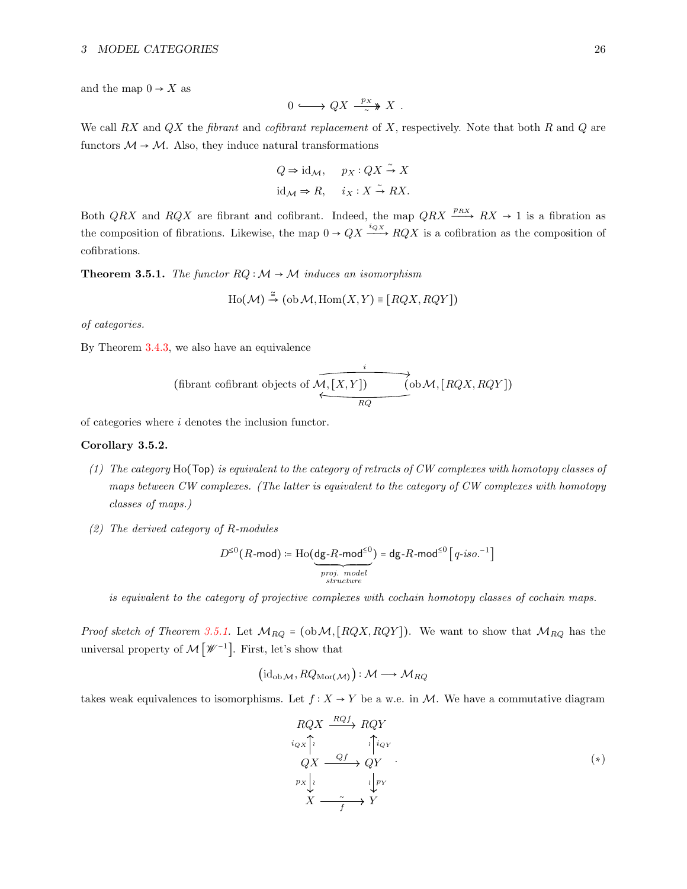and the map $0 \to X$ as

$$0 \hookrightarrow QX \xrightarrow[\sim]{p_X} X \ .$$

We call $RX$ and $QX$ the *fibrant* and *cofibrant replacement* of $X$, respectively. Note that both $R$ and $Q$ are functors $\mathcal{M} \to \mathcal{M}$. Also, they induce natural transformations

$$Q \Rightarrow \mathrm{id}_{\mathcal{M}}, \quad p_X : QX \xrightarrow{\sim} X$$
$$\mathrm{id}_{\mathcal{M}} \Rightarrow R, \quad i_X : X \xrightarrow{\sim} RX.$$

Both $QRX$ and $RQX$ are fibrant and cofibrant. Indeed, the map $QRX \xrightarrow{p_{RX}} RX \to 1$ is a fibration as the composition of fibrations. Likewise, the map $0 \to QX \xrightarrow{i_{QX}} RQX$ is a cofibration as the composition of cofibrations.

**Theorem 3.5.1.** *The functor $RQ : \mathcal{M} \to \mathcal{M}$ induces an isomorphism*

$$\mathrm{Ho}(\mathcal{M}) \xrightarrow{\cong} (\mathrm{ob}\,\mathcal{M}, \mathrm{Hom}(X,Y) \equiv [RQX, RQY])$$

*of categories.*

By Theorem 3.4.3, we also have an equivalence

$$(\text{fibrant cofibrant objects of } \mathcal{M}, [X,Y]) \underset{RQ}{\overset{i}{\rightleftarrows}} (\mathrm{ob}\,\mathcal{M}, [RQX, RQY])$$

of categories where $i$ denotes the inclusion functor.

**Corollary 3.5.2.**

*(1) The category $\mathrm{Ho}(\mathsf{Top})$ is equivalent to the category of retracts of CW complexes with homotopy classes of maps between CW complexes. (The latter is equivalent to the category of CW complexes with homotopy classes of maps.)*

*(2) The derived category of $R$-modules*

$$D^{\leq 0}(R\text{-}\mathsf{mod}) := \mathrm{Ho}(\underbrace{\mathsf{dg}\text{-}R\text{-}\mathsf{mod}^{\leq 0}}_{\substack{\text{proj. model}\\ \text{structure}}}) = \mathsf{dg}\text{-}R\text{-}\mathsf{mod}^{\leq 0}\left[\textit{q-iso.}^{-1}\right]$$

*is equivalent to the category of projective complexes with cochain homotopy classes of cochain maps.*

*Proof sketch of Theorem 3.5.1.* Let $\mathcal{M}_{RQ} = (\mathrm{ob}\,\mathcal{M}, [RQX, RQY])$. We want to show that $\mathcal{M}_{RQ}$ has the universal property of $\mathcal{M}\left[\mathscr{W}^{-1}\right]$. First, let's show that

$$\left(\mathrm{id}_{\mathrm{ob}\,\mathcal{M}}, RQ_{\mathrm{Mor}(\mathcal{M})}\right) : \mathcal{M} \longrightarrow \mathcal{M}_{RQ}$$

takes weak equivalences to isomorphisms. Let $f : X \to Y$ be a w.e. in $\mathcal{M}$. We have a commutative diagram

$$\begin{array}{ccc} RQX & \xrightarrow{RQf} & RQY \\ {\scriptstyle i_{QX}}\uparrow\wr & & \wr\uparrow{\scriptstyle i_{QY}} \\ QX & \xrightarrow{Qf} & QY \\ {\scriptstyle p_X}\downarrow\wr & & \wr\downarrow{\scriptstyle p_Y} \\ X & \xrightarrow[f]{\sim} & Y \end{array} \quad . \tag{$*$}$$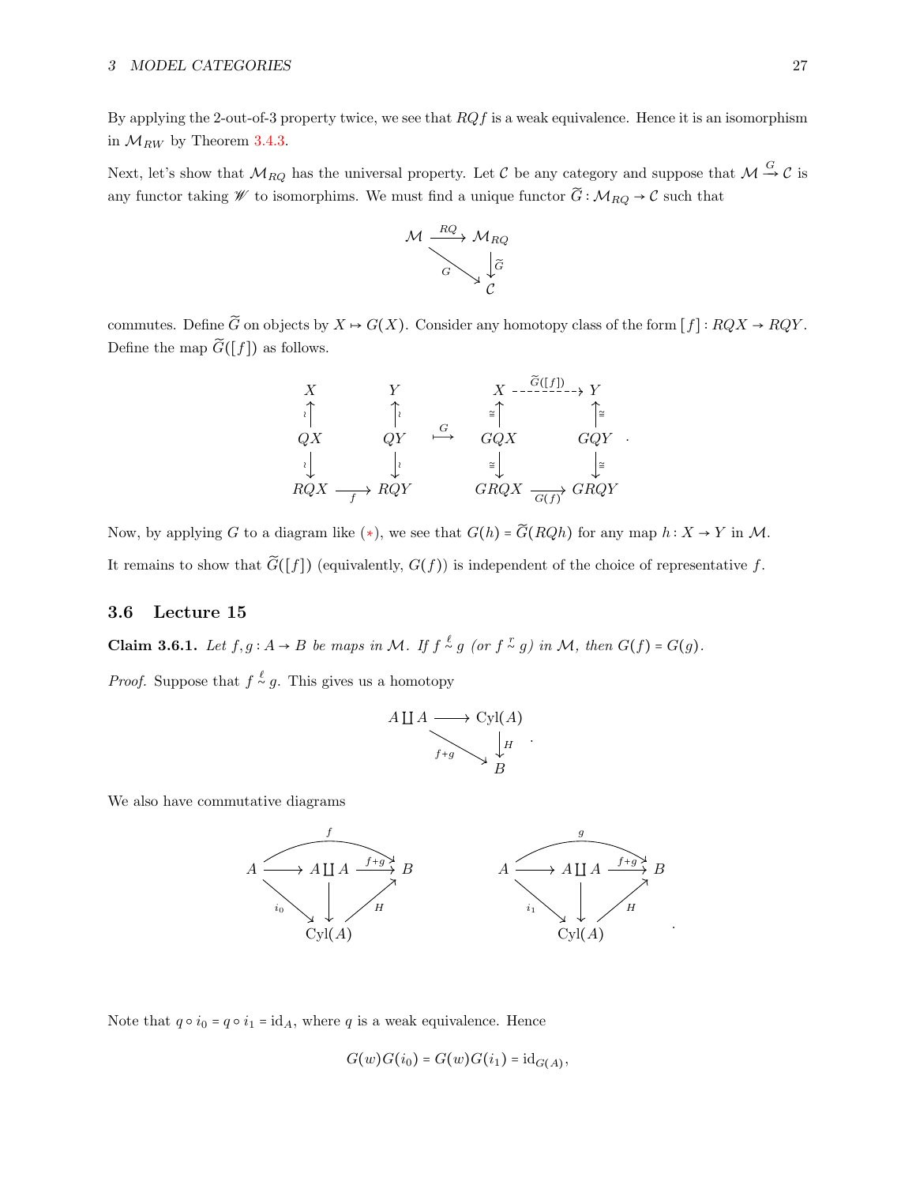By applying the 2-out-of-3 property twice, we see that $RQf$ is a weak equivalence. Hence it is an isomorphism in $\mathcal{M}_{RW}$ by Theorem 3.4.3.

Next, let's show that $\mathcal{M}_{RQ}$ has the universal property. Let $\mathcal{C}$ be any category and suppose that $\mathcal{M} \xrightarrow{G} \mathcal{C}$ is any functor taking $\mathscr{W}$ to isomorphims. We must find a unique functor $\widetilde{G}: \mathcal{M}_{RQ} \to \mathcal{C}$ such that

$$\begin{array}{ccc} \mathcal{M} & \xrightarrow{RQ} & \mathcal{M}_{RQ} \\ & \searrow^{G} & \downarrow \widetilde{G} \\ & & \mathcal{C} \end{array}$$

commutes. Define $\widetilde{G}$ on objects by $X \mapsto G(X)$. Consider any homotopy class of the form $[f]: RQX \to RQY$. Define the map $\widetilde{G}([f])$ as follows.

$$\begin{array}{ccc} X & & Y \\ \uparrow \wr & & \uparrow \wr \\ QX & & QY \\ \downarrow \wr & & \downarrow \wr \\ RQX & \xrightarrow{f} & RQY \end{array} \quad \stackrel{G}{\longmapsto} \quad \begin{array}{ccc} X & \overset{\widetilde{G}([f])}{\dashrightarrow} & Y \\ \uparrow \cong & & \uparrow \cong \\ GQX & & GQY \\ \downarrow \cong & & \downarrow \cong \\ GRQX & \xrightarrow{G(f)} & GRQY \end{array}.$$

Now, by applying $G$ to a diagram like (*), we see that $G(h) = \widetilde{G}(RQh)$ for any map $h: X \to Y$ in $\mathcal{M}$.

It remains to show that $\widetilde{G}([f])$ (equivalently, $G(f)$) is independent of the choice of representative $f$.

## 3.6 Lecture 15

**Claim 3.6.1.** *Let $f, g: A \to B$ be maps in $\mathcal{M}$. If $f \overset{\ell}{\sim} g$ (or $f \overset{r}{\sim} g$) in $\mathcal{M}$, then $G(f) = G(g)$.*

*Proof.* Suppose that $f \overset{\ell}{\sim} g$. This gives us a homotopy

$$\begin{array}{ccc} A \coprod A & \longrightarrow & \mathrm{Cyl}(A) \\ & \searrow^{f+g} & \downarrow H \\ & & B \end{array}.$$

We also have commutative diagrams

$$\begin{array}{ccccc} & & \overset{f}{\frown} & & \\ A & \longrightarrow & A \coprod A & \xrightarrow{f+g} & B \\ & \searrow_{i_0} & \downarrow & \nearrow_{H} & \\ & & \mathrm{Cyl}(A) & & \end{array} \qquad \begin{array}{ccccc} & & \overset{g}{\frown} & & \\ A & \longrightarrow & A \coprod A & \xrightarrow{f+g} & B \\ & \searrow_{i_1} & \downarrow & \nearrow_{H} & \\ & & \mathrm{Cyl}(A) & & \end{array}.$$

Note that $q \circ i_0 = q \circ i_1 = \mathrm{id}_A$, where $q$ is a weak equivalence. Hence

$$G(w)G(i_0) = G(w)G(i_1) = \mathrm{id}_{G(A)},$$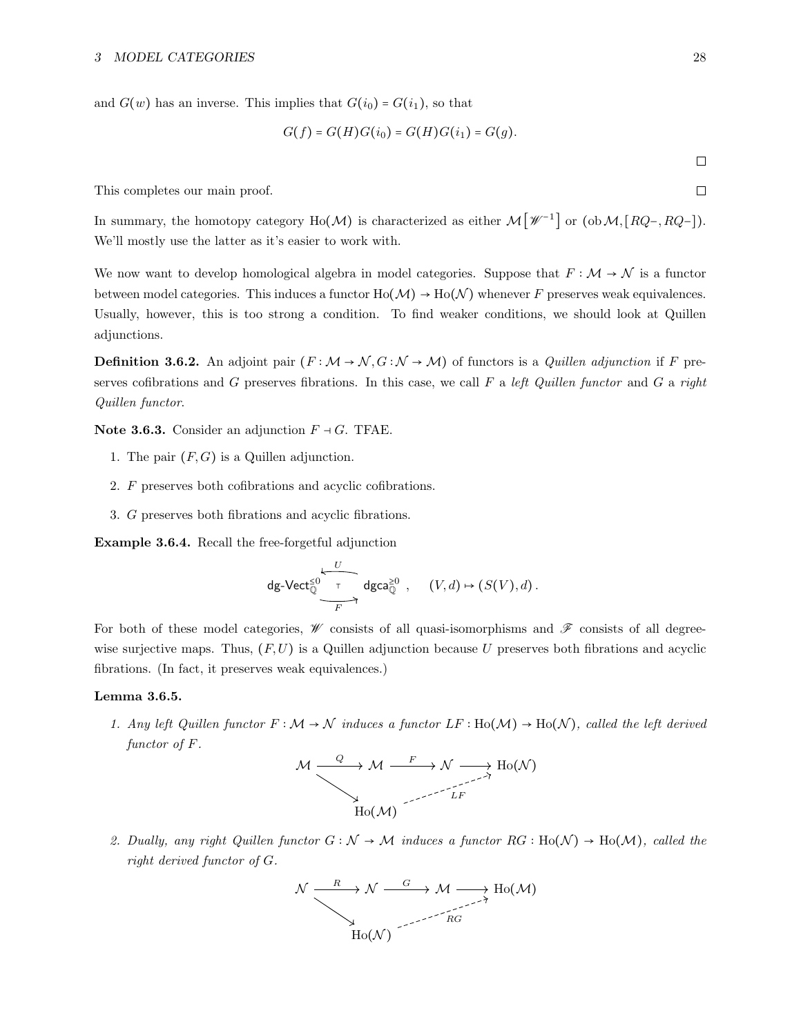and $G(w)$ has an inverse. This implies that $G(i_0) = G(i_1)$, so that

$$G(f) = G(H)G(i_0) = G(H)G(i_1) = G(g).$$

□

This completes our main proof. □

In summary, the homotopy category $\mathrm{Ho}(\mathcal{M})$ is characterized as either $\mathcal{M}\left[\mathscr{W}^{-1}\right]$ or $(\operatorname{ob}\mathcal{M}, [RQ-, RQ-])$. We'll mostly use the latter as it's easier to work with.

We now want to develop homological algebra in model categories. Suppose that $F : \mathcal{M} \to \mathcal{N}$ is a functor between model categories. This induces a functor $\mathrm{Ho}(\mathcal{M}) \to \mathrm{Ho}(\mathcal{N})$ whenever $F$ preserves weak equivalences. Usually, however, this is too strong a condition. To find weaker conditions, we should look at Quillen adjunctions.

**Definition 3.6.2.** An adjoint pair $(F : \mathcal{M} \to \mathcal{N}, G : \mathcal{N} \to \mathcal{M})$ of functors is a *Quillen adjunction* if $F$ preserves cofibrations and $G$ preserves fibrations. In this case, we call $F$ a *left Quillen functor* and $G$ a *right Quillen functor*.

**Note 3.6.3.** Consider an adjunction $F \dashv G$. TFAE.

1. The pair $(F, G)$ is a Quillen adjunction.
2. $F$ preserves both cofibrations and acyclic cofibrations.
3. $G$ preserves both fibrations and acyclic fibrations.

**Example 3.6.4.** Recall the free-forgetful adjunction

$$\mathsf{dg\text{-}Vect}_{\mathbb{Q}}^{\leq 0} \underset{F}{\overset{U}{\rightleftarrows}} \mathsf{dgca}_{\mathbb{Q}}^{\geq 0}, \quad (V, d) \mapsto (S(V), d).$$

For both of these model categories, $\mathscr{W}$ consists of all quasi-isomorphisms and $\mathscr{F}$ consists of all degree-wise surjective maps. Thus, $(F, U)$ is a Quillen adjunction because $U$ preserves both fibrations and acyclic fibrations. (In fact, it preserves weak equivalences.)

**Lemma 3.6.5.**

1. *Any left Quillen functor $F : \mathcal{M} \to \mathcal{N}$ induces a functor $LF : \mathrm{Ho}(\mathcal{M}) \to \mathrm{Ho}(\mathcal{N})$, called the left derived functor of $F$.*

$$\begin{array}{ccccccc} \mathcal{M} & \xrightarrow{Q} & \mathcal{M} & \xrightarrow{F} & \mathcal{N} & \longrightarrow & \mathrm{Ho}(\mathcal{N}) \\ & \searrow & & & & \nearrow_{LF} & \\ & & \mathrm{Ho}(\mathcal{M}) & & & & \end{array}$$

2. *Dually, any right Quillen functor $G : \mathcal{N} \to \mathcal{M}$ induces a functor $RG : \mathrm{Ho}(\mathcal{N}) \to \mathrm{Ho}(\mathcal{M})$, called the right derived functor of $G$.*

$$\begin{array}{ccccccc} \mathcal{N} & \xrightarrow{R} & \mathcal{N} & \xrightarrow{G} & \mathcal{M} & \longrightarrow & \mathrm{Ho}(\mathcal{M}) \\ & \searrow & & & & \nearrow_{RG} & \\ & & \mathrm{Ho}(\mathcal{N}) & & & & \end{array}$$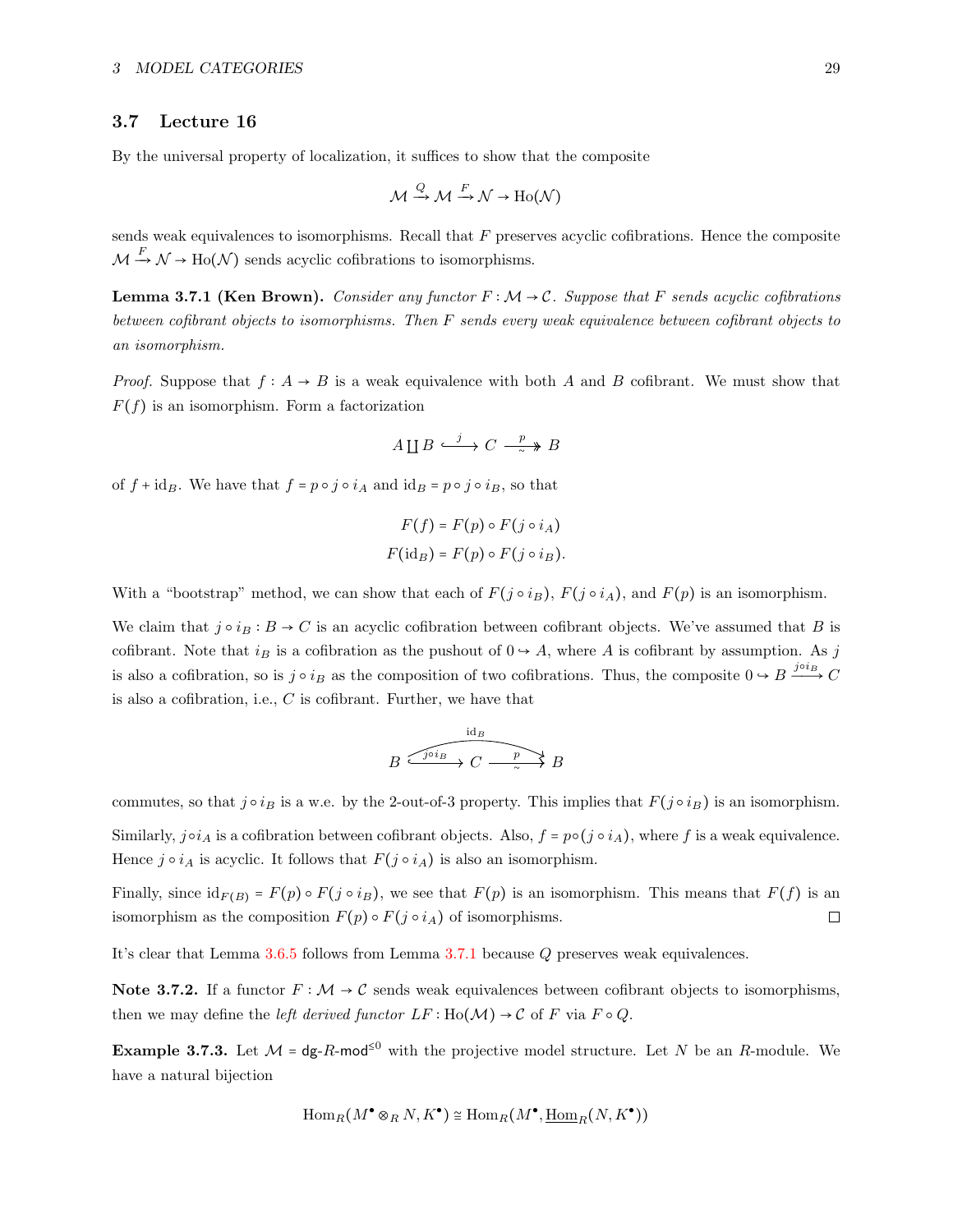## 3.7 Lecture 16

By the universal property of localization, it suffices to show that the composite

$$\mathcal{M} \xrightarrow{Q} \mathcal{M} \xrightarrow{F} \mathcal{N} \to \mathrm{Ho}(\mathcal{N})$$

sends weak equivalences to isomorphisms. Recall that $F$ preserves acyclic cofibrations. Hence the composite $\mathcal{M} \xrightarrow{F} \mathcal{N} \to \mathrm{Ho}(\mathcal{N})$ sends acyclic cofibrations to isomorphisms.

**Lemma 3.7.1 (Ken Brown).** *Consider any functor $F : \mathcal{M} \to \mathcal{C}$. Suppose that $F$ sends acyclic cofibrations between cofibrant objects to isomorphisms. Then $F$ sends every weak equivalence between cofibrant objects to an isomorphism.*

*Proof.* Suppose that $f : A \to B$ is a weak equivalence with both $A$ and $B$ cofibrant. We must show that $F(f)$ is an isomorphism. Form a factorization

$$A \coprod B \overset{j}{\hookrightarrow} C \overset{p}{\underset{\sim}{\twoheadrightarrow}} B$$

of $f + \mathrm{id}_B$. We have that $f = p \circ j \circ i_A$ and $\mathrm{id}_B = p \circ j \circ i_B$, so that

$$F(f) = F(p) \circ F(j \circ i_A)$$
$$F(\mathrm{id}_B) = F(p) \circ F(j \circ i_B).$$

With a "bootstrap" method, we can show that each of $F(j \circ i_B)$, $F(j \circ i_A)$, and $F(p)$ is an isomorphism.

We claim that $j \circ i_B : B \to C$ is an acyclic cofibration between cofibrant objects. We've assumed that $B$ is cofibrant. Note that $i_B$ is a cofibration as the pushout of $0 \hookrightarrow A$, where $A$ is cofibrant by assumption. As $j$ is also a cofibration, so is $j \circ i_B$ as the composition of two cofibrations. Thus, the composite $0 \hookrightarrow B \xrightarrow{j \circ i_B} C$ is also a cofibration, i.e., $C$ is cofibrant. Further, we have that

$$B \overset{j \circ i_B}{\hookrightarrow} C \overset{p}{\underset{\sim}{\twoheadrightarrow}} B, \qquad p \circ (j \circ i_B) = \mathrm{id}_B$$

commutes, so that $j \circ i_B$ is a w.e. by the 2-out-of-3 property. This implies that $F(j \circ i_B)$ is an isomorphism.

Similarly, $j \circ i_A$ is a cofibration between cofibrant objects. Also, $f = p \circ (j \circ i_A)$, where $f$ is a weak equivalence. Hence $j \circ i_A$ is acyclic. It follows that $F(j \circ i_A)$ is also an isomorphism.

Finally, since $\mathrm{id}_{F(B)} = F(p) \circ F(j \circ i_B)$, we see that $F(p)$ is an isomorphism. This means that $F(f)$ is an isomorphism as the composition $F(p) \circ F(j \circ i_A)$ of isomorphisms. □

It's clear that Lemma 3.6.5 follows from Lemma 3.7.1 because $Q$ preserves weak equivalences.

**Note 3.7.2.** If a functor $F : \mathcal{M} \to \mathcal{C}$ sends weak equivalences between cofibrant objects to isomorphisms, then we may define the *left derived functor* $LF : \mathrm{Ho}(\mathcal{M}) \to \mathcal{C}$ of $F$ via $F \circ Q$.

**Example 3.7.3.** Let $\mathcal{M} = \mathsf{dg}\text{-}R\text{-}\mathsf{mod}^{\leq 0}$ with the projective model structure. Let $N$ be an $R$-module. We have a natural bijection

$$\mathrm{Hom}_R(M^\bullet \otimes_R N, K^\bullet) \cong \mathrm{Hom}_R(M^\bullet, \underline{\mathrm{Hom}}_R(N, K^\bullet))$$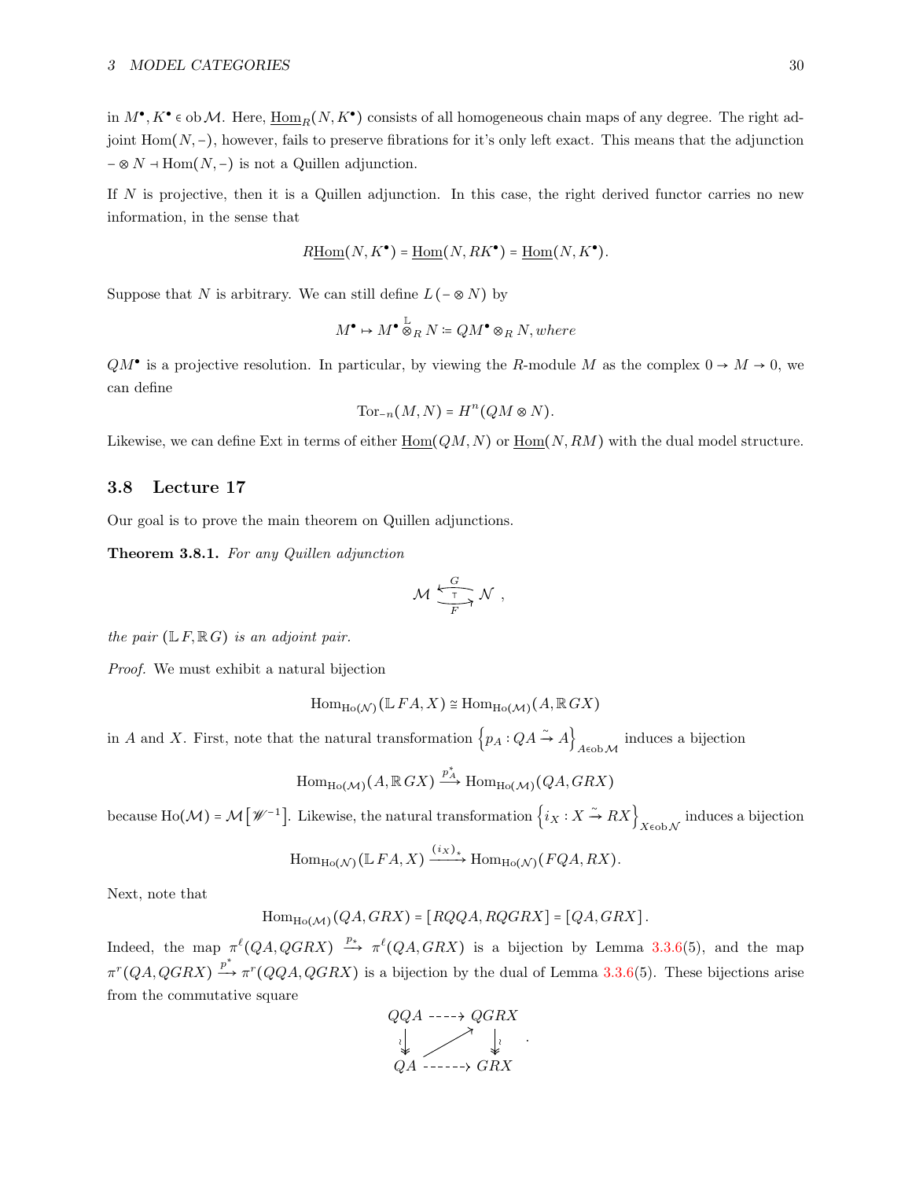in $M^\bullet, K^\bullet \in \operatorname{ob}\mathcal{M}$. Here, $\underline{\operatorname{Hom}}_R(N, K^\bullet)$ consists of all homogeneous chain maps of any degree. The right adjoint $\operatorname{Hom}(N, -)$, however, fails to preserve fibrations for it's only left exact. This means that the adjunction $- \otimes N \dashv \operatorname{Hom}(N, -)$ is not a Quillen adjunction.

If $N$ is projective, then it is a Quillen adjunction. In this case, the right derived functor carries no new information, in the sense that

$$R\underline{\operatorname{Hom}}(N, K^\bullet) = \underline{\operatorname{Hom}}(N, RK^\bullet) = \underline{\operatorname{Hom}}(N, K^\bullet).$$

Suppose that $N$ is arbitrary. We can still define $L(- \otimes N)$ by

$$M^\bullet \mapsto M^\bullet \overset{\mathbb{L}}{\otimes}_R N \coloneqq QM^\bullet \otimes_R N, \textit{where}$$

$QM^\bullet$ is a projective resolution. In particular, by viewing the $R$-module $M$ as the complex $0 \to M \to 0$, we can define

$$\operatorname{Tor}_{-n}(M, N) = H^n(QM \otimes N).$$

Likewise, we can define Ext in terms of either $\underline{\operatorname{Hom}}(QM, N)$ or $\underline{\operatorname{Hom}}(N, RM)$ with the dual model structure.

## 3.8 Lecture 17

Our goal is to prove the main theorem on Quillen adjunctions.

**Theorem 3.8.1.** *For any Quillen adjunction*

$$\mathcal{M} \underset{F}{\overset{G}{\rightleftarrows}} \mathcal{N} \ ,$$

*the pair $(\mathbb{L}F, \mathbb{R}G)$ is an adjoint pair.*

*Proof.* We must exhibit a natural bijection

$$\operatorname{Hom}_{\operatorname{Ho}(\mathcal{N})}(\mathbb{L}FA, X) \cong \operatorname{Hom}_{\operatorname{Ho}(\mathcal{M})}(A, \mathbb{R}GX)$$

in $A$ and $X$. First, note that the natural transformation $\left\{p_A : QA \xrightarrow{\sim} A\right\}_{A \in \operatorname{ob}\mathcal{M}}$ induces a bijection

$$\operatorname{Hom}_{\operatorname{Ho}(\mathcal{M})}(A, \mathbb{R}GX) \xrightarrow{p_A^*} \operatorname{Hom}_{\operatorname{Ho}(\mathcal{M})}(QA, GRX)$$

because $\operatorname{Ho}(\mathcal{M}) = \mathcal{M}\left[\mathscr{W}^{-1}\right]$. Likewise, the natural transformation $\left\{i_X : X \xrightarrow{\sim} RX\right\}_{X \in \operatorname{ob}\mathcal{N}}$ induces a bijection

$$\operatorname{Hom}_{\operatorname{Ho}(\mathcal{N})}(\mathbb{L}FA, X) \xrightarrow{(i_X)_*} \operatorname{Hom}_{\operatorname{Ho}(\mathcal{N})}(FQA, RX).$$

Next, note that

$$\operatorname{Hom}_{\operatorname{Ho}(\mathcal{M})}(QA, GRX) = [RQQA, RQGRX] = [QA, GRX].$$

Indeed, the map $\pi^\ell(QA, QGRX) \xrightarrow{p_*} \pi^\ell(QA, GRX)$ is a bijection by Lemma 3.3.6(5), and the map $\pi^r(QA, QGRX) \xrightarrow{p^*} \pi^r(QQA, QGRX)$ is a bijection by the dual of Lemma 3.3.6(5). These bijections arise from the commutative square

$$\begin{array}{ccc} QQA & \dashrightarrow & QGRX \\ \wr\downarrow & \nearrow & \downarrow\wr \\ QA & \dashrightarrow & GRX \end{array}.$$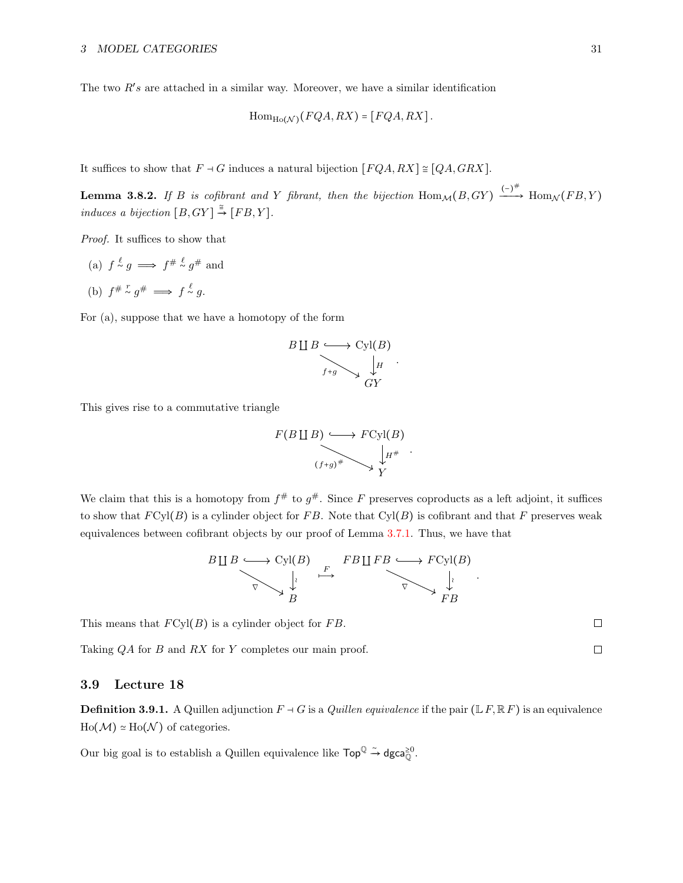The two $R'$s are attached in a similar way. Moreover, we have a similar identification

$$\mathrm{Hom}_{\mathrm{Ho}(\mathcal{N})}(FQA, RX) = [FQA, RX].$$

It suffices to show that $F \dashv G$ induces a natural bijection $[FQA, RX] \cong [QA, GRX]$.

**Lemma 3.8.2.** *If $B$ is cofibrant and $Y$ fibrant, then the bijection $\mathrm{Hom}_{\mathcal{M}}(B, GY) \xrightarrow{(-)^\#} \mathrm{Hom}_{\mathcal{N}}(FB, Y)$ induces a bijection $[B, GY] \xrightarrow{\cong} [FB, Y]$.*

*Proof.* It suffices to show that

(a) $f \overset{\ell}{\sim} g \implies f^\# \overset{\ell}{\sim} g^\#$ and

(b) $f^\# \overset{r}{\sim} g^\# \implies f \overset{\ell}{\sim} g$.

For (a), suppose that we have a homotopy of the form

$$\begin{array}{ccc} B \coprod B & \hookrightarrow & \mathrm{Cyl}(B) \\ & \searrow^{f+g} & \downarrow H \\ & & GY \end{array}.$$

This gives rise to a commutative triangle

$$\begin{array}{ccc} F(B \coprod B) & \hookrightarrow & F\mathrm{Cyl}(B) \\ & \searrow^{(f+g)^\#} & \downarrow H^\# \\ & & Y \end{array}.$$

We claim that this is a homotopy from $f^\#$ to $g^\#$. Since $F$ preserves coproducts as a left adjoint, it suffices to show that $F\mathrm{Cyl}(B)$ is a cylinder object for $FB$. Note that $\mathrm{Cyl}(B)$ is cofibrant and that $F$ preserves weak equivalences between cofibrant objects by our proof of Lemma 3.7.1. Thus, we have that

$$\begin{array}{ccc} B \coprod B & \hookrightarrow & \mathrm{Cyl}(B) \\ & \searrow^{\nabla} & \downarrow \wr \\ & & B \end{array} \quad \overset{F}{\longmapsto} \quad \begin{array}{ccc} FB \coprod FB & \hookrightarrow & F\mathrm{Cyl}(B) \\ & \searrow^{\nabla} & \downarrow \wr \\ & & FB \end{array}.$$

This means that $F\mathrm{Cyl}(B)$ is a cylinder object for $FB$. ☐

Taking $QA$ for $B$ and $RX$ for $Y$ completes our main proof. ☐

## 3.9 Lecture 18

**Definition 3.9.1.** A Quillen adjunction $F \dashv G$ is a *Quillen equivalence* if the pair $(\mathbb{L}F, \mathbb{R}F)$ is an equivalence $\mathrm{Ho}(\mathcal{M}) \simeq \mathrm{Ho}(\mathcal{N})$ of categories.

Our big goal is to establish a Quillen equivalence like $\mathsf{Top}^{\mathbb{Q}} \xrightarrow{\sim} \mathsf{dgca}^{\geq 0}_{\mathbb{Q}}$.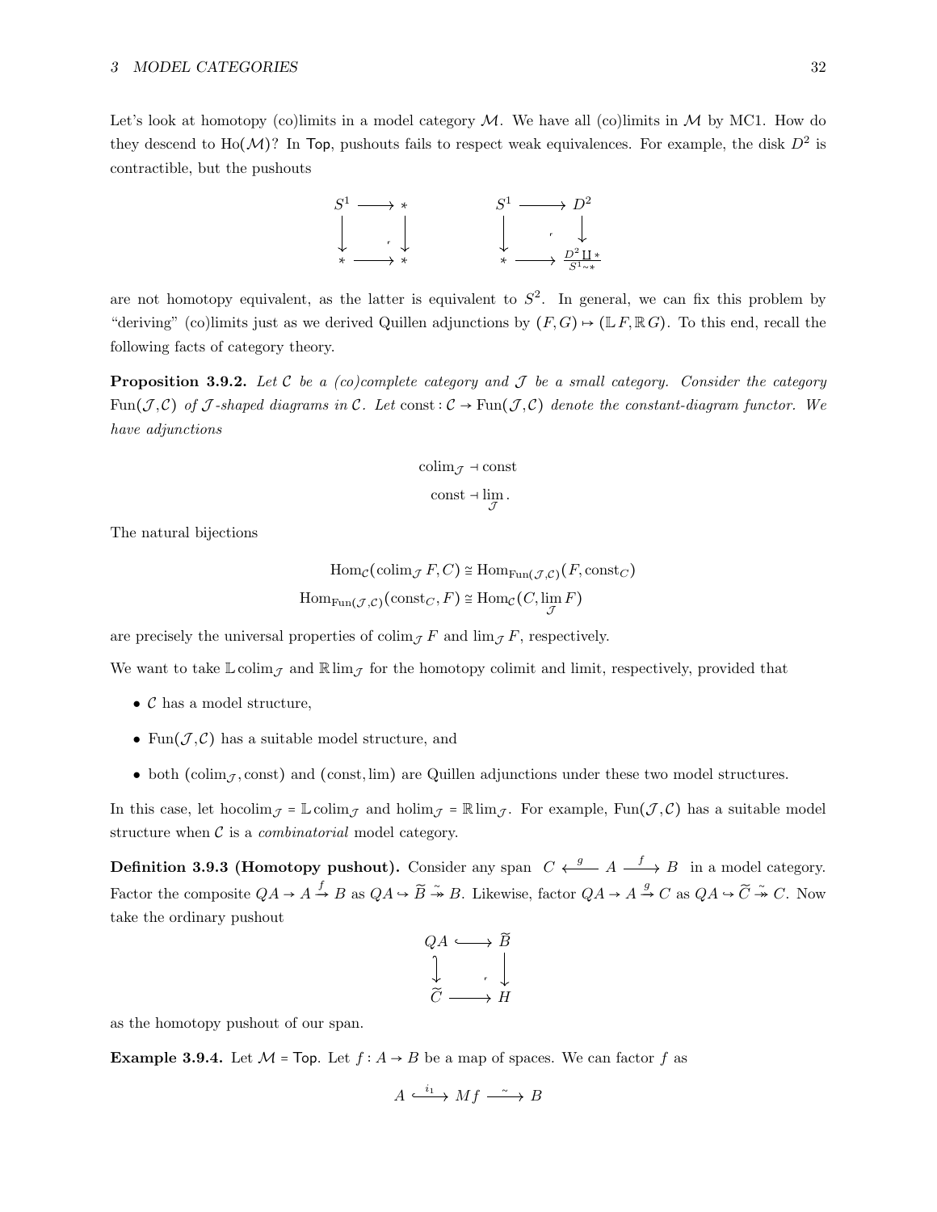Let's look at homotopy (co)limits in a model category $\mathcal{M}$. We have all (co)limits in $\mathcal{M}$ by MC1. How do they descend to $\mathrm{Ho}(\mathcal{M})$? In $\mathsf{Top}$, pushouts fails to respect weak equivalences. For example, the disk $D^2$ is contractible, but the pushouts

$$\begin{array}{ccc} S^1 & \longrightarrow & * \\ \downarrow & & \downarrow \\ * & \longrightarrow & * \end{array} \qquad\qquad \begin{array}{ccc} S^1 & \longrightarrow & D^2 \\ \downarrow & & \downarrow \\ * & \longrightarrow & \frac{D^2 \amalg *}{S^1 \sim *} \end{array}$$

are not homotopy equivalent, as the latter is equivalent to $S^2$. In general, we can fix this problem by "deriving" (co)limits just as we derived Quillen adjunctions by $(F, G) \mapsto (\mathbb{L}F, \mathbb{R}G)$. To this end, recall the following facts of category theory.

**Proposition 3.9.2.** *Let $\mathcal{C}$ be a (co)complete category and $\mathcal{J}$ be a small category. Consider the category $\mathrm{Fun}(\mathcal{J}, \mathcal{C})$ of $\mathcal{J}$-shaped diagrams in $\mathcal{C}$. Let $\mathrm{const} : \mathcal{C} \to \mathrm{Fun}(\mathcal{J}, \mathcal{C})$ denote the constant-diagram functor. We have adjunctions*

$$\mathrm{colim}_{\mathcal{J}} \dashv \mathrm{const}$$
$$\mathrm{const} \dashv \lim_{\mathcal{J}}.$$

The natural bijections

$$\mathrm{Hom}_{\mathcal{C}}(\mathrm{colim}_{\mathcal{J}} F, C) \cong \mathrm{Hom}_{\mathrm{Fun}(\mathcal{J},\mathcal{C})}(F, \mathrm{const}_C)$$
$$\mathrm{Hom}_{\mathrm{Fun}(\mathcal{J},\mathcal{C})}(\mathrm{const}_C, F) \cong \mathrm{Hom}_{\mathcal{C}}(C, \lim_{\mathcal{J}} F)$$

are precisely the universal properties of $\mathrm{colim}_{\mathcal{J}} F$ and $\lim_{\mathcal{J}} F$, respectively.

We want to take $\mathbb{L}\,\mathrm{colim}_{\mathcal{J}}$ and $\mathbb{R}\lim_{\mathcal{J}}$ for the homotopy colimit and limit, respectively, provided that

- $\mathcal{C}$ has a model structure,
- $\mathrm{Fun}(\mathcal{J}, \mathcal{C})$ has a suitable model structure, and
- both $(\mathrm{colim}_{\mathcal{J}}, \mathrm{const})$ and $(\mathrm{const}, \lim)$ are Quillen adjunctions under these two model structures.

In this case, let $\mathrm{hocolim}_{\mathcal{J}} = \mathbb{L}\,\mathrm{colim}_{\mathcal{J}}$ and $\mathrm{holim}_{\mathcal{J}} = \mathbb{R}\lim_{\mathcal{J}}$. For example, $\mathrm{Fun}(\mathcal{J}, \mathcal{C})$ has a suitable model structure when $\mathcal{C}$ is a *combinatorial* model category.

**Definition 3.9.3 (Homotopy pushout).** Consider any span $C \xleftarrow{g} A \xrightarrow{f} B$ in a model category. Factor the composite $QA \to A \xrightarrow{f} B$ as $QA \hookrightarrow \widetilde{B} \overset{\sim}{\twoheadrightarrow} B$. Likewise, factor $QA \to A \xrightarrow{g} C$ as $QA \hookrightarrow \widetilde{C} \overset{\sim}{\twoheadrightarrow} C$. Now take the ordinary pushout

$$\begin{array}{ccc} QA & \hookrightarrow & \widetilde{B} \\ \downarrow & & \downarrow \\ \widetilde{C} & \longrightarrow & H \end{array}$$

as the homotopy pushout of our span.

**Example 3.9.4.** Let $\mathcal{M} = \mathsf{Top}$. Let $f : A \to B$ be a map of spaces. We can factor $f$ as

$$A \xhookrightarrow{i_1} Mf \xrightarrow{\sim} B$$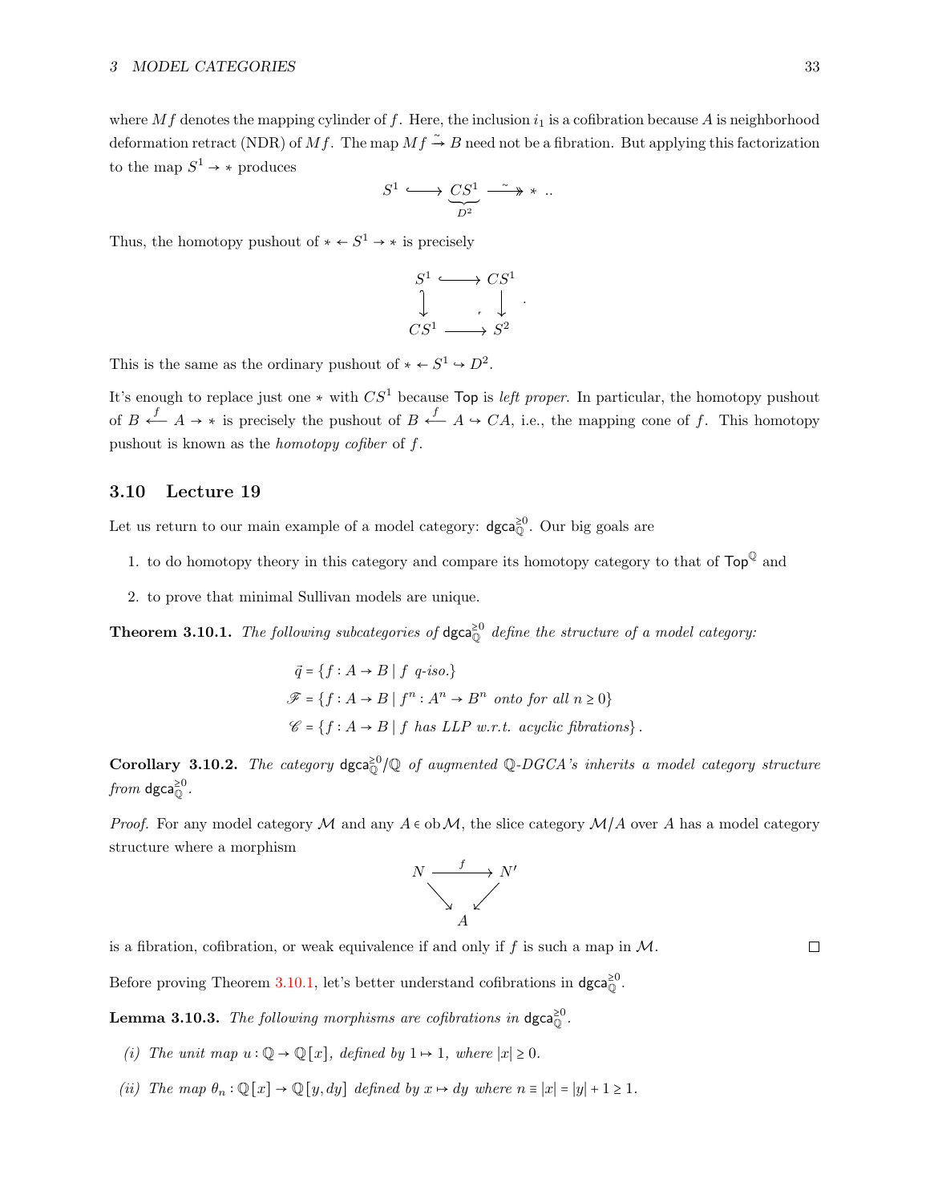where $Mf$ denotes the mapping cylinder of $f$. Here, the inclusion $i_1$ is a cofibration because $A$ is neighborhood deformation retract (NDR) of $Mf$. The map $Mf \xrightarrow{\sim} B$ need not be a fibration. But applying this factorization to the map $S^1 \to *$ produces

$$S^1 \hookrightarrow \underbrace{CS^1}_{D^2} \xrightarrow{\sim} * \,..$$

Thus, the homotopy pushout of $* \leftarrow S^1 \to *$ is precisely

$$\begin{array}{ccc} S^1 & \hookrightarrow & CS^1 \\ \downarrow & & \downarrow \\ CS^1 & \longrightarrow & S^2 \end{array}.$$

This is the same as the ordinary pushout of $* \leftarrow S^1 \hookrightarrow D^2$.

It's enough to replace just one $*$ with $CS^1$ because $\mathsf{Top}$ is *left proper*. In particular, the homotopy pushout of $B \xleftarrow{f} A \to *$ is precisely the pushout of $B \xleftarrow{f} A \hookrightarrow CA$, i.e., the mapping cone of $f$. This homotopy pushout is known as the *homotopy cofiber* of $f$.

## 3.10 Lecture 19

Let us return to our main example of a model category: $\mathsf{dgca}^{\geq 0}_{\mathbb{Q}}$. Our big goals are

1. to do homotopy theory in this category and compare its homotopy category to that of $\mathsf{Top}^{\mathbb{Q}}$ and
2. to prove that minimal Sullivan models are unique.

**Theorem 3.10.1.** *The following subcategories of $\mathsf{dgca}^{\geq 0}_{\mathbb{Q}}$ define the structure of a model category:*

$$\begin{aligned} \vec{q} &= \{f : A \to B \mid f \text{ q-iso.}\} \\ \mathscr{F} &= \{f : A \to B \mid f^n : A^n \to B^n \text{ onto for all } n \geq 0\} \\ \mathscr{C} &= \{f : A \to B \mid f \text{ has LLP w.r.t. acyclic fibrations}\}. \end{aligned}$$

**Corollary 3.10.2.** *The category $\mathsf{dgca}^{\geq 0}_{\mathbb{Q}}/\mathbb{Q}$ of augmented $\mathbb{Q}$-DGCA's inherits a model category structure from $\mathsf{dgca}^{\geq 0}_{\mathbb{Q}}$.*

*Proof.* For any model category $\mathcal{M}$ and any $A \in \operatorname{ob}\mathcal{M}$, the slice category $\mathcal{M}/A$ over $A$ has a model category structure where a morphism

$$\begin{array}{ccc} N & \xrightarrow{f} & N' \\ & \searrow \quad \swarrow & \\ & A & \end{array}$$

is a fibration, cofibration, or weak equivalence if and only if $f$ is such a map in $\mathcal{M}$. ∎

Before proving Theorem 3.10.1, let's better understand cofibrations in $\mathsf{dgca}^{\geq 0}_{\mathbb{Q}}$.

**Lemma 3.10.3.** *The following morphisms are cofibrations in $\mathsf{dgca}^{\geq 0}_{\mathbb{Q}}$.*

(i) *The unit map $u : \mathbb{Q} \to \mathbb{Q}[x]$, defined by $1 \mapsto 1$, where $|x| \geq 0$.*

(ii) *The map $\theta_n : \mathbb{Q}[x] \to \mathbb{Q}[y, dy]$ defined by $x \mapsto dy$ where $n \equiv |x| = |y| + 1 \geq 1$.*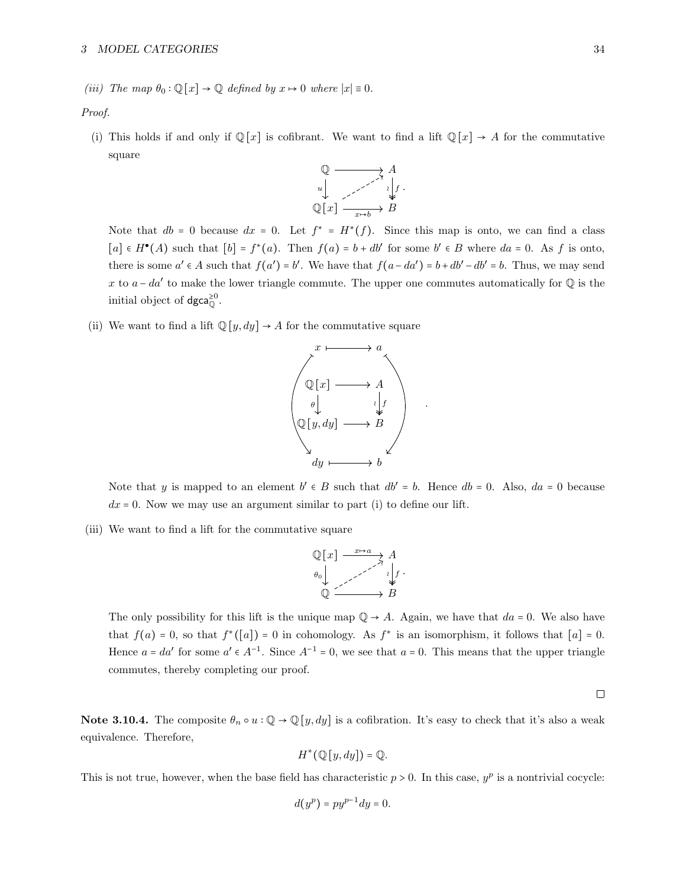*(iii) The map $\theta_0 : \mathbb{Q}[x] \to \mathbb{Q}$ defined by $x \mapsto 0$ where $|x| \equiv 0$.*

*Proof.*

(i) This holds if and only if $\mathbb{Q}[x]$ is cofibrant. We want to find a lift $\mathbb{Q}[x] \to A$ for the commutative square

$$\begin{array}{ccc} \mathbb{Q} & \longrightarrow & A \\ {\scriptstyle u}\downarrow & \nearrow & \downarrow{\scriptstyle f}\,\wr \\ \mathbb{Q}[x] & \xrightarrow[x \mapsto b]{} & B \end{array}.$$

Note that $db = 0$ because $dx = 0$. Let $f^* = H^*(f)$. Since this map is onto, we can find a class $[a] \in H^\bullet(A)$ such that $[b] = f^*(a)$. Then $f(a) = b + db'$ for some $b' \in B$ where $da = 0$. As $f$ is onto, there is some $a' \in A$ such that $f(a') = b'$. We have that $f(a - da') = b + db' - db' = b$. Thus, we may send $x$ to $a - da'$ to make the lower triangle commute. The upper one commutes automatically for $\mathbb{Q}$ is the initial object of $\mathsf{dgca}_{\mathbb{Q}}^{\geq 0}$.

(ii) We want to find a lift $\mathbb{Q}[y, dy] \to A$ for the commutative square

$$\begin{array}{ccc} x & \longmapsto & a \\ \mathbb{Q}[x] & \longrightarrow & A \\ {\scriptstyle \theta}\downarrow & & \downarrow{\scriptstyle f}\,\wr \\ \mathbb{Q}[y, dy] & \longrightarrow & B \\ dy & \longmapsto & b \end{array}.$$

Note that $y$ is mapped to an element $b' \in B$ such that $db' = b$. Hence $db = 0$. Also, $da = 0$ because $dx = 0$. Now we may use an argument similar to part (i) to define our lift.

(iii) We want to find a lift for the commutative square

$$\begin{array}{ccc} \mathbb{Q}[x] & \xrightarrow{x \mapsto a} & A \\ {\scriptstyle \theta_0}\downarrow & \nearrow & \downarrow{\scriptstyle f}\,\wr \\ \mathbb{Q} & \longrightarrow & B \end{array}.$$

The only possibility for this lift is the unique map $\mathbb{Q} \to A$. Again, we have that $da = 0$. We also have that $f(a) = 0$, so that $f^*([a]) = 0$ in cohomology. As $f^*$ is an isomorphism, it follows that $[a] = 0$. Hence $a = da'$ for some $a' \in A^{-1}$. Since $A^{-1} = 0$, we see that $a = 0$. This means that the upper triangle commutes, thereby completing our proof.

□

**Note 3.10.4.** The composite $\theta_n \circ u : \mathbb{Q} \to \mathbb{Q}[y, dy]$ is a cofibration. It's easy to check that it's also a weak equivalence. Therefore,

$$H^*(\mathbb{Q}[y, dy]) = \mathbb{Q}.$$

This is not true, however, when the base field has characteristic $p > 0$. In this case, $y^p$ is a nontrivial cocycle:

$$d(y^p) = py^{p-1}dy = 0.$$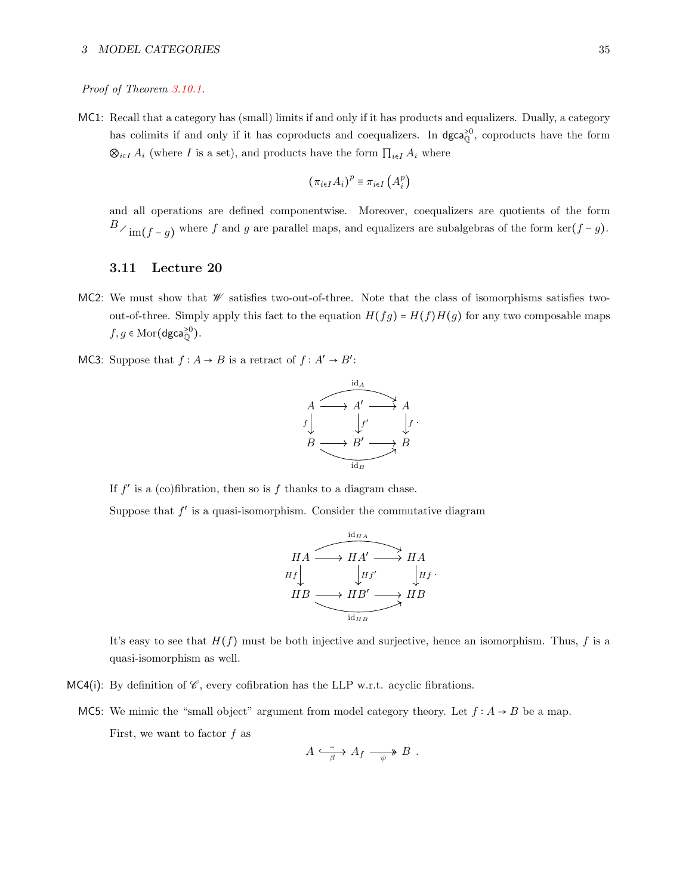*Proof of Theorem 3.10.1.*

**MC1**: Recall that a category has (small) limits if and only if it has products and equalizers. Dually, a category has colimits if and only if it has coproducts and coequalizers. In $\mathsf{dgca}_{\mathbb{Q}}^{\geq 0}$, coproducts have the form $\bigotimes_{i\in I} A_i$ (where $I$ is a set), and products have the form $\prod_{i\in I} A_i$ where

$$(\pi_{i\in I} A_i)^p \equiv \pi_{i\in I}\left(A_i^p\right)$$

and all operations are defined componentwise. Moreover, coequalizers are quotients of the form $B\big/\mathrm{im}(f-g)$ where $f$ and $g$ are parallel maps, and equalizers are subalgebras of the form $\ker(f-g)$.

### 3.11 Lecture 20

**MC2**: We must show that $\mathscr{W}$ satisfies two-out-of-three. Note that the class of isomorphisms satisfies two-out-of-three. Simply apply this fact to the equation $H(fg) = H(f)H(g)$ for any two composable maps $f, g \in \mathrm{Mor}(\mathsf{dgca}_{\mathbb{Q}}^{\geq 0})$.

**MC3**: Suppose that $f : A \to B$ is a retract of $f : A' \to B'$:

$$\begin{array}{ccccc} A & \longrightarrow & A' & \longrightarrow & A \\ {\scriptstyle f}\downarrow & & \downarrow{\scriptstyle f'} & & \downarrow{\scriptstyle f} \\ B & \longrightarrow & B' & \longrightarrow & B \end{array}$$

(with the top composite $\mathrm{id}_A$ and the bottom composite $\mathrm{id}_B$).

If $f'$ is a (co)fibration, then so is $f$ thanks to a diagram chase.

Suppose that $f'$ is a quasi-isomorphism. Consider the commutative diagram

$$\begin{array}{ccccc} HA & \longrightarrow & HA' & \longrightarrow & HA \\ {\scriptstyle Hf}\downarrow & & \downarrow{\scriptstyle Hf'} & & \downarrow{\scriptstyle Hf} \\ HB & \longrightarrow & HB' & \longrightarrow & HB \end{array}$$

(with the top composite $\mathrm{id}_{HA}$ and the bottom composite $\mathrm{id}_{HB}$).

It's easy to see that $H(f)$ must be both injective and surjective, hence an isomorphism. Thus, $f$ is a quasi-isomorphism as well.

**MC4(i)**: By definition of $\mathscr{C}$, every cofibration has the LLP w.r.t. acyclic fibrations.

**MC5**: We mimic the "small object" argument from model category theory. Let $f : A \to B$ be a map.

First, we want to factor $f$ as

$$A \xrightarrow[\beta]{\sim} A_f \xrightarrow[\psi]{} B\ .$$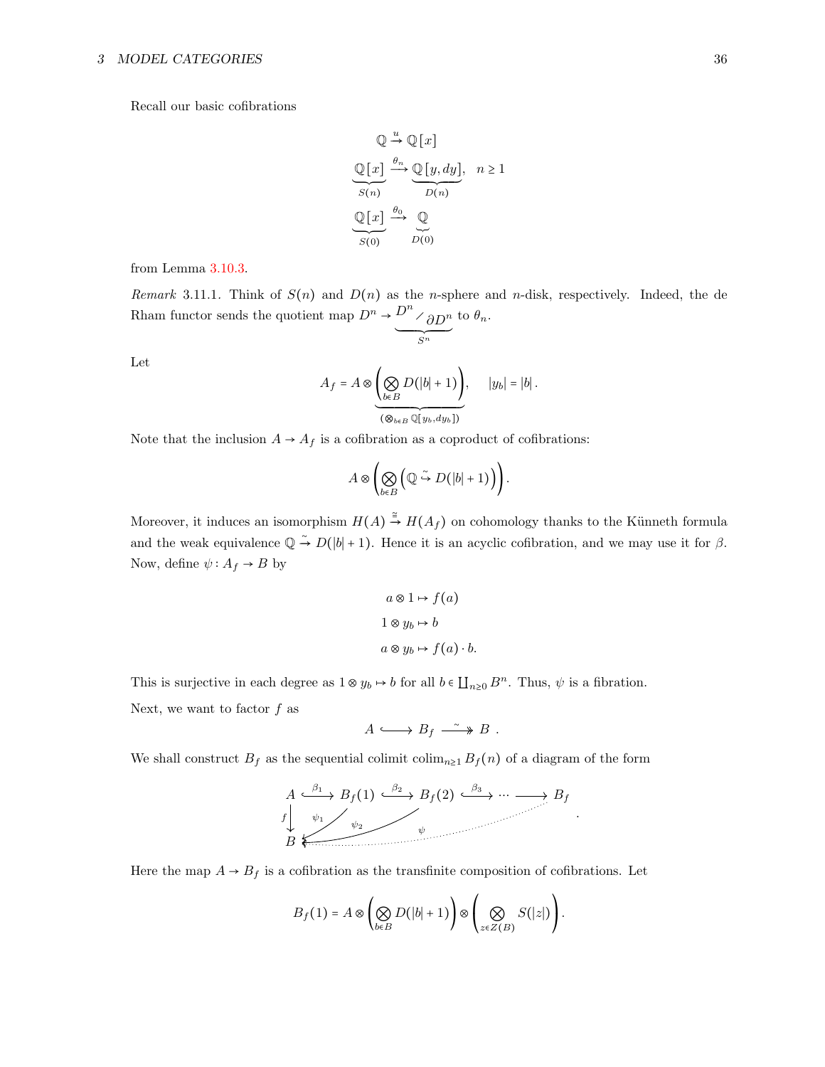Recall our basic cofibrations

$$\mathbb{Q} \xrightarrow{u} \mathbb{Q}[x]$$

$$\underbrace{\mathbb{Q}[x]}_{S(n)} \xrightarrow{\theta_n} \underbrace{\mathbb{Q}[y, dy]}_{D(n)}, \quad n \geq 1$$

$$\underbrace{\mathbb{Q}[x]}_{S(0)} \xrightarrow{\theta_0} \underbrace{\mathbb{Q}}_{D(0)}$$

from Lemma 3.10.3.

*Remark* 3.11.1. Think of $S(n)$ and $D(n)$ as the $n$-sphere and $n$-disk, respectively. Indeed, the de Rham functor sends the quotient map $D^n \to \underbrace{D^n \diagup \partial D^n}_{S^n}$ to $\theta_n$.

Let

$$A_f = A \otimes \underbrace{\left( \bigotimes_{b \in B} D(|b| + 1) \right)}_{(\otimes_{b \in B} \mathbb{Q}[y_b, dy_b])}, \qquad |y_b| = |b|.$$

Note that the inclusion $A \to A_f$ is a cofibration as a coproduct of cofibrations:

$$A \otimes \left( \bigotimes_{b \in B} \left( \mathbb{Q} \overset{\sim}{\hookrightarrow} D(|b| + 1) \right) \right).$$

Moreover, it induces an isomorphism $H(A) \xrightarrow{\cong} H(A_f)$ on cohomology thanks to the Künneth formula and the weak equivalence $\mathbb{Q} \xrightarrow{\sim} D(|b| + 1)$. Hence it is an acyclic cofibration, and we may use it for $\beta$. Now, define $\psi : A_f \to B$ by

$$\begin{aligned} a \otimes 1 &\mapsto f(a) \\ 1 \otimes y_b &\mapsto b \\ a \otimes y_b &\mapsto f(a) \cdot b. \end{aligned}$$

This is surjective in each degree as $1 \otimes y_b \mapsto b$ for all $b \in \coprod_{n \geq 0} B^n$. Thus, $\psi$ is a fibration.

Next, we want to factor $f$ as

$$A \hookrightarrow B_f \overset{\sim}{\twoheadrightarrow} B .$$

We shall construct $B_f$ as the sequential colimit $\mathrm{colim}_{n \geq 1} B_f(n)$ of a diagram of the form

$$\begin{array}{ccccccccc} A & \overset{\beta_1}{\hookrightarrow} & B_f(1) & \overset{\beta_2}{\hookrightarrow} & B_f(2) & \overset{\beta_3}{\hookrightarrow} & \cdots & \longrightarrow & B_f \\ {\scriptstyle f}\downarrow & \swarrow_{\psi_1} & & \swarrow_{\psi_2} & & & & \swarrow_{\psi} & \\ B & & & & & & & & \end{array}.$$

Here the map $A \to B_f$ is a cofibration as the transfinite composition of cofibrations. Let

$$B_f(1) = A \otimes \left( \bigotimes_{b \in B} D(|b| + 1) \right) \otimes \left( \bigotimes_{z \in Z(B)} S(|z|) \right).$$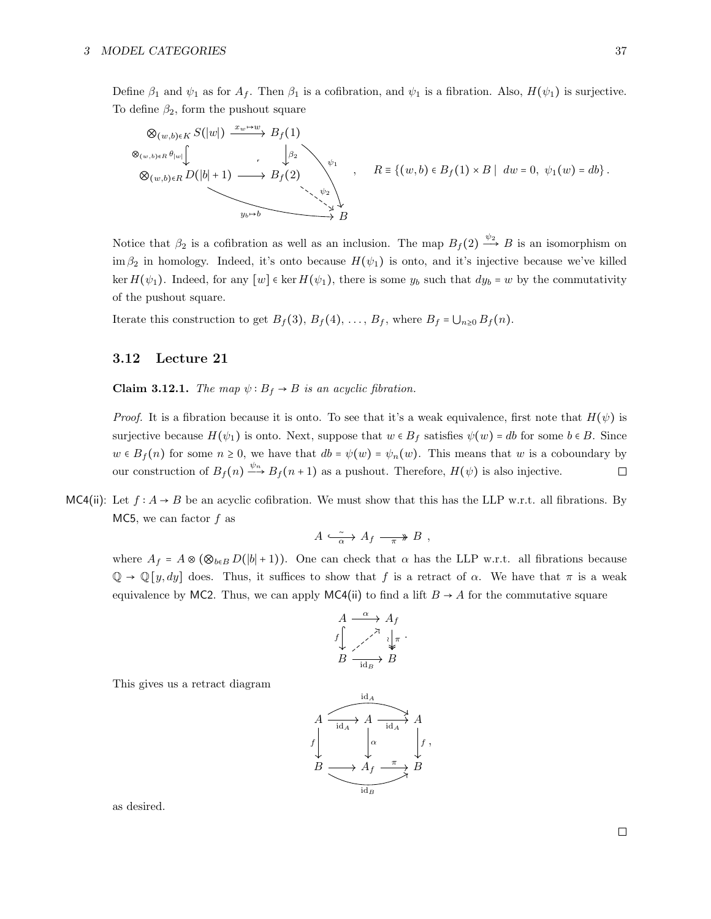Define $\beta_1$ and $\psi_1$ as for $A_f$. Then $\beta_1$ is a cofibration, and $\psi_1$ is a fibration. Also, $H(\psi_1)$ is surjective. To define $\beta_2$, form the pushout square

$$\begin{array}{ccc}
\bigotimes_{(w,b)\in K} S(|w|) & \xrightarrow{x_w \mapsto w} & B_f(1) \\
{\scriptstyle \bigotimes_{(w,b)\in R}\theta_{|w|}} \big\downarrow & & \big\downarrow {\scriptstyle \beta_2} \\
\bigotimes_{(w,b)\in R} D(|b|+1) & \longrightarrow & B_f(2)
\end{array}
\qquad \psi_1 : B_f(1) \to B, \quad \psi_2 : B_f(2) \dashrightarrow B, \quad y_b \mapsto b ,$$

$$R \equiv \{(w,b) \in B_f(1) \times B \mid \; dw = 0,\; \psi_1(w) = db\}.$$

Notice that $\beta_2$ is a cofibration as well as an inclusion. The map $B_f(2) \xrightarrow{\psi_2} B$ is an isomorphism on $\operatorname{im}\beta_2$ in homology. Indeed, it's onto because $H(\psi_1)$ is onto, and it's injective because we've killed $\ker H(\psi_1)$. Indeed, for any $[w] \in \ker H(\psi_1)$, there is some $y_b$ such that $dy_b = w$ by the commutativity of the pushout square.

Iterate this construction to get $B_f(3)$, $B_f(4)$, $\ldots$, $B_f$, where $B_f = \bigcup_{n\geq 0} B_f(n)$.

### 3.12 Lecture 21

**Claim 3.12.1.** *The map $\psi : B_f \to B$ is an acyclic fibration.*

*Proof.* It is a fibration because it is onto. To see that it's a weak equivalence, first note that $H(\psi)$ is surjective because $H(\psi_1)$ is onto. Next, suppose that $w \in B_f$ satisfies $\psi(w) = db$ for some $b \in B$. Since $w \in B_f(n)$ for some $n \geq 0$, we have that $db = \psi(w) = \psi_n(w)$. This means that $w$ is a coboundary by our construction of $B_f(n) \xrightarrow{\psi_n} B_f(n+1)$ as a pushout. Therefore, $H(\psi)$ is also injective. □

MC4(ii): Let $f : A \to B$ be an acyclic cofibration. We must show that this has the LLP w.r.t. all fibrations. By MC5, we can factor $f$ as

$$A \underset{\alpha}{\overset{\sim}{\hookrightarrow}} A_f \underset{\pi}{\twoheadrightarrow} B \;,$$

where $A_f = A \otimes (\bigotimes_{b\in B} D(|b|+1))$. One can check that $\alpha$ has the LLP w.r.t. all fibrations because $\mathbb{Q} \to \mathbb{Q}[y, dy]$ does. Thus, it suffices to show that $f$ is a retract of $\alpha$. We have that $\pi$ is a weak equivalence by MC2. Thus, we can apply MC4(ii) to find a lift $B \to A$ for the commutative square

$$\begin{array}{ccc}
A & \xrightarrow{\alpha} & A_f \\
{\scriptstyle f}\big\downarrow & \nearrow & \big\downarrow {\scriptstyle \pi}\,\wr \\
B & \xrightarrow[\mathrm{id}_B]{} & B
\end{array}.$$

This gives us a retract diagram

$$\begin{array}{ccccc}
A & \xrightarrow{\mathrm{id}_A} & A & \xrightarrow{\mathrm{id}_A} & A \\
{\scriptstyle f}\big\downarrow & & \big\downarrow{\scriptstyle \alpha} & & \big\downarrow{\scriptstyle f} \\
B & \longrightarrow & A_f & \xrightarrow{\pi} & B
\end{array},$$

with the top composite equal to $\mathrm{id}_A$ and the bottom composite equal to $\mathrm{id}_B$, as desired.

□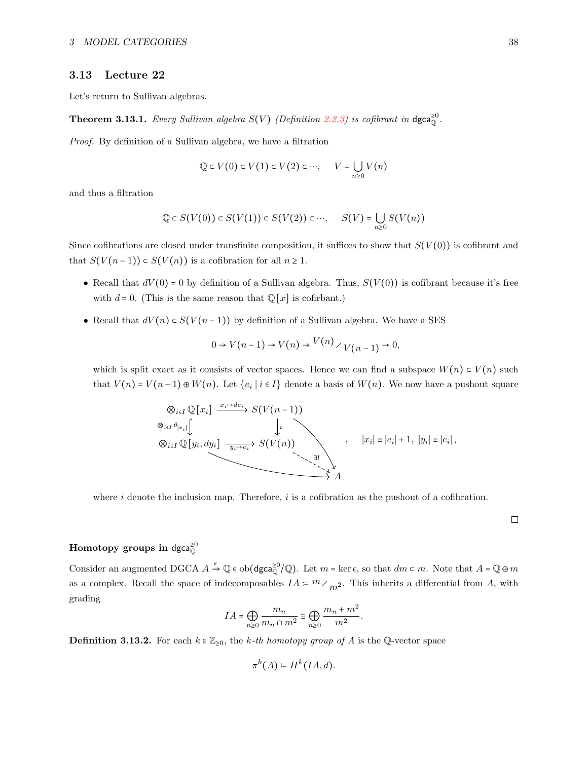## 3.13 Lecture 22

Let's return to Sullivan algebras.

**Theorem 3.13.1.** *Every Sullivan algebra $S(V)$ (Definition 2.2.3) is cofibrant in $\mathsf{dgca}_{\mathbb{Q}}^{\geq 0}$.*

*Proof.* By definition of a Sullivan algebra, we have a filtration

$$\mathbb{Q} \subset V(0) \subset V(1) \subset V(2) \subset \cdots, \qquad V = \bigcup_{n \geq 0} V(n)$$

and thus a filtration

$$\mathbb{Q} \subset S(V(0)) \subset S(V(1)) \subset S(V(2)) \subset \cdots, \qquad S(V) = \bigcup_{n \geq 0} S(V(n))$$

Since cofibrations are closed under transfinite composition, it suffices to show that $S(V(0))$ is cofibrant and that $S(V(n-1)) \subset S(V(n))$ is a cofibration for all $n \geq 1$.

- Recall that $dV(0) = 0$ by definition of a Sullivan algebra. Thus, $S(V(0))$ is cofibrant because it's free with $d = 0$. (This is the same reason that $\mathbb{Q}[x]$ is cofirbant.)
- Recall that $dV(n) \subset S(V(n-1))$ by definition of a Sullivan algebra. We have a SES

$$0 \to V(n-1) \to V(n) \to {V(n)}/{V(n-1)} \to 0,$$

  which is split exact as it consists of vector spaces. Hence we can find a subspace $W(n) \subset V(n)$ such that $V(n) = V(n-1) \oplus W(n)$. Let $\{e_i \mid i \in I\}$ denote a basis of $W(n)$. We now have a pushout square

$$\begin{array}{ccc} \bigotimes_{i \in I} \mathbb{Q}[x_i] & \xrightarrow{x_i \mapsto de_i} & S(V(n-1)) \\ \Big\downarrow {\scriptstyle \otimes_{i\in I} \theta_{|x_i|}} & & \Big\downarrow {\scriptstyle i} \\ \bigotimes_{i \in I} \mathbb{Q}[y_i, dy_i] & \xrightarrow{y_i \mapsto e_i} & S(V(n)) \overset{\exists !}{\dashrightarrow} A \end{array} \qquad , \qquad |x_i| \equiv |e_i| + 1, \ |y_i| \equiv |e_i|,$$

  where $i$ denote the inclusion map. Therefore, $i$ is a cofibration as the pushout of a cofibration.

$\square$

#### Homotopy groups in $\mathsf{dgca}_{\mathbb{Q}}^{\geq 0}$

Consider an augmented DGCA $A \xrightarrow{\epsilon} \mathbb{Q} \in \mathrm{ob}(\mathsf{dgca}_{\mathbb{Q}}^{\geq 0}/\mathbb{Q})$. Let $m = \ker \epsilon$, so that $dm \subset m$. Note that $A = \mathbb{Q} \oplus m$ as a complex. Recall the space of indecomposables $IA := {m}/{m^2}$. This inherits a differential from $A$, with grading

$$IA = \bigoplus_{n \geq 0} \frac{m_n}{m_n \cap m^2} \cong \bigoplus_{n \geq 0} \frac{m_n + m^2}{m^2}.$$

**Definition 3.13.2.** For each $k \in \mathbb{Z}_{\geq 0}$, the *$k$-th homotopy group of $A$* is the $\mathbb{Q}$-vector space

$$\pi^k(A) := H^k(IA, d).$$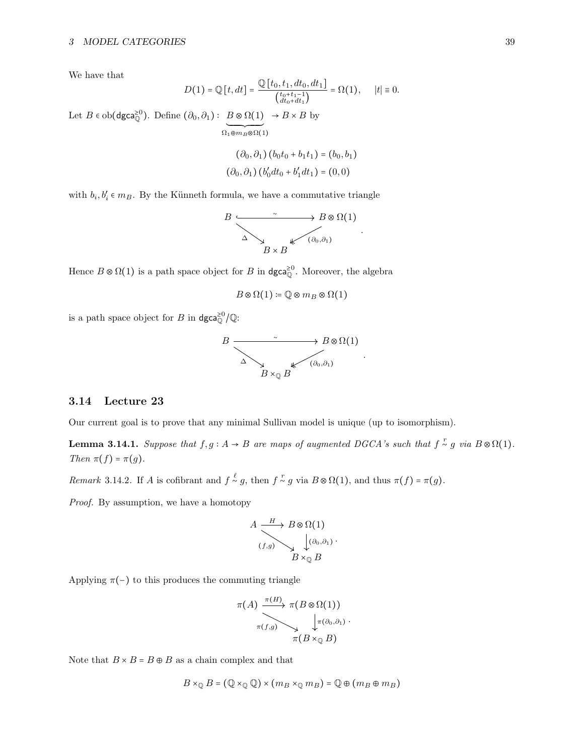We have that

$$D(1) = \mathbb{Q}[t, dt] = \frac{\mathbb{Q}[t_0, t_1, dt_0, dt_1]}{\binom{t_0+t_1-1}{dt_0+dt_1}} = \Omega(1), \quad |t| \equiv 0.$$

Let $B \in \mathrm{ob}(\mathsf{dgca}_{\mathbb{Q}}^{\geq 0})$. Define $(\partial_0, \partial_1) : \underbrace{B \otimes \Omega(1)}_{\Omega_1 \oplus m_B \otimes \Omega(1)} \to B \times B$ by

$$(\partial_0, \partial_1)(b_0 t_0 + b_1 t_1) = (b_0, b_1)$$
$$(\partial_0, \partial_1)(b_0' dt_0 + b_1' dt_1) = (0, 0)$$

with $b_i, b_i' \in m_B$. By the Künneth formula, we have a commutative triangle

$$\begin{array}{ccc} B & \xrightarrow{\ \sim\ } & B \otimes \Omega(1) \\ & \searrow^{\Delta} \quad \swarrow_{(\partial_0,\partial_1)} & \\ & B \times B & \end{array}.$$

Hence $B \otimes \Omega(1)$ is a path space object for $B$ in $\mathsf{dgca}_{\mathbb{Q}}^{\geq 0}$. Moreover, the algebra

$$B \otimes \Omega(1) \coloneqq \mathbb{Q} \otimes m_B \otimes \Omega(1)$$

is a path space object for $B$ in $\mathsf{dgca}_{\mathbb{Q}}^{\geq 0}/\mathbb{Q}$:

$$\begin{array}{ccc} B & \xrightarrow{\ \sim\ } & B \otimes \Omega(1) \\ & \searrow^{\Delta} \quad \swarrow_{(\partial_0,\partial_1)} & \\ & B \times_{\mathbb{Q}} B & \end{array}.$$

## 3.14 Lecture 23

Our current goal is to prove that any minimal Sullivan model is unique (up to isomorphism).

**Lemma 3.14.1.** *Suppose that $f, g : A \to B$ are maps of augmented DGCA's such that $f \overset{r}{\sim} g$ via $B \otimes \Omega(1)$. Then $\pi(f) = \pi(g)$.*

*Remark* 3.14.2. If $A$ is cofibrant and $f \overset{\ell}{\sim} g$, then $f \overset{r}{\sim} g$ via $B \otimes \Omega(1)$, and thus $\pi(f) = \pi(g)$.

*Proof.* By assumption, we have a homotopy

$$\begin{array}{ccc} A & \xrightarrow{H} & B \otimes \Omega(1) \\ & \searrow_{(f,g)} & \downarrow{\scriptstyle (\partial_0,\partial_1)} \\ & & B \times_{\mathbb{Q}} B \end{array}.$$

Applying $\pi(-)$ to this produces the commuting triangle

$$\begin{array}{ccc} \pi(A) & \xrightarrow{\pi(H)} & \pi(B \otimes \Omega(1)) \\ & \searrow_{\pi(f,g)} & \downarrow{\scriptstyle \pi(\partial_0,\partial_1)} \\ & & \pi(B \times_{\mathbb{Q}} B) \end{array}.$$

Note that $B \times B = B \oplus B$ as a chain complex and that

$$B \times_{\mathbb{Q}} B = (\mathbb{Q} \times_{\mathbb{Q}} \mathbb{Q}) \times (m_B \times_{\mathbb{Q}} m_B) = \mathbb{Q} \oplus (m_B \oplus m_B)$$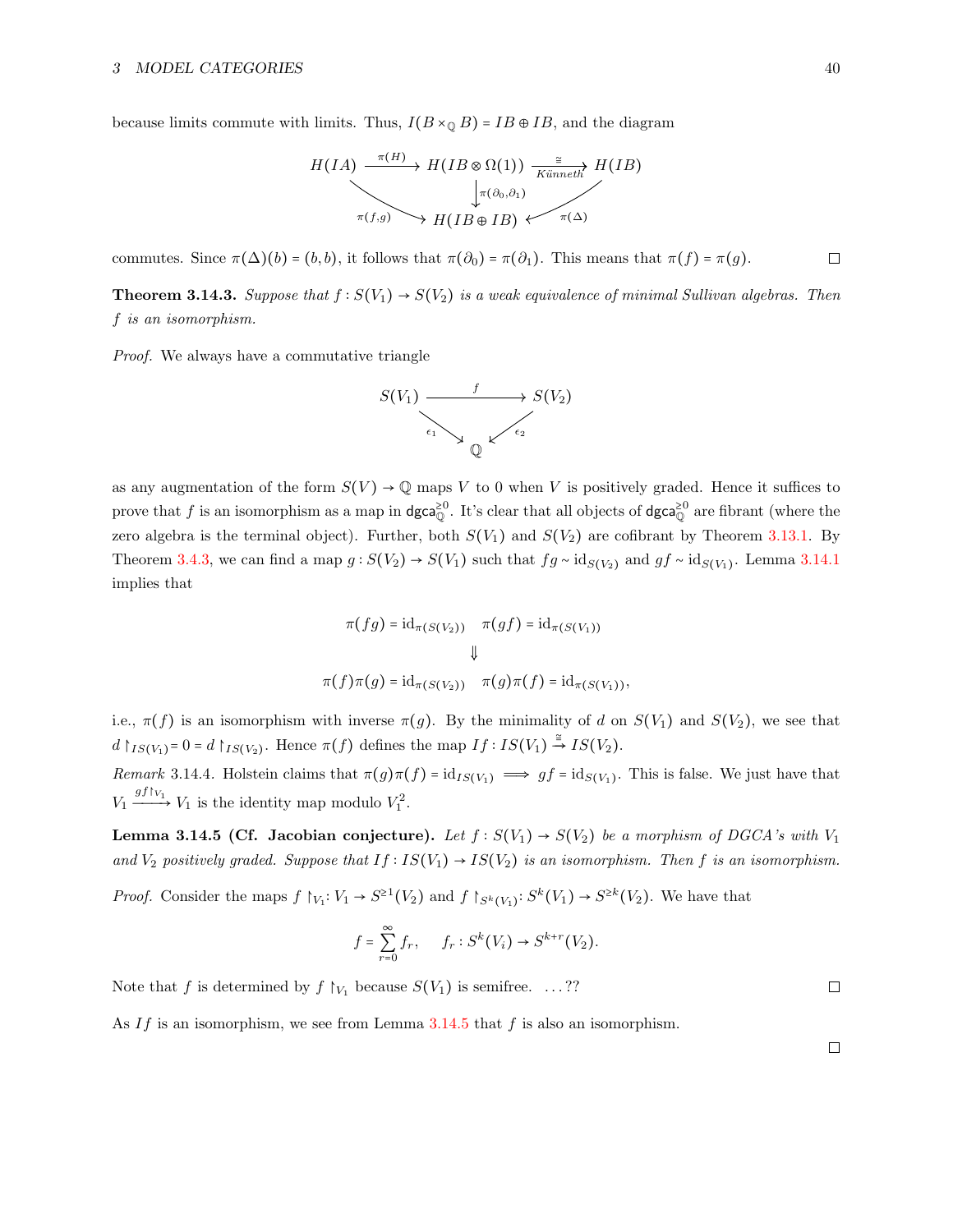because limits commute with limits. Thus, $I(B \times_{\mathbb{Q}} B) = IB \oplus IB$, and the diagram

$$\begin{array}{ccccc} H(IA) & \xrightarrow{\pi(H)} & H(IB \otimes \Omega(1)) & \xrightarrow[\text{Künneth}]{\cong} & H(IB) \\ & \searrow_{\pi(f,g)} & \downarrow{\scriptstyle \pi(\partial_0, \partial_1)} & \swarrow_{\pi(\Delta)} & \\ & & H(IB \oplus IB) & & \end{array}$$

commutes. Since $\pi(\Delta)(b) = (b,b)$, it follows that $\pi(\partial_0) = \pi(\partial_1)$. This means that $\pi(f) = \pi(g)$. □

**Theorem 3.14.3.** *Suppose that $f : S(V_1) \to S(V_2)$ is a weak equivalence of minimal Sullivan algebras. Then $f$ is an isomorphism.*

*Proof.* We always have a commutative triangle

$$\begin{array}{ccc} S(V_1) & \xrightarrow{f} & S(V_2) \\ & \searrow_{\epsilon_1} \quad \swarrow_{\epsilon_2} & \\ & \mathbb{Q} & \end{array}$$

as any augmentation of the form $S(V) \to \mathbb{Q}$ maps $V$ to 0 when $V$ is positively graded. Hence it suffices to prove that $f$ is an isomorphism as a map in $\mathsf{dgca}_{\mathbb{Q}}^{\geq 0}$. It's clear that all objects of $\mathsf{dgca}_{\mathbb{Q}}^{\geq 0}$ are fibrant (where the zero algebra is the terminal object). Further, both $S(V_1)$ and $S(V_2)$ are cofibrant by Theorem 3.13.1. By Theorem 3.4.3, we can find a map $g : S(V_2) \to S(V_1)$ such that $fg \sim \mathrm{id}_{S(V_2)}$ and $gf \sim \mathrm{id}_{S(V_1)}$. Lemma 3.14.1 implies that

$$\pi(fg) = \mathrm{id}_{\pi(S(V_2))} \quad \pi(gf) = \mathrm{id}_{\pi(S(V_1))}$$
$$\Downarrow$$
$$\pi(f)\pi(g) = \mathrm{id}_{\pi(S(V_2))} \quad \pi(g)\pi(f) = \mathrm{id}_{\pi(S(V_1))},$$

i.e., $\pi(f)$ is an isomorphism with inverse $\pi(g)$. By the minimality of $d$ on $S(V_1)$ and $S(V_2)$, we see that $d\restriction_{IS(V_1)} = 0 = d\restriction_{IS(V_2)}$. Hence $\pi(f)$ defines the map $If : IS(V_1) \xrightarrow{\cong} IS(V_2)$.

*Remark* 3.14.4. Holstein claims that $\pi(g)\pi(f) = \mathrm{id}_{IS(V_1)} \implies gf = \mathrm{id}_{S(V_1)}$. This is false. We just have that $V_1 \xrightarrow{gf\restriction_{V_1}} V_1$ is the identity map modulo $V_1^2$.

**Lemma 3.14.5 (Cf. Jacobian conjecture).** *Let $f : S(V_1) \to S(V_2)$ be a morphism of DGCA's with $V_1$ and $V_2$ positively graded. Suppose that $If : IS(V_1) \to IS(V_2)$ is an isomorphism. Then $f$ is an isomorphism.*

*Proof.* Consider the maps $f\restriction_{V_1} : V_1 \to S^{\geq 1}(V_2)$ and $f\restriction_{S^k(V_1)} : S^k(V_1) \to S^{\geq k}(V_2)$. We have that

$$f = \sum_{r=0}^{\infty} f_r, \qquad f_r : S^k(V_i) \to S^{k+r}(V_2).$$

Note that $f$ is determined by $f\restriction_{V_1}$ because $S(V_1)$ is semifree. ...?? □

As $If$ is an isomorphism, we see from Lemma 3.14.5 that $f$ is also an isomorphism. □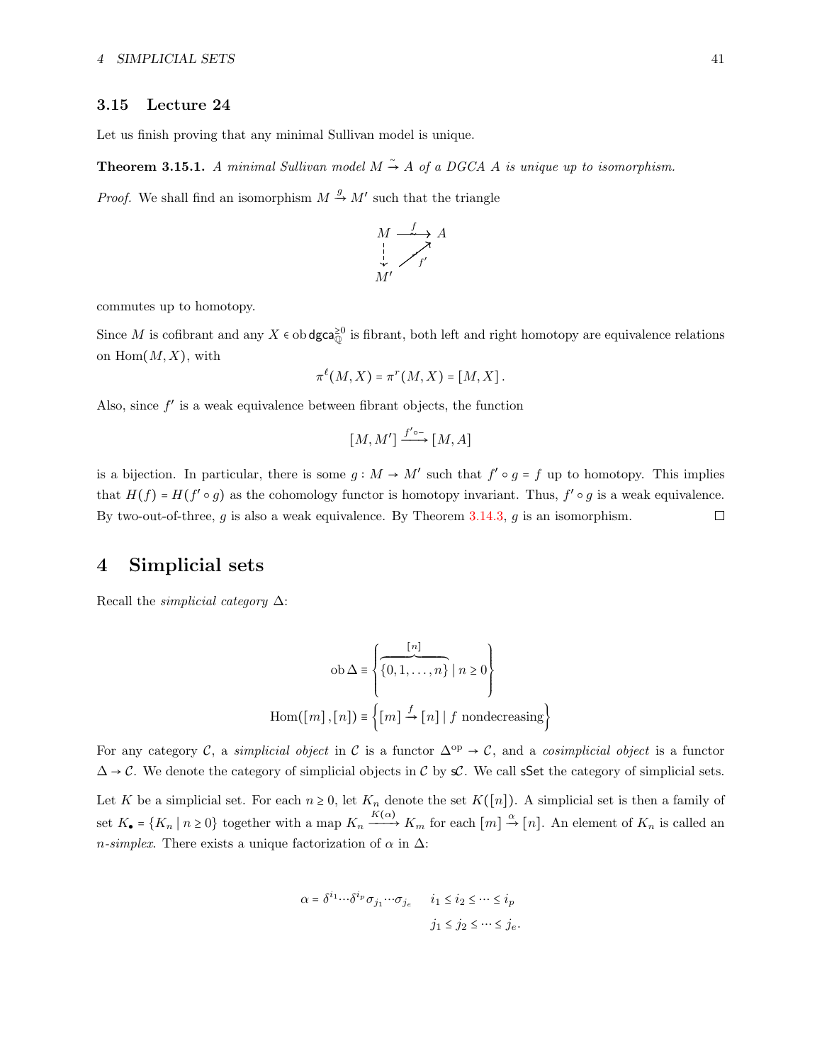### 3.15 Lecture 24

Let us finish proving that any minimal Sullivan model is unique.

**Theorem 3.15.1.** *A minimal Sullivan model $M \xrightarrow{\sim} A$ of a DGCA $A$ is unique up to isomorphism.*

*Proof.* We shall find an isomorphism $M \xrightarrow{g} M'$ such that the triangle

$$\begin{array}{ccc} M & \xrightarrow[\sim]{f} & A \\ \downarrow & \nearrow_{f'} & \\ M' & & \end{array}$$

commutes up to homotopy.

Since $M$ is cofibrant and any $X \in \operatorname{ob} \mathsf{dgca}_{\mathbb{Q}}^{\geq 0}$ is fibrant, both left and right homotopy are equivalence relations on $\operatorname{Hom}(M, X)$, with

$$\pi^{\ell}(M, X) = \pi^{r}(M, X) = [M, X] .$$

Also, since $f'$ is a weak equivalence between fibrant objects, the function

$$[M, M'] \xrightarrow{f' \circ -} [M, A]$$

is a bijection. In particular, there is some $g : M \to M'$ such that $f' \circ g = f$ up to homotopy. This implies that $H(f) = H(f' \circ g)$ as the cohomology functor is homotopy invariant. Thus, $f' \circ g$ is a weak equivalence. By two-out-of-three, $g$ is also a weak equivalence. By Theorem 3.14.3, $g$ is an isomorphism. □

# 4 Simplicial sets

Recall the *simplicial category* $\Delta$:

$$\operatorname{ob} \Delta \equiv \left\{ \overbrace{\{0, 1, \ldots, n\}}^{[n]} \mid n \geq 0 \right\}$$

$$\operatorname{Hom}([m], [n]) \equiv \left\{ [m] \xrightarrow{f} [n] \mid f \text{ nondecreasing} \right\}$$

For any category $\mathcal{C}$, a *simplicial object* in $\mathcal{C}$ is a functor $\Delta^{\mathrm{op}} \to \mathcal{C}$, and a *cosimplicial object* is a functor $\Delta \to \mathcal{C}$. We denote the category of simplicial objects in $\mathcal{C}$ by $\mathsf{s}\mathcal{C}$. We call $\mathsf{sSet}$ the category of simplicial sets.

Let $K$ be a simplicial set. For each $n \geq 0$, let $K_n$ denote the set $K([n])$. A simplicial set is then a family of set $K_\bullet = \{K_n \mid n \geq 0\}$ together with a map $K_n \xrightarrow{K(\alpha)} K_m$ for each $[m] \xrightarrow{\alpha} [n]$. An element of $K_n$ is called an *n-simplex*. There exists a unique factorization of $\alpha$ in $\Delta$:

$$\alpha = \delta^{i_1} \cdots \delta^{i_p} \sigma_{j_1} \cdots \sigma_{j_e} \qquad \begin{array}{l} i_1 \leq i_2 \leq \cdots \leq i_p \\ j_1 \leq j_2 \leq \cdots \leq j_e . \end{array}$$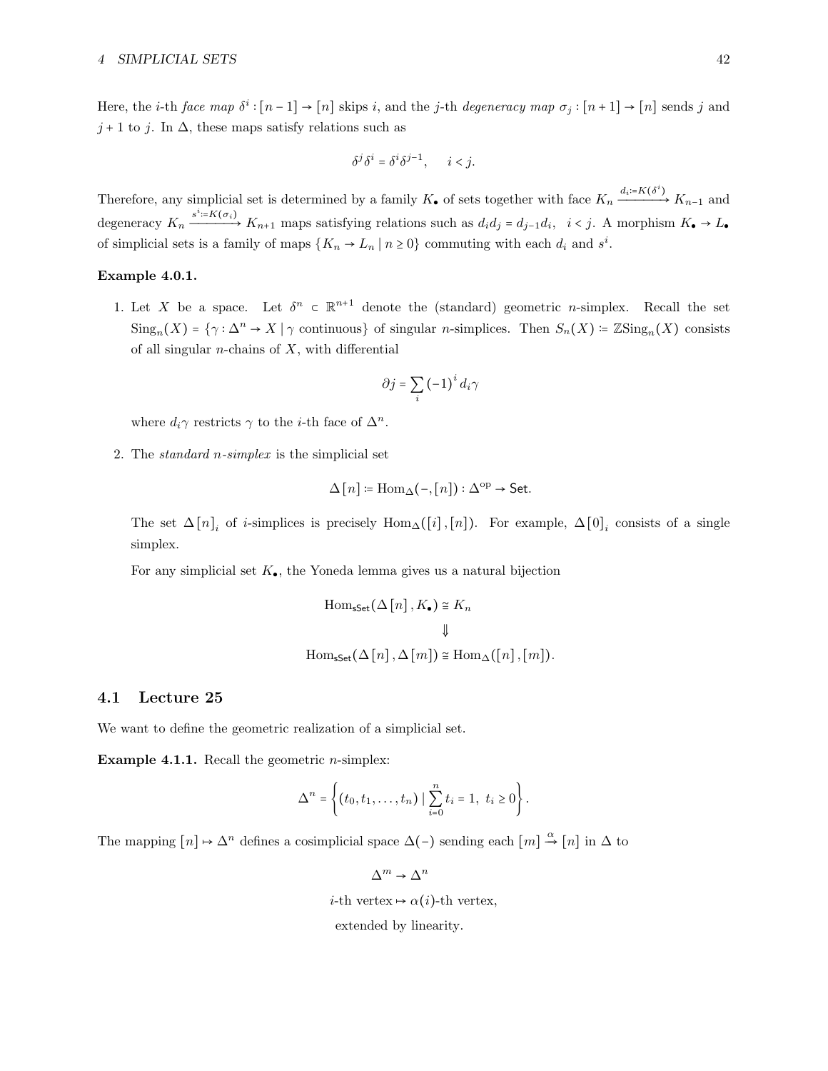Here, the $i$-th *face map* $\delta^i : [n-1] \to [n]$ skips $i$, and the $j$-th *degeneracy map* $\sigma_j : [n+1] \to [n]$ sends $j$ and $j+1$ to $j$. In $\Delta$, these maps satisfy relations such as

$$\delta^j \delta^i = \delta^i \delta^{j-1}, \qquad i < j.$$

Therefore, any simplicial set is determined by a family $K_\bullet$ of sets together with face $K_n \xrightarrow{d_i := K(\delta^i)} K_{n-1}$ and degeneracy $K_n \xrightarrow{s^i := K(\sigma_i)} K_{n+1}$ maps satisfying relations such as $d_i d_j = d_{j-1} d_i, \;\; i < j$. A morphism $K_\bullet \to L_\bullet$ of simplicial sets is a family of maps $\{K_n \to L_n \mid n \geq 0\}$ commuting with each $d_i$ and $s^i$.

**Example 4.0.1.**

1. Let $X$ be a space. Let $\delta^n \subset \mathbb{R}^{n+1}$ denote the (standard) geometric $n$-simplex. Recall the set $\mathrm{Sing}_n(X) = \{\gamma : \Delta^n \to X \mid \gamma \text{ continuous}\}$ of singular $n$-simplices. Then $S_n(X) \coloneqq \mathbb{Z}\mathrm{Sing}_n(X)$ consists of all singular $n$-chains of $X$, with differential

$$\partial j = \sum_i (-1)^i d_i \gamma$$

   where $d_i \gamma$ restricts $\gamma$ to the $i$-th face of $\Delta^n$.

2. The *standard $n$-simplex* is the simplicial set

$$\Delta[n] \coloneqq \mathrm{Hom}_\Delta(-, [n]) : \Delta^{\mathrm{op}} \to \mathsf{Set}.$$

   The set $\Delta[n]_i$ of $i$-simplices is precisely $\mathrm{Hom}_\Delta([i], [n])$. For example, $\Delta[0]_i$ consists of a single simplex.

   For any simplicial set $K_\bullet$, the Yoneda lemma gives us a natural bijection

$$\mathrm{Hom}_{\mathsf{sSet}}(\Delta[n], K_\bullet) \cong K_n$$
$$\Downarrow$$
$$\mathrm{Hom}_{\mathsf{sSet}}(\Delta[n], \Delta[m]) \cong \mathrm{Hom}_\Delta([n], [m]).$$

## 4.1 Lecture 25

We want to define the geometric realization of a simplicial set.

**Example 4.1.1.** Recall the geometric $n$-simplex:

$$\Delta^n = \left\{ (t_0, t_1, \ldots, t_n) \mid \sum_{i=0}^n t_i = 1, \; t_i \geq 0 \right\}.$$

The mapping $[n] \mapsto \Delta^n$ defines a cosimplicial space $\Delta(-)$ sending each $[m] \xrightarrow{\alpha} [n]$ in $\Delta$ to

$$\Delta^m \to \Delta^n$$
$$i\text{-th vertex} \mapsto \alpha(i)\text{-th vertex},$$
$$\text{extended by linearity.}$$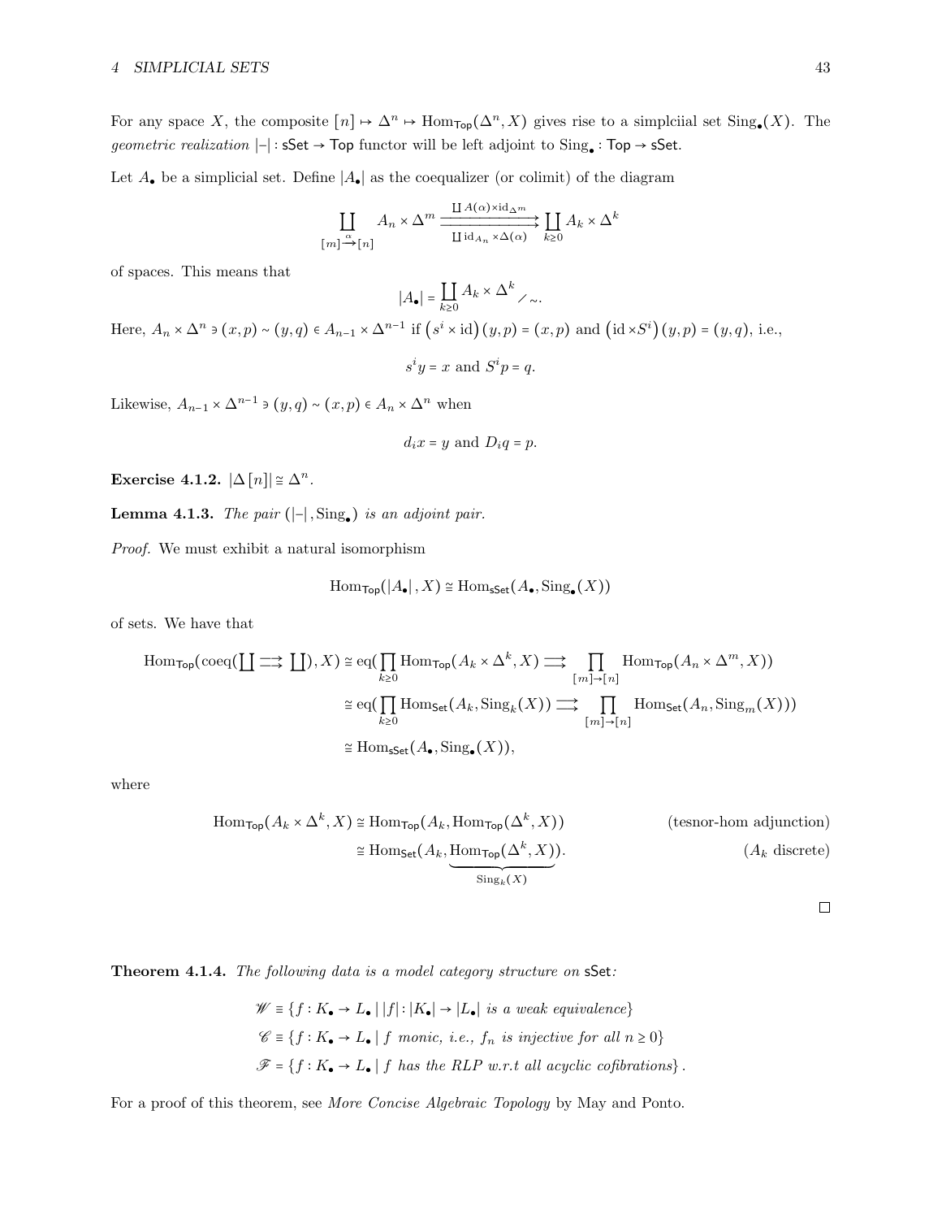For any space $X$, the composite $[n] \mapsto \Delta^n \mapsto \mathrm{Hom}_{\mathsf{Top}}(\Delta^n, X)$ gives rise to a simplciial set $\mathrm{Sing}_\bullet(X)$. The *geometric realization* $|-|: \mathsf{sSet} \to \mathsf{Top}$ functor will be left adjoint to $\mathrm{Sing}_\bullet : \mathsf{Top} \to \mathsf{sSet}$.

Let $A_\bullet$ be a simplicial set. Define $|A_\bullet|$ as the coequalizer (or colimit) of the diagram

$$\coprod_{[m] \xrightarrow{\alpha} [n]} A_n \times \Delta^m \underset{\coprod \mathrm{id}_{A_n} \times \Delta(\alpha)}{\overset{\coprod A(\alpha) \times \mathrm{id}_{\Delta^m}}{\rightrightarrows}} \coprod_{k \geq 0} A_k \times \Delta^k$$

of spaces. This means that

$$|A_\bullet| = \coprod_{k \geq 0} A_k \times \Delta^k \Big/ \sim.$$

Here, $A_n \times \Delta^n \ni (x, p) \sim (y, q) \in A_{n-1} \times \Delta^{n-1}$ if $\left(s^i \times \mathrm{id}\right)(y, p) = (x, p)$ and $\left(\mathrm{id} \times S^i\right)(y, p) = (y, q)$, i.e.,

$$s^i y = x \text{ and } S^i p = q.$$

Likewise, $A_{n-1} \times \Delta^{n-1} \ni (y, q) \sim (x, p) \in A_n \times \Delta^n$ when

$$d_i x = y \text{ and } D_i q = p.$$

**Exercise 4.1.2.** $|\Delta[n]| \cong \Delta^n$.

**Lemma 4.1.3.** *The pair* $(|-|, \mathrm{Sing}_\bullet)$ *is an adjoint pair.*

*Proof.* We must exhibit a natural isomorphism

$$\mathrm{Hom}_{\mathsf{Top}}(|A_\bullet|, X) \cong \mathrm{Hom}_{\mathsf{sSet}}(A_\bullet, \mathrm{Sing}_\bullet(X))$$

of sets. We have that

$$\begin{aligned}
\mathrm{Hom}_{\mathsf{Top}}(\mathrm{coeq}(\textstyle\coprod \rightrightarrows \coprod), X) &\cong \mathrm{eq}(\prod_{k \geq 0} \mathrm{Hom}_{\mathsf{Top}}(A_k \times \Delta^k, X) \rightrightarrows \prod_{[m] \to [n]} \mathrm{Hom}_{\mathsf{Top}}(A_n \times \Delta^m, X)) \\
&\cong \mathrm{eq}(\prod_{k \geq 0} \mathrm{Hom}_{\mathsf{Set}}(A_k, \mathrm{Sing}_k(X)) \rightrightarrows \prod_{[m] \to [n]} \mathrm{Hom}_{\mathsf{Set}}(A_n, \mathrm{Sing}_m(X))) \\
&\cong \mathrm{Hom}_{\mathsf{sSet}}(A_\bullet, \mathrm{Sing}_\bullet(X)),
\end{aligned}$$

where

$$\begin{aligned}
\mathrm{Hom}_{\mathsf{Top}}(A_k \times \Delta^k, X) &\cong \mathrm{Hom}_{\mathsf{Top}}(A_k, \mathrm{Hom}_{\mathsf{Top}}(\Delta^k, X)) && \text{(tesnor-hom adjunction)} \\
&\cong \mathrm{Hom}_{\mathsf{Set}}(A_k, \underbrace{\mathrm{Hom}_{\mathsf{Top}}(\Delta^k, X)}_{\mathrm{Sing}_k(X)}). && (A_k \text{ discrete})
\end{aligned}$$

$\square$

**Theorem 4.1.4.** *The following data is a model category structure on* $\mathsf{sSet}$*:*

$$\begin{aligned}
\mathscr{W} &\equiv \{f : K_\bullet \to L_\bullet \mid |f| : |K_\bullet| \to |L_\bullet| \text{ is a weak equivalence}\} \\
\mathscr{C} &\equiv \{f : K_\bullet \to L_\bullet \mid f \text{ monic, i.e., } f_n \text{ is injective for all } n \geq 0\} \\
\mathscr{F} &= \{f : K_\bullet \to L_\bullet \mid f \text{ has the RLP w.r.t all acyclic cofibrations}\}.
\end{aligned}$$

For a proof of this theorem, see *More Concise Algebraic Topology* by May and Ponto.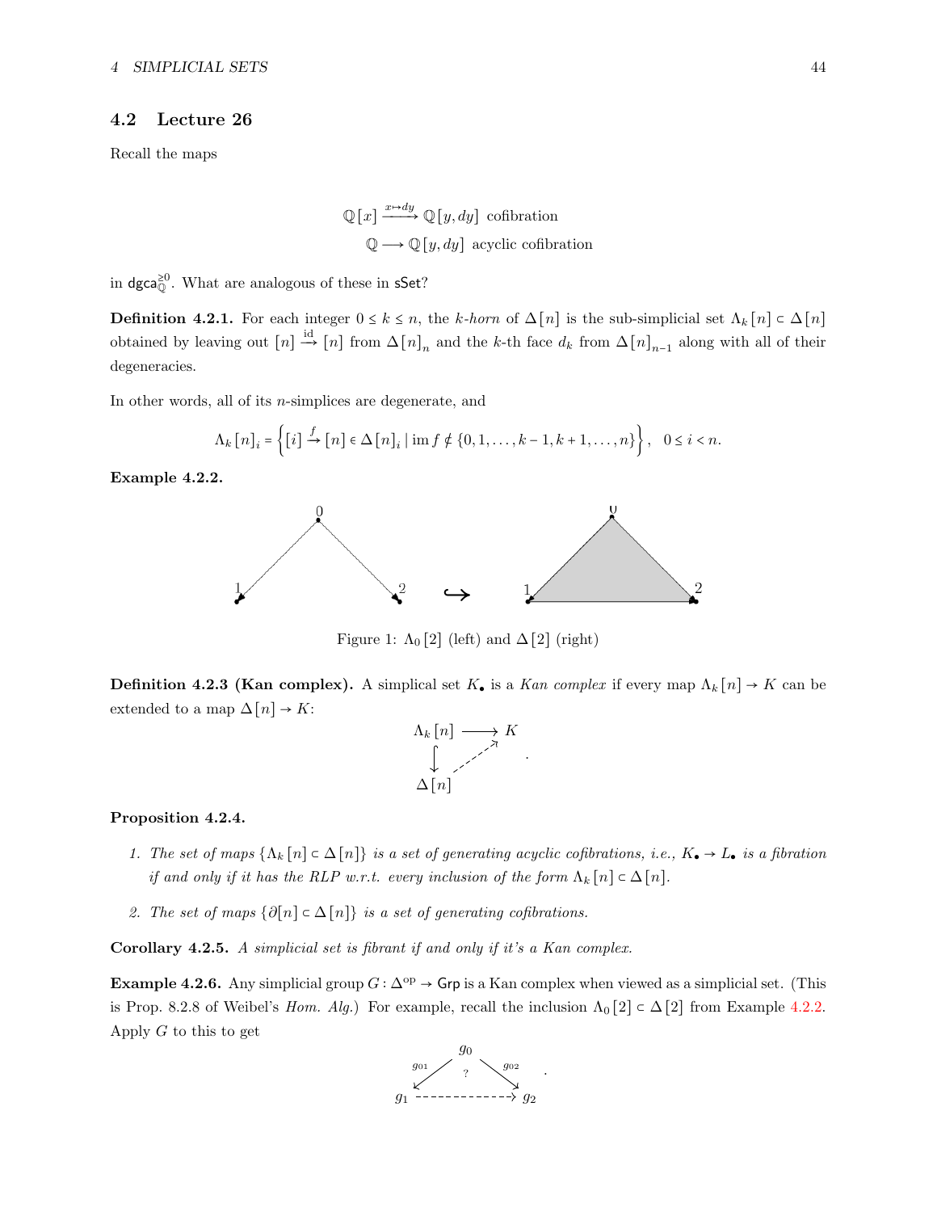## 4.2 Lecture 26

Recall the maps

$$\mathbb{Q}[x] \xrightarrow{x \mapsto dy} \mathbb{Q}[y, dy] \text{ cofibration}$$
$$\mathbb{Q} \longrightarrow \mathbb{Q}[y, dy] \text{ acyclic cofibration}$$

in $\mathsf{dgca}_{\mathbb{Q}}^{\geq 0}$. What are analogous of these in $\mathsf{sSet}$?

**Definition 4.2.1.** For each integer $0 \leq k \leq n$, the *k-horn* of $\Delta[n]$ is the sub-simplicial set $\Lambda_k[n] \subset \Delta[n]$ obtained by leaving out $[n] \xrightarrow{\text{id}} [n]$ from $\Delta[n]_n$ and the $k$-th face $d_k$ from $\Delta[n]_{n-1}$ along with all of their degeneracies.

In other words, all of its $n$-simplices are degenerate, and

$$\Lambda_k[n]_i = \left\{ [i] \xrightarrow{f} [n] \in \Delta[n]_i \mid \operatorname{im} f \notin \{0, 1, \ldots, k-1, k+1, \ldots, n\} \right\}, \quad 0 \leq i < n.$$

**Example 4.2.2.**

Figure 1: $\Lambda_0[2]$ (left) and $\Delta[2]$ (right)

**Definition 4.2.3 (Kan complex).** A simplicial set $K_\bullet$ is a *Kan complex* if every map $\Lambda_k[n] \to K$ can be extended to a map $\Delta[n] \to K$:

$$\begin{array}{ccc} \Lambda_k[n] & \longrightarrow & K \\ \downarrow & \nearrow & \\ \Delta[n] & & \end{array}.$$

**Proposition 4.2.4.**

1. *The set of maps $\{\Lambda_k[n] \subset \Delta[n]\}$ is a set of generating acyclic cofibrations, i.e., $K_\bullet \to L_\bullet$ is a fibration if and only if it has the RLP w.r.t. every inclusion of the form $\Lambda_k[n] \subset \Delta[n]$.*

2. *The set of maps $\{\partial[n] \subset \Delta[n]\}$ is a set of generating cofibrations.*

**Corollary 4.2.5.** *A simplicial set is fibrant if and only if it's a Kan complex.*

**Example 4.2.6.** Any simplicial group $G : \Delta^{\text{op}} \to \mathsf{Grp}$ is a Kan complex when viewed as a simplicial set. (This is Prop. 8.2.8 of Weibel's *Hom. Alg.*) For example, recall the inclusion $\Lambda_0[2] \subset \Delta[2]$ from Example 4.2.2. Apply $G$ to this to get

$$\begin{array}{ccc} & g_0 & \\ {}^{g_{01}}\swarrow & ? & \searrow^{g_{02}} \\ g_1 & \dashrightarrow & g_2 \end{array}.$$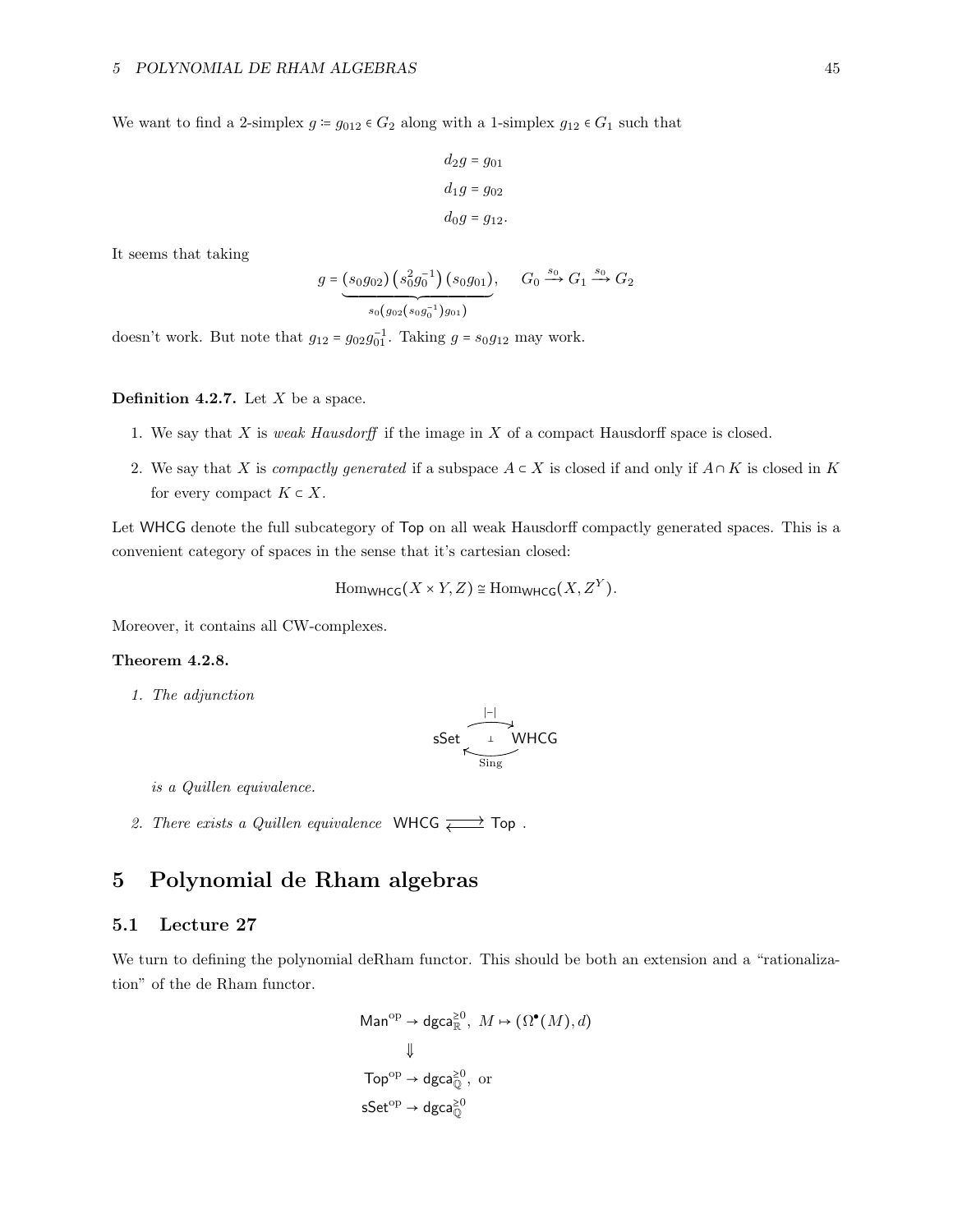We want to find a 2-simplex $g \coloneqq g_{012} \in G_2$ along with a 1-simplex $g_{12} \in G_1$ such that

$$d_2 g = g_{01}$$
$$d_1 g = g_{02}$$
$$d_0 g = g_{12}.$$

It seems that taking

$$g = \underbrace{(s_0 g_{02})\left(s_0^2 g_0^{-1}\right)(s_0 g_{01})}_{s_0\left(g_{02}(s_0 g_0^{-1}) g_{01}\right)}, \qquad G_0 \xrightarrow{s_0} G_1 \xrightarrow{s_0} G_2$$

doesn't work. But note that $g_{12} = g_{02} g_{01}^{-1}$. Taking $g = s_0 g_{12}$ may work.

**Definition 4.2.7.** Let $X$ be a space.

1. We say that $X$ is *weak Hausdorff* if the image in $X$ of a compact Hausdorff space is closed.
2. We say that $X$ is *compactly generated* if a subspace $A \subset X$ is closed if and only if $A \cap K$ is closed in $K$ for every compact $K \subset X$.

Let $\mathsf{WHCG}$ denote the full subcategory of $\mathsf{Top}$ on all weak Hausdorff compactly generated spaces. This is a convenient category of spaces in the sense that it's cartesian closed:

$$\mathrm{Hom}_{\mathsf{WHCG}}(X \times Y, Z) \cong \mathrm{Hom}_{\mathsf{WHCG}}(X, Z^Y).$$

Moreover, it contains all CW-complexes.

**Theorem 4.2.8.**

1. *The adjunction*

$$\mathsf{sSet} \underset{\mathrm{Sing}}{\overset{|-|}{\rightleftarrows}} \mathsf{WHCG} \quad (\perp)$$

   *is a Quillen equivalence.*

2. *There exists a Quillen equivalence* $\mathsf{WHCG} \rightleftarrows \mathsf{Top}$ .

# 5 Polynomial de Rham algebras

## 5.1 Lecture 27

We turn to defining the polynomial deRham functor. This should be both an extension and a "rationalization" of the de Rham functor.

$$\mathsf{Man}^{\mathrm{op}} \to \mathsf{dgca}_{\mathbb{R}}^{\geq 0}, \; M \mapsto (\Omega^\bullet(M), d)$$
$$\Downarrow$$
$$\mathsf{Top}^{\mathrm{op}} \to \mathsf{dgca}_{\mathbb{Q}}^{\geq 0}, \text{ or}$$
$$\mathsf{sSet}^{\mathrm{op}} \to \mathsf{dgca}_{\mathbb{Q}}^{\geq 0}$$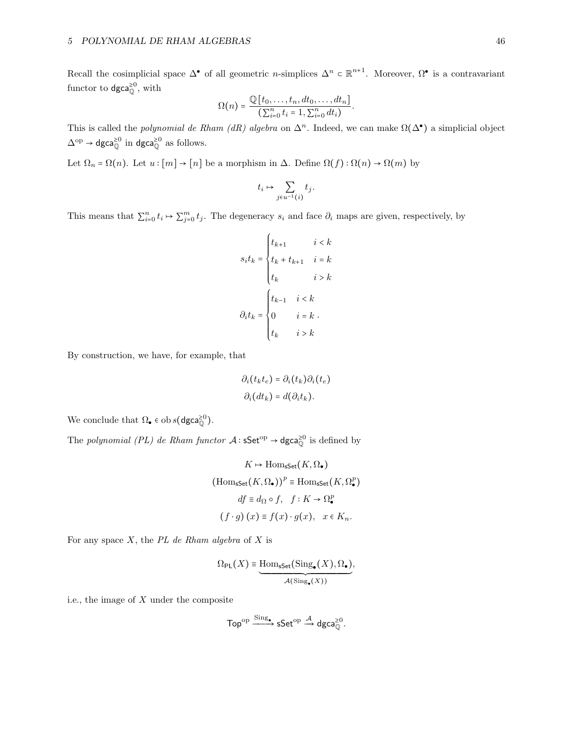Recall the cosimplicial space $\Delta^\bullet$ of all geometric $n$-simplices $\Delta^n \subset \mathbb{R}^{n+1}$. Moreover, $\Omega^\bullet$ is a contravariant functor to $\mathsf{dgca}^{\geq 0}_{\mathbb{Q}}$, with

$$\Omega(n) = \frac{\mathbb{Q}[t_0, \ldots, t_n, dt_0, \ldots, dt_n]}{(\sum_{i=0}^n t_i = 1, \sum_{i=0}^n dt_i)}.$$

This is called the *polynomial de Rham (dR) algebra* on $\Delta^n$. Indeed, we can make $\Omega(\Delta^\bullet)$ a simplicial object $\Delta^{\mathrm{op}} \to \mathsf{dgca}^{\geq 0}_{\mathbb{Q}}$ in $\mathsf{dgca}^{\geq 0}_{\mathbb{Q}}$ as follows.

Let $\Omega_n = \Omega(n)$. Let $u : [m] \to [n]$ be a morphism in $\Delta$. Define $\Omega(f) : \Omega(n) \to \Omega(m)$ by

$$t_i \mapsto \sum_{j \in u^{-1}(i)} t_j.$$

This means that $\sum_{i=0}^n t_i \mapsto \sum_{j=0}^m t_j$. The degeneracy $s_i$ and face $\partial_i$ maps are given, respectively, by

$$s_i t_k = \begin{cases} t_{k+1} & i < k \\ t_k + t_{k+1} & i = k \\ t_k & i > k \end{cases}$$

$$\partial_i t_k = \begin{cases} t_{k-1} & i < k \\ 0 & i = k \\ t_k & i > k \end{cases}.$$

By construction, we have, for example, that

$$\partial_i(t_k t_e) = \partial_i(t_k)\partial_i(t_e)$$
$$\partial_i(dt_k) = d(\partial_i t_k).$$

We conclude that $\Omega_\bullet \in \operatorname{ob} s(\mathsf{dgca}^{\geq 0}_{\mathbb{Q}})$.

The *polynomial (PL) de Rham functor* $\mathcal{A} : \mathsf{sSet}^{\mathrm{op}} \to \mathsf{dgca}^{\geq 0}_{\mathbb{Q}}$ is defined by

$$K \mapsto \operatorname{Hom}_{\mathsf{sSet}}(K, \Omega_\bullet)$$
$$(\operatorname{Hom}_{\mathsf{sSet}}(K, \Omega_\bullet))^p \equiv \operatorname{Hom}_{\mathsf{sSet}}(K, \Omega^p_\bullet)$$
$$df \equiv d_\Omega \circ f, \quad f : K \to \Omega^p_\bullet$$
$$(f \cdot g)(x) \equiv f(x) \cdot g(x), \quad x \in K_n.$$

For any space $X$, the *PL de Rham algebra* of $X$ is

$$\Omega_{\mathsf{PL}}(X) \equiv \underbrace{\operatorname{Hom}_{\mathsf{sSet}}(\operatorname{Sing}_\bullet(X), \Omega_\bullet)}_{\mathcal{A}(\operatorname{Sing}_\bullet(X))},$$

i.e., the image of $X$ under the composite

$$\mathsf{Top}^{\mathrm{op}} \xrightarrow{\operatorname{Sing}_\bullet} \mathsf{sSet}^{\mathrm{op}} \xrightarrow{\mathcal{A}} \mathsf{dgca}^{\geq 0}_{\mathbb{Q}}.$$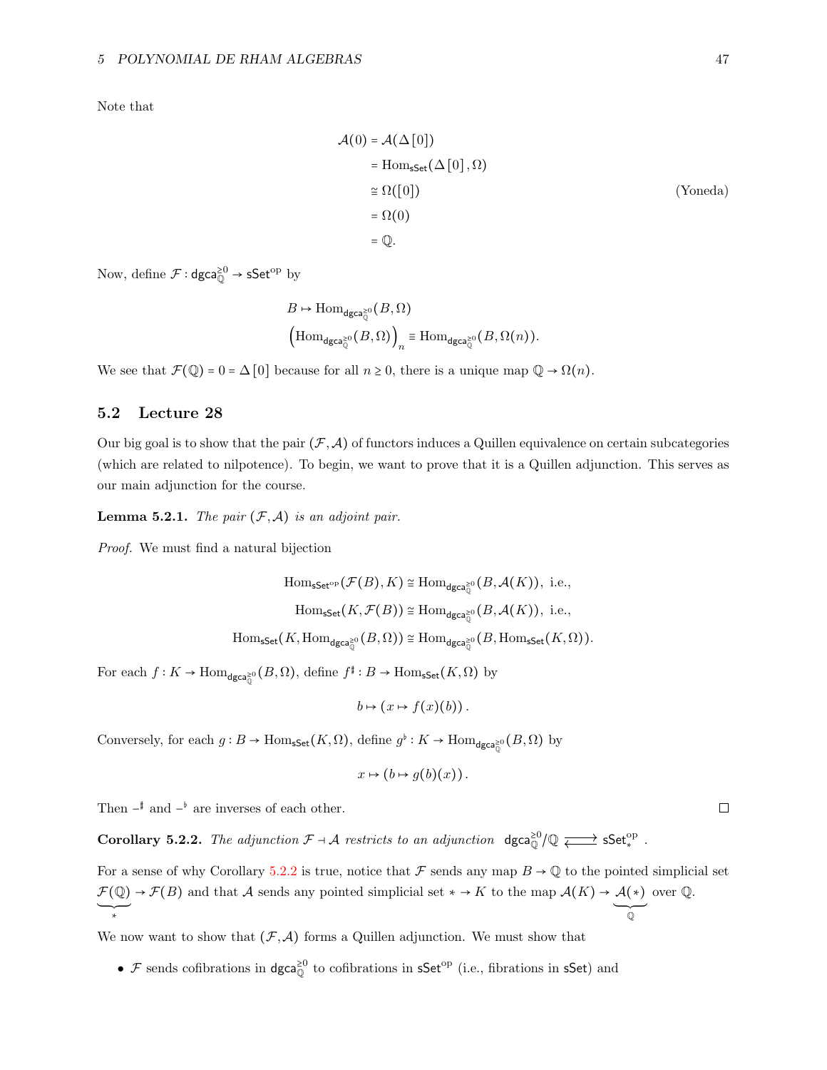Note that

$$
\begin{aligned}
\mathcal{A}(0) &= \mathcal{A}(\Delta[0]) \\
&= \mathrm{Hom}_{\mathsf{sSet}}(\Delta[0], \Omega) \\
&\cong \Omega([0]) && \text{(Yoneda)} \\
&= \Omega(0) \\
&= \mathbb{Q}.
\end{aligned}
$$

Now, define $\mathcal{F} : \mathsf{dgca}_{\mathbb{Q}}^{\geq 0} \to \mathsf{sSet}^{\mathrm{op}}$ by

$$
\begin{aligned}
&B \mapsto \mathrm{Hom}_{\mathsf{dgca}_{\mathbb{Q}}^{\geq 0}}(B, \Omega) \\
&\left(\mathrm{Hom}_{\mathsf{dgca}_{\mathbb{Q}}^{\geq 0}}(B, \Omega)\right)_n \equiv \mathrm{Hom}_{\mathsf{dgca}_{\mathbb{Q}}^{\geq 0}}(B, \Omega(n)).
\end{aligned}
$$

We see that $\mathcal{F}(\mathbb{Q}) = 0 = \Delta[0]$ because for all $n \geq 0$, there is a unique map $\mathbb{Q} \to \Omega(n)$.

## 5.2 Lecture 28

Our big goal is to show that the pair $(\mathcal{F}, \mathcal{A})$ of functors induces a Quillen equivalence on certain subcategories (which are related to nilpotence). To begin, we want to prove that it is a Quillen adjunction. This serves as our main adjunction for the course.

**Lemma 5.2.1.** *The pair $(\mathcal{F}, \mathcal{A})$ is an adjoint pair.*

*Proof.* We must find a natural bijection

$$
\begin{aligned}
\mathrm{Hom}_{\mathsf{sSet}^{\mathrm{op}}}(\mathcal{F}(B), K) &\cong \mathrm{Hom}_{\mathsf{dgca}_{\mathbb{Q}}^{\geq 0}}(B, \mathcal{A}(K)), \text{ i.e.,} \\
\mathrm{Hom}_{\mathsf{sSet}}(K, \mathcal{F}(B)) &\cong \mathrm{Hom}_{\mathsf{dgca}_{\mathbb{Q}}^{\geq 0}}(B, \mathcal{A}(K)), \text{ i.e.,} \\
\mathrm{Hom}_{\mathsf{sSet}}(K, \mathrm{Hom}_{\mathsf{dgca}_{\mathbb{Q}}^{\geq 0}}(B, \Omega)) &\cong \mathrm{Hom}_{\mathsf{dgca}_{\mathbb{Q}}^{\geq 0}}(B, \mathrm{Hom}_{\mathsf{sSet}}(K, \Omega)).
\end{aligned}
$$

For each $f : K \to \mathrm{Hom}_{\mathsf{dgca}_{\mathbb{Q}}^{\geq 0}}(B, \Omega)$, define $f^\sharp : B \to \mathrm{Hom}_{\mathsf{sSet}}(K, \Omega)$ by

$$
b \mapsto (x \mapsto f(x)(b)).
$$

Conversely, for each $g : B \to \mathrm{Hom}_{\mathsf{sSet}}(K, \Omega)$, define $g^\flat : K \to \mathrm{Hom}_{\mathsf{dgca}_{\mathbb{Q}}^{\geq 0}}(B, \Omega)$ by

$$
x \mapsto (b \mapsto g(b)(x)).
$$

Then $-^\sharp$ and $-^\flat$ are inverses of each other. $\square$

**Corollary 5.2.2.** *The adjunction $\mathcal{F} \dashv \mathcal{A}$ restricts to an adjunction $\mathsf{dgca}_{\mathbb{Q}}^{\geq 0}/\mathbb{Q} \rightleftarrows \mathsf{sSet}_*^{\mathrm{op}}$.*

For a sense of why Corollary 5.2.2 is true, notice that $\mathcal{F}$ sends any map $B \to \mathbb{Q}$ to the pointed simplicial set $\underbrace{\mathcal{F}(\mathbb{Q})}_{*} \to \mathcal{F}(B)$ and that $\mathcal{A}$ sends any pointed simplicial set $* \to K$ to the map $\mathcal{A}(K) \to \underbrace{\mathcal{A}(*)}_{\mathbb{Q}}$ over $\mathbb{Q}$.

We now want to show that $(\mathcal{F}, \mathcal{A})$ forms a Quillen adjunction. We must show that

- $\mathcal{F}$ sends cofibrations in $\mathsf{dgca}_{\mathbb{Q}}^{\geq 0}$ to cofibrations in $\mathsf{sSet}^{\mathrm{op}}$ (i.e., fibrations in $\mathsf{sSet}$) and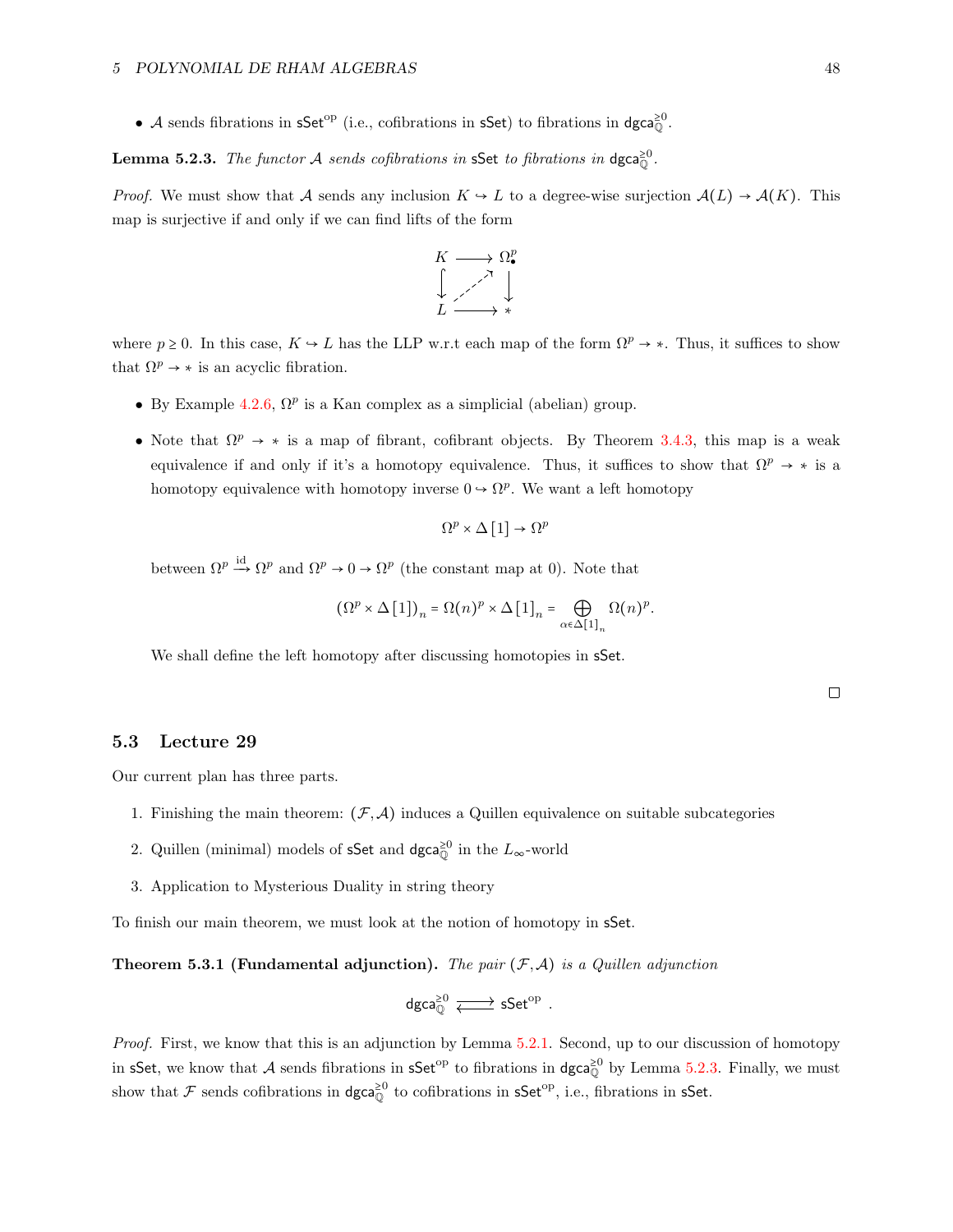- $\mathcal{A}$ sends fibrations in $\mathsf{sSet}^{\text{op}}$ (i.e., cofibrations in $\mathsf{sSet}$) to fibrations in $\mathsf{dgca}_{\mathbb{Q}}^{\geq 0}$.

**Lemma 5.2.3.** *The functor $\mathcal{A}$ sends cofibrations in $\mathsf{sSet}$ to fibrations in $\mathsf{dgca}_{\mathbb{Q}}^{\geq 0}$.*

*Proof.* We must show that $\mathcal{A}$ sends any inclusion $K \hookrightarrow L$ to a degree-wise surjection $\mathcal{A}(L) \to \mathcal{A}(K)$. This map is surjective if and only if we can find lifts of the form

$$\begin{array}{ccc} K & \longrightarrow & \Omega^p_\bullet \\ \big\downarrow & \nearrow & \big\downarrow \\ L & \longrightarrow & * \end{array}$$

where $p \geq 0$. In this case, $K \hookrightarrow L$ has the LLP w.r.t each map of the form $\Omega^p \to *$. Thus, it suffices to show that $\Omega^p \to *$ is an acyclic fibration.

- By Example 4.2.6, $\Omega^p$ is a Kan complex as a simplicial (abelian) group.
- Note that $\Omega^p \to *$ is a map of fibrant, cofibrant objects. By Theorem 3.4.3, this map is a weak equivalence if and only if it's a homotopy equivalence. Thus, it suffices to show that $\Omega^p \to *$ is a homotopy equivalence with homotopy inverse $0 \hookrightarrow \Omega^p$. We want a left homotopy

  $$\Omega^p \times \Delta[1] \to \Omega^p$$

  between $\Omega^p \xrightarrow{\text{id}} \Omega^p$ and $\Omega^p \to 0 \to \Omega^p$ (the constant map at 0). Note that

  $$(\Omega^p \times \Delta[1])_n = \Omega(n)^p \times \Delta[1]_n = \bigoplus_{\alpha \in \Delta[1]_n} \Omega(n)^p.$$

  We shall define the left homotopy after discussing homotopies in $\mathsf{sSet}$.

□

## 5.3 Lecture 29

Our current plan has three parts.

1. Finishing the main theorem: $(\mathcal{F}, \mathcal{A})$ induces a Quillen equivalence on suitable subcategories
2. Quillen (minimal) models of $\mathsf{sSet}$ and $\mathsf{dgca}_{\mathbb{Q}}^{\geq 0}$ in the $L_\infty$-world
3. Application to Mysterious Duality in string theory

To finish our main theorem, we must look at the notion of homotopy in $\mathsf{sSet}$.

**Theorem 5.3.1 (Fundamental adjunction).** *The pair $(\mathcal{F}, \mathcal{A})$ is a Quillen adjunction*

$$\mathsf{dgca}_{\mathbb{Q}}^{\geq 0} \rightleftarrows \mathsf{sSet}^{\text{op}}.$$

*Proof.* First, we know that this is an adjunction by Lemma 5.2.1. Second, up to our discussion of homotopy in $\mathsf{sSet}$, we know that $\mathcal{A}$ sends fibrations in $\mathsf{sSet}^{\text{op}}$ to fibrations in $\mathsf{dgca}_{\mathbb{Q}}^{\geq 0}$ by Lemma 5.2.3. Finally, we must show that $\mathcal{F}$ sends cofibrations in $\mathsf{dgca}_{\mathbb{Q}}^{\geq 0}$ to cofibrations in $\mathsf{sSet}^{\text{op}}$, i.e., fibrations in $\mathsf{sSet}$.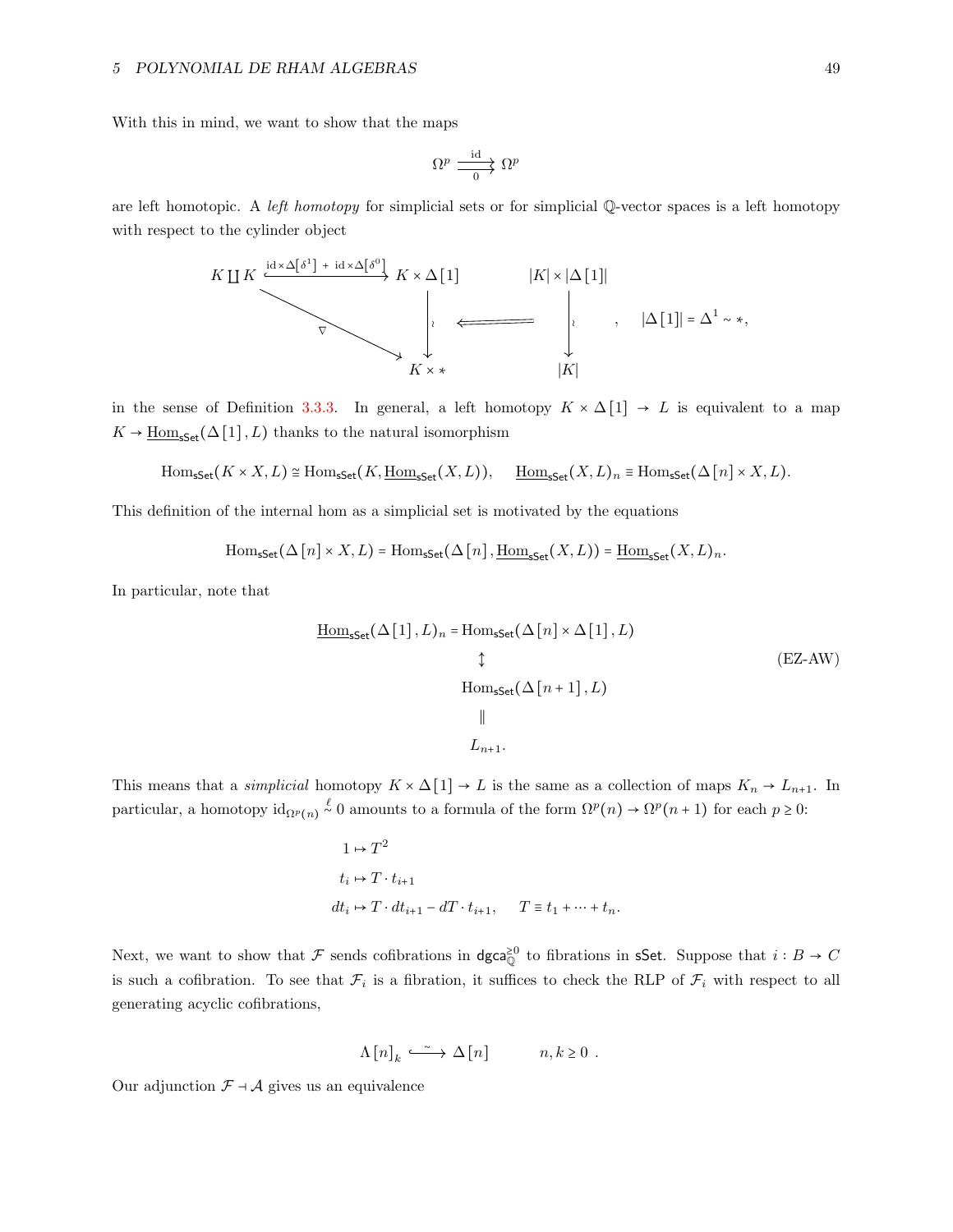With this in mind, we want to show that the maps

$$\Omega^p \underset{0}{\overset{\mathrm{id}}{\rightrightarrows}} \Omega^p$$

are left homotopic. A *left homotopy* for simplicial sets or for simplicial $\mathbb{Q}$-vector spaces is a left homotopy with respect to the cylinder object

$$\begin{array}{ccc} K \coprod K \xrightarrow{\mathrm{id}\times\Delta[\delta^1] \,+\, \mathrm{id}\times\Delta[\delta^0]} K\times\Delta[1] & & |K|\times|\Delta[1]| \\ \quad\searrow^{\nabla} \qquad\qquad \downarrow \wr & \Longleftarrow & \downarrow\wr \\ \qquad\qquad\qquad K\times * & & |K| \end{array} \quad , \quad |\Delta[1]| = \Delta^1 \sim *,$$

in the sense of Definition 3.3.3. In general, a left homotopy $K\times\Delta[1]\to L$ is equivalent to a map $K\to\underline{\mathrm{Hom}}_{\mathsf{sSet}}(\Delta[1],L)$ thanks to the natural isomorphism

$$\mathrm{Hom}_{\mathsf{sSet}}(K\times X, L)\cong\mathrm{Hom}_{\mathsf{sSet}}(K,\underline{\mathrm{Hom}}_{\mathsf{sSet}}(X,L)),\qquad \underline{\mathrm{Hom}}_{\mathsf{sSet}}(X,L)_n\equiv\mathrm{Hom}_{\mathsf{sSet}}(\Delta[n]\times X,L).$$

This definition of the internal hom as a simplicial set is motivated by the equations

$$\mathrm{Hom}_{\mathsf{sSet}}(\Delta[n]\times X,L)=\mathrm{Hom}_{\mathsf{sSet}}(\Delta[n],\underline{\mathrm{Hom}}_{\mathsf{sSet}}(X,L))=\underline{\mathrm{Hom}}_{\mathsf{sSet}}(X,L)_n.$$

In particular, note that

$$\begin{array}{c} \underline{\mathrm{Hom}}_{\mathsf{sSet}}(\Delta[1],L)_n=\mathrm{Hom}_{\mathsf{sSet}}(\Delta[n]\times\Delta[1],L) \\ \updownarrow \\ \mathrm{Hom}_{\mathsf{sSet}}(\Delta[n+1],L) \\ \| \\ L_{n+1}. \end{array} \tag{EZ-AW}$$

This means that a *simplicial* homotopy $K\times\Delta[1]\to L$ is the same as a collection of maps $K_n\to L_{n+1}$. In particular, a homotopy $\mathrm{id}_{\Omega^p(n)}\overset{\ell}{\sim}0$ amounts to a formula of the form $\Omega^p(n)\to\Omega^p(n+1)$ for each $p\geq 0$:

$$\begin{aligned} 1&\mapsto T^2\\ t_i&\mapsto T\cdot t_{i+1}\\ dt_i&\mapsto T\cdot dt_{i+1}-dT\cdot t_{i+1},\qquad T\equiv t_1+\dots+t_n. \end{aligned}$$

Next, we want to show that $\mathcal{F}$ sends cofibrations in $\mathsf{dgca}^{\geq 0}_{\mathbb{Q}}$ to fibrations in $\mathsf{sSet}$. Suppose that $i:B\to C$ is such a cofibration. To see that $\mathcal{F}_i$ is a fibration, it suffices to check the RLP of $\mathcal{F}_i$ with respect to all generating acyclic cofibrations,

$$\Lambda[n]_k \overset{\sim}{\hookrightarrow} \Delta[n] \qquad n,k\geq 0\ .$$

Our adjunction $\mathcal{F}\dashv\mathcal{A}$ gives us an equivalence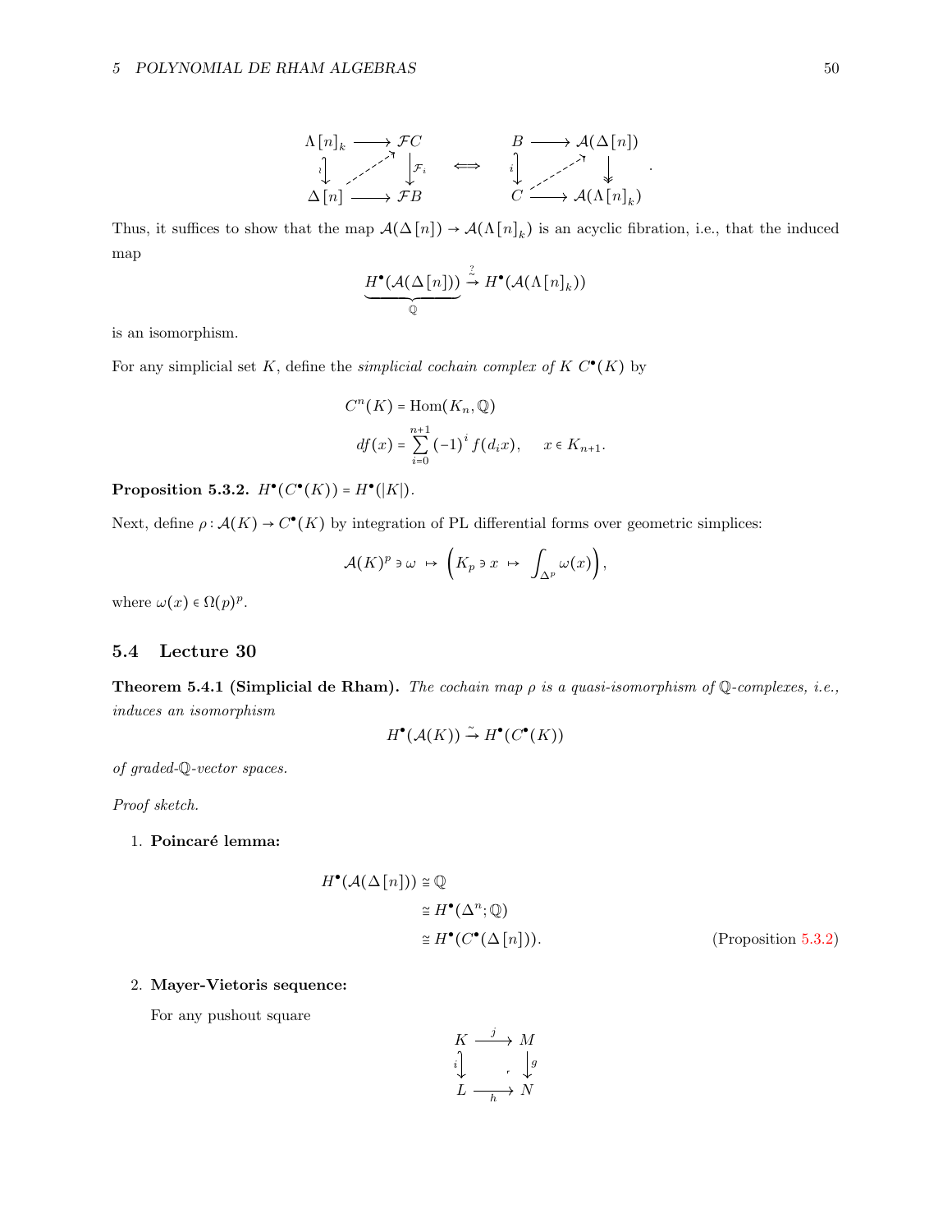$$
\begin{array}{ccc}
\Lambda[n]_k & \longrightarrow & \mathcal{F}C \\
\wr\big\downarrow & \nearrow & \big\downarrow \mathcal{F}_i \\
\Delta[n] & \longrightarrow & \mathcal{F}B
\end{array}
\quad \Longleftrightarrow \quad
\begin{array}{ccc}
B & \longrightarrow & \mathcal{A}(\Delta[n]) \\
i\big\downarrow & \nearrow & \big\downarrow \\
C & \longrightarrow & \mathcal{A}(\Lambda[n]_k)
\end{array}.
$$

Thus, it suffices to show that the map $\mathcal{A}(\Delta[n]) \to \mathcal{A}(\Lambda[n]_k)$ is an acyclic fibration, i.e., that the induced map

$$
\underbrace{H^\bullet(\mathcal{A}(\Delta[n]))}_{\mathbb{Q}} \overset{?}{\underset{\sim}{\to}} H^\bullet(\mathcal{A}(\Lambda[n]_k))
$$

is an isomorphism.

For any simplicial set $K$, define the *simplicial cochain complex of $K$* $C^\bullet(K)$ by

$$
\begin{aligned}
C^n(K) &= \operatorname{Hom}(K_n, \mathbb{Q}) \\
df(x) &= \sum_{i=0}^{n+1} (-1)^i f(d_i x), \qquad x \in K_{n+1}.
\end{aligned}
$$

**Proposition 5.3.2.** $H^\bullet(C^\bullet(K)) = H^\bullet(|K|)$.

Next, define $\rho : \mathcal{A}(K) \to C^\bullet(K)$ by integration of PL differential forms over geometric simplices:

$$
\mathcal{A}(K)^p \ni \omega \;\mapsto\; \Big( K_p \ni x \;\mapsto\; \int_{\Delta^p} \omega(x) \Big),
$$

where $\omega(x) \in \Omega(p)^p$.

## 5.4 Lecture 30

**Theorem 5.4.1 (Simplicial de Rham).** *The cochain map $\rho$ is a quasi-isomorphism of $\mathbb{Q}$-complexes, i.e., induces an isomorphism*

$$
H^\bullet(\mathcal{A}(K)) \overset{\sim}{\to} H^\bullet(C^\bullet(K))
$$

*of graded-$\mathbb{Q}$-vector spaces.*

*Proof sketch.*

1. **Poincaré lemma:**

$$
\begin{aligned}
H^\bullet(\mathcal{A}(\Delta[n])) &\cong \mathbb{Q} \\
&\cong H^\bullet(\Delta^n; \mathbb{Q}) \\
&\cong H^\bullet(C^\bullet(\Delta[n])). \qquad \text{(Proposition 5.3.2)}
\end{aligned}
$$

2. **Mayer-Vietoris sequence:**

   For any pushout square

$$
\begin{array}{ccc}
K & \xrightarrow{\;j\;} & M \\
i\big\downarrow & \ulcorner & \big\downarrow g \\
L & \xrightarrow[\;h\;]{} & N
\end{array}
$$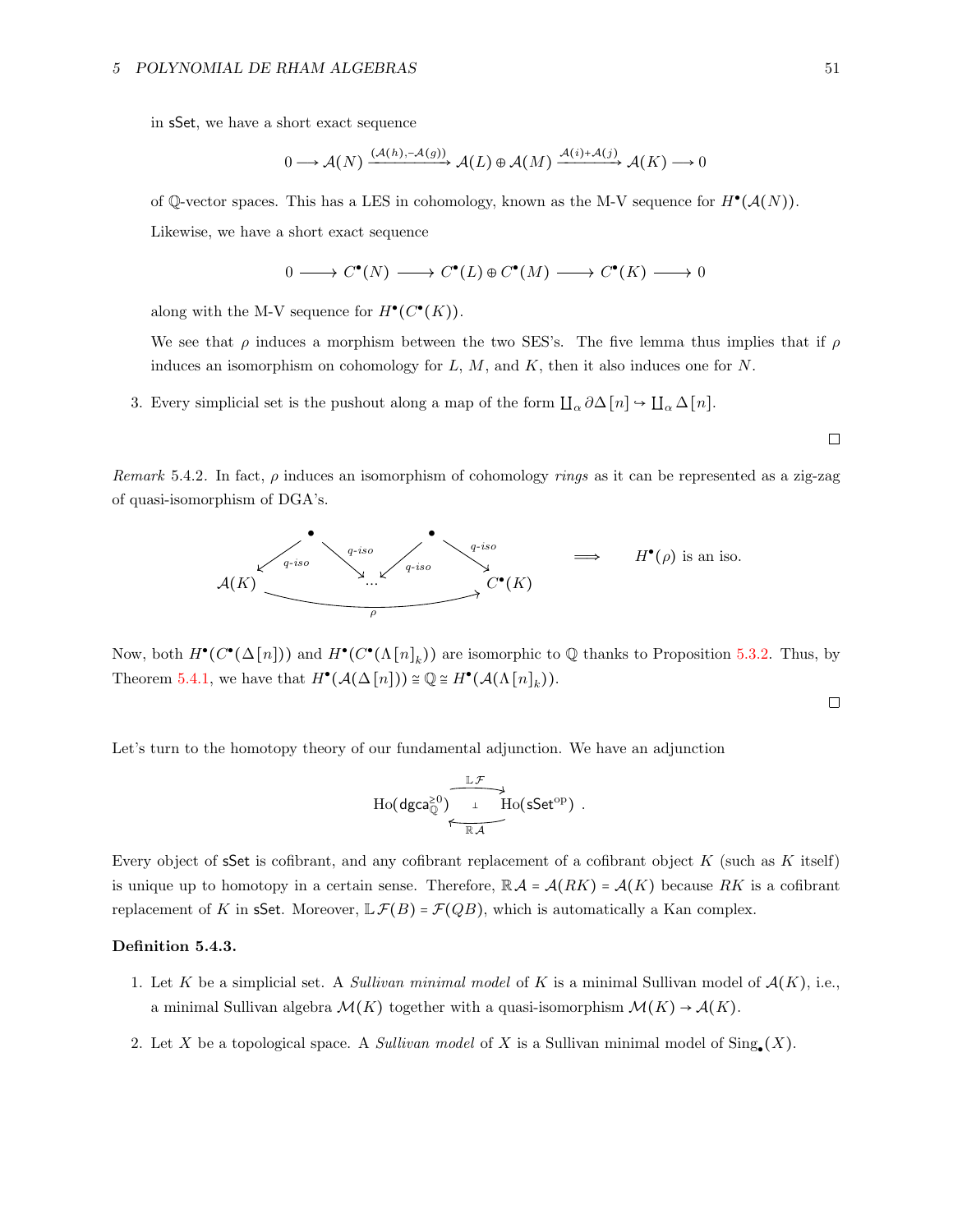in sSet, we have a short exact sequence

$$0 \longrightarrow \mathcal{A}(N) \xrightarrow{(\mathcal{A}(h),-\mathcal{A}(g))} \mathcal{A}(L) \oplus \mathcal{A}(M) \xrightarrow{\mathcal{A}(i)+\mathcal{A}(j)} \mathcal{A}(K) \longrightarrow 0$$

of $\mathbb{Q}$-vector spaces. This has a LES in cohomology, known as the M-V sequence for $H^\bullet(\mathcal{A}(N))$.

Likewise, we have a short exact sequence

$$0 \longrightarrow C^\bullet(N) \longrightarrow C^\bullet(L) \oplus C^\bullet(M) \longrightarrow C^\bullet(K) \longrightarrow 0$$

along with the M-V sequence for $H^\bullet(C^\bullet(K))$.

We see that $\rho$ induces a morphism between the two SES's. The five lemma thus implies that if $\rho$ induces an isomorphism on cohomology for $L$, $M$, and $K$, then it also induces one for $N$.

3. Every simplicial set is the pushout along a map of the form $\coprod_\alpha \partial\Delta[n] \hookrightarrow \coprod_\alpha \Delta[n]$.

□

*Remark* 5.4.2. In fact, $\rho$ induces an isomorphism of cohomology *rings* as it can be represented as a zig-zag of quasi-isomorphism of DGA's.

$$\mathcal{A}(K) \xleftarrow{q\text{-}iso} \bullet \xrightarrow{q\text{-}iso} \cdots \xleftarrow{q\text{-}iso} \bullet \xrightarrow{q\text{-}iso} C^\bullet(K), \qquad \mathcal{A}(K) \xrightarrow{\rho} C^\bullet(K) \qquad \Longrightarrow \qquad H^\bullet(\rho) \text{ is an iso.}$$

Now, both $H^\bullet(C^\bullet(\Delta[n]))$ and $H^\bullet(C^\bullet(\Lambda[n]_k))$ are isomorphic to $\mathbb{Q}$ thanks to Proposition 5.3.2. Thus, by Theorem 5.4.1, we have that $H^\bullet(\mathcal{A}(\Delta[n])) \cong \mathbb{Q} \cong H^\bullet(\mathcal{A}(\Lambda[n]_k))$.

□

Let's turn to the homotopy theory of our fundamental adjunction. We have an adjunction

$$\mathrm{Ho}(\mathsf{dgca}_{\mathbb{Q}}^{\geq 0}) \underset{\mathbb{R}\mathcal{A}}{\overset{\mathbb{L}\mathcal{F}}{\rightleftarrows}} \mathrm{Ho}(\mathsf{sSet}^{\mathrm{op}}) \ .$$

Every object of sSet is cofibrant, and any cofibrant replacement of a cofibrant object $K$ (such as $K$ itself) is unique up to homotopy in a certain sense. Therefore, $\mathbb{R}\mathcal{A} = \mathcal{A}(RK) = \mathcal{A}(K)$ because $RK$ is a cofibrant replacement of $K$ in sSet. Moreover, $\mathbb{L}\mathcal{F}(B) = \mathcal{F}(QB)$, which is automatically a Kan complex.

**Definition 5.4.3.**

1. Let $K$ be a simplicial set. A *Sullivan minimal model* of $K$ is a minimal Sullivan model of $\mathcal{A}(K)$, i.e., a minimal Sullivan algebra $\mathcal{M}(K)$ together with a quasi-isomorphism $\mathcal{M}(K) \to \mathcal{A}(K)$.

2. Let $X$ be a topological space. A *Sullivan model* of $X$ is a Sullivan minimal model of $\mathrm{Sing}_\bullet(X)$.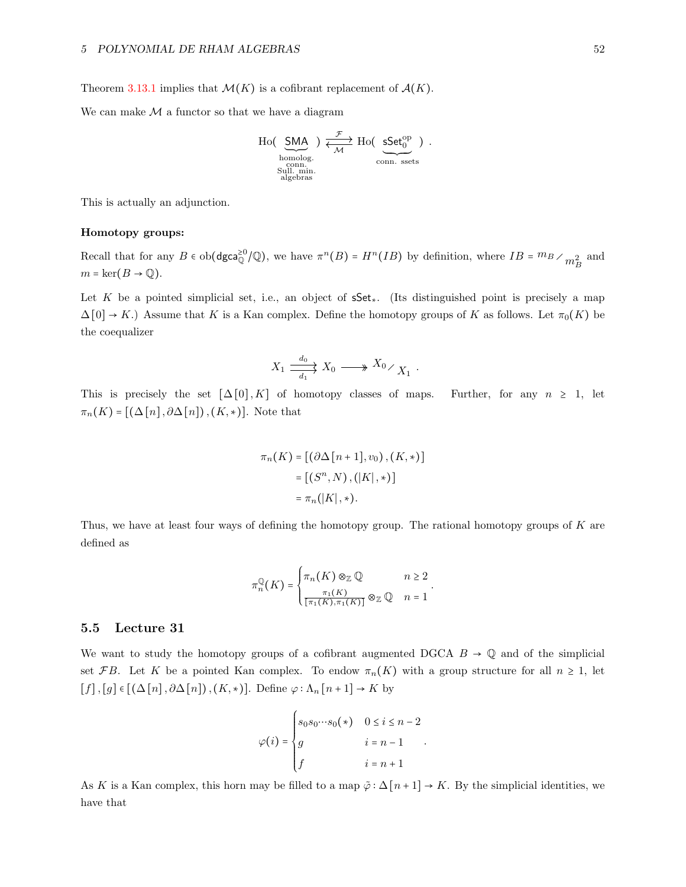Theorem 3.13.1 implies that $\mathcal{M}(K)$ is a cofibrant replacement of $\mathcal{A}(K)$.

We can make $\mathcal{M}$ a functor so that we have a diagram

$$\mathrm{Ho}(\underbrace{\mathsf{SMA}}_{\substack{\text{homolog.}\\ \text{conn.}\\ \text{Sull. min.}\\ \text{algebras}}}) \underset{\mathcal{M}}{\overset{\mathcal{F}}{\rightleftarrows}} \mathrm{Ho}(\underbrace{\mathsf{sSet}_0^{\mathrm{op}}}_{\text{conn. ssets}}) .$$

This is actually an adjunction.

**Homotopy groups:**

Recall that for any $B \in \mathrm{ob}(\mathsf{dgca}_{\mathbb{Q}}^{\geq 0}/\mathbb{Q})$, we have $\pi^n(B) = H^n(IB)$ by definition, where $IB = {m_B}/{m_B^2}$ and $m = \ker(B \to \mathbb{Q})$.

Let $K$ be a pointed simplicial set, i.e., an object of $\mathsf{sSet}_*$. (Its distinguished point is precisely a map $\Delta[0] \to K$.) Assume that $K$ is a Kan complex. Define the homotopy groups of $K$ as follows. Let $\pi_0(K)$ be the coequalizer

$$X_1 \underset{d_1}{\overset{d_0}{\rightrightarrows}} X_0 \twoheadrightarrow {X_0}/{X_1} .$$

This is precisely the set $[\Delta[0], K]$ of homotopy classes of maps. Further, for any $n \geq 1$, let $\pi_n(K) = [(\Delta[n], \partial\Delta[n]), (K, *)]$. Note that

$$\begin{aligned}
\pi_n(K) &= [(\partial\Delta[n+1], v_0), (K, *)] \\
&= [(S^n, N), (|K|, *)] \\
&= \pi_n(|K|, *).
\end{aligned}$$

Thus, we have at least four ways of defining the homotopy group. The rational homotopy groups of $K$ are defined as

$$\pi_n^{\mathbb{Q}}(K) = \begin{cases} \pi_n(K) \otimes_{\mathbb{Z}} \mathbb{Q} & n \geq 2 \\ \frac{\pi_1(K)}{[\pi_1(K), \pi_1(K)]} \otimes_{\mathbb{Z}} \mathbb{Q} & n = 1 \end{cases}.$$

## 5.5 Lecture 31

We want to study the homotopy groups of a cofibrant augmented DGCA $B \to \mathbb{Q}$ and of the simplicial set $\mathcal{F}B$. Let $K$ be a pointed Kan complex. To endow $\pi_n(K)$ with a group structure for all $n \geq 1$, let $[f], [g] \in [(\Delta[n], \partial\Delta[n]), (K, *)]$. Define $\varphi : \Lambda_n[n+1] \to K$ by

$$\varphi(i) = \begin{cases} s_0 s_0 \cdots s_0(*) & 0 \leq i \leq n-2 \\ g & i = n-1 \\ f & i = n+1 \end{cases}.$$

As $K$ is a Kan complex, this horn may be filled to a map $\tilde{\varphi} : \Delta[n+1] \to K$. By the simplicial identities, we have that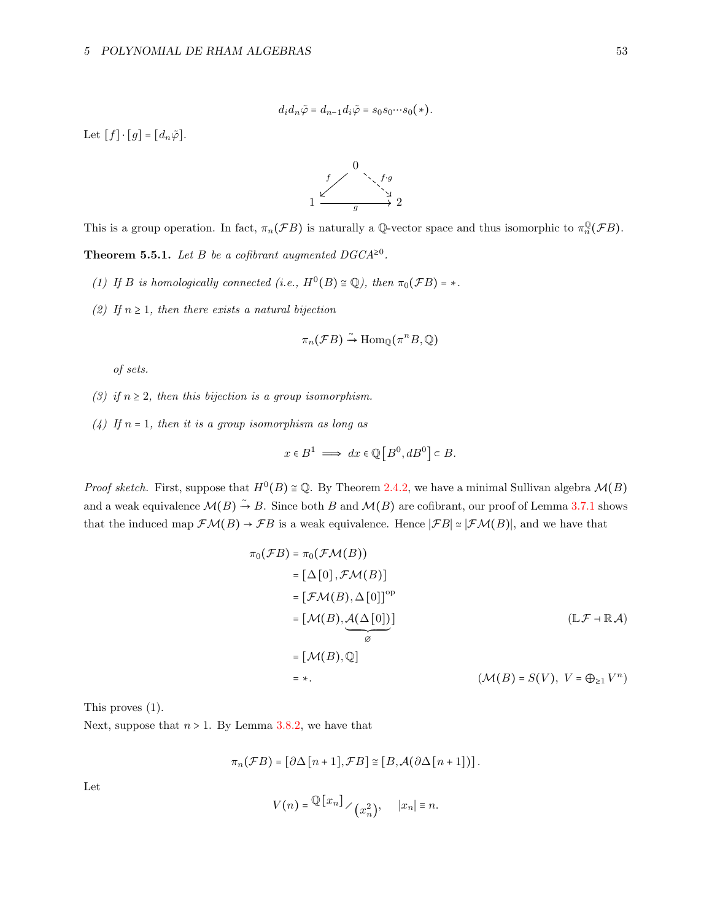$$d_i d_n \tilde{\varphi} = d_{n-1} d_i \tilde{\varphi} = s_0 s_0 \cdots s_0(*).$$

Let $[f] \cdot [g] = [d_n \tilde{\varphi}]$.

$$\begin{array}{ccc} & 0 & \\ {}^{f}\swarrow & & \searrow^{f\cdot g} \\ 1 & \xrightarrow[g]{} & 2 \end{array}$$

This is a group operation. In fact, $\pi_n(\mathcal{F}B)$ is naturally a $\mathbb{Q}$-vector space and thus isomorphic to $\pi_n^{\mathbb{Q}}(\mathcal{F}B)$.

**Theorem 5.5.1.** *Let $B$ be a cofibrant augmented DGCA$^{\geq 0}$.*

*(1) If $B$ is homologically connected (i.e., $H^0(B) \cong \mathbb{Q}$), then $\pi_0(\mathcal{F}B) = *$.*

*(2) If $n \geq 1$, then there exists a natural bijection*

$$\pi_n(\mathcal{F}B) \xrightarrow{\sim} \operatorname{Hom}_{\mathbb{Q}}(\pi^n B, \mathbb{Q})$$

*of sets.*

*(3) if $n \geq 2$, then this bijection is a group isomorphism.*

*(4) If $n = 1$, then it is a group isomorphism as long as*

$$x \in B^1 \implies dx \in \mathbb{Q}\left[B^0, dB^0\right] \subset B.$$

*Proof sketch.* First, suppose that $H^0(B) \cong \mathbb{Q}$. By Theorem 2.4.2, we have a minimal Sullivan algebra $\mathcal{M}(B)$ and a weak equivalence $\mathcal{M}(B) \xrightarrow{\sim} B$. Since both $B$ and $\mathcal{M}(B)$ are cofibrant, our proof of Lemma 3.7.1 shows that the induced map $\mathcal{F}\mathcal{M}(B) \to \mathcal{F}B$ is a weak equivalence. Hence $|\mathcal{F}B| \simeq |\mathcal{F}\mathcal{M}(B)|$, and we have that

$$\begin{aligned}
\pi_0(\mathcal{F}B) &= \pi_0(\mathcal{F}\mathcal{M}(B)) \\
&= [\Delta[0], \mathcal{F}\mathcal{M}(B)] \\
&= [\mathcal{F}\mathcal{M}(B), \Delta[0]]^{\mathrm{op}} \\
&= [\mathcal{M}(B), \underbrace{\mathcal{A}(\Delta[0])}_{\varnothing}] && (\mathbb{L}\mathcal{F} \dashv \mathbb{R}\mathcal{A}) \\
&= [\mathcal{M}(B), \mathbb{Q}] \\
&= *. && (\mathcal{M}(B) = S(V),\ V = \textstyle\bigoplus_{\geq 1} V^n)
\end{aligned}$$

This proves (1).

Next, suppose that $n > 1$. By Lemma 3.8.2, we have that

$$\pi_n(\mathcal{F}B) = [\partial\Delta[n+1], \mathcal{F}B] \cong [B, \mathcal{A}(\partial\Delta[n+1])].$$

Let

$$V(n) = \mathbb{Q}[x_n] \big/ (x_n^2), \qquad |x_n| \equiv n.$$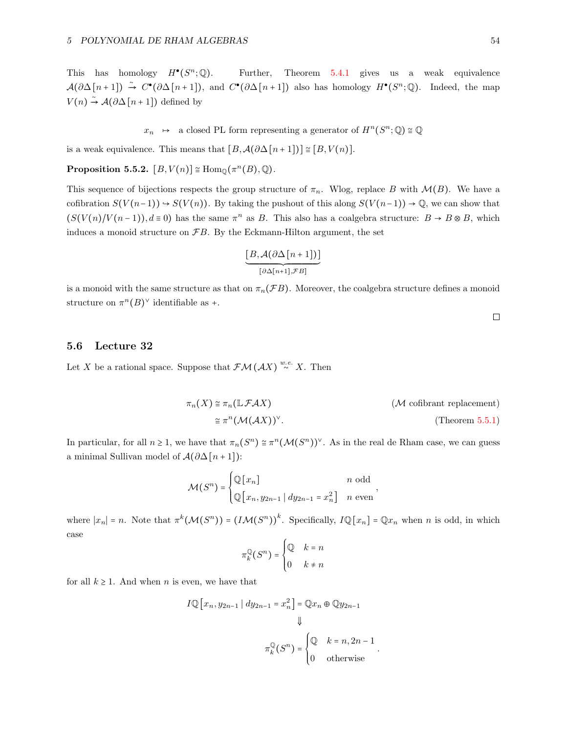This has homology $H^\bullet(S^n;\mathbb{Q})$. Further, Theorem 5.4.1 gives us a weak equivalence $\mathcal{A}(\partial\Delta[n+1]) \xrightarrow{\sim} C^\bullet(\partial\Delta[n+1])$, and $C^\bullet(\partial\Delta[n+1])$ also has homology $H^\bullet(S^n;\mathbb{Q})$. Indeed, the map $V(n) \xrightarrow{\sim} \mathcal{A}(\partial\Delta[n+1])$ defined by

$$x_n \quad \mapsto \quad \text{a closed PL form representing a generator of } H^n(S^n;\mathbb{Q}) \cong \mathbb{Q}$$

is a weak equivalence. This means that $[B, \mathcal{A}(\partial\Delta[n+1])] \cong [B, V(n)]$.

**Proposition 5.5.2.** $[B, V(n)] \cong \operatorname{Hom}_{\mathbb{Q}}(\pi^n(B), \mathbb{Q})$.

This sequence of bijections respects the group structure of $\pi_n$. Wlog, replace $B$ with $\mathcal{M}(B)$. We have a cofibration $S(V(n-1)) \hookrightarrow S(V(n))$. By taking the pushout of this along $S(V(n-1)) \to \mathbb{Q}$, we can show that $(S(V(n)/V(n-1)), d \equiv 0)$ has the same $\pi^n$ as $B$. This also has a coalgebra structure: $B \to B \otimes B$, which induces a monoid structure on $\mathcal{F}B$. By the Eckmann-Hilton argument, the set

$$\underbrace{[B, \mathcal{A}(\partial\Delta[n+1])]}_{[\partial\Delta[n+1], \mathcal{F}B]}$$

is a monoid with the same structure as that on $\pi_n(\mathcal{F}B)$. Moreover, the coalgebra structure defines a monoid structure on $\pi^n(B)^\vee$ identifiable as $+$.

□

## 5.6 Lecture 32

Let $X$ be a rational space. Suppose that $\mathcal{F}\mathcal{M}(\mathcal{A}X) \overset{w.e.}{\sim} X$. Then

$$\begin{aligned}
\pi_n(X) &\cong \pi_n(\mathbb{L}\mathcal{F}\mathcal{A}X) && (\mathcal{M} \text{ cofibrant replacement}) \\
&\cong \pi^n(\mathcal{M}(\mathcal{A}X))^\vee. && (\text{Theorem 5.5.1})
\end{aligned}$$

In particular, for all $n \geq 1$, we have that $\pi_n(S^n) \cong \pi^n(\mathcal{M}(S^n))^\vee$. As in the real de Rham case, we can guess a minimal Sullivan model of $\mathcal{A}(\partial\Delta[n+1])$:

$$\mathcal{M}(S^n) = \begin{cases} \mathbb{Q}[x_n] & n \text{ odd} \\ \mathbb{Q}\left[x_n, y_{2n-1} \mid dy_{2n-1} = x_n^2\right] & n \text{ even} \end{cases},$$

where $|x_n| = n$. Note that $\pi^k(\mathcal{M}(S^n)) = (I\mathcal{M}(S^n))^k$. Specifically, $I\mathbb{Q}[x_n] = \mathbb{Q}x_n$ when $n$ is odd, in which case

$$\pi_k^{\mathbb{Q}}(S^n) = \begin{cases} \mathbb{Q} & k = n \\ 0 & k \neq n \end{cases}$$

for all $k \geq 1$. And when $n$ is even, we have that

$$I\mathbb{Q}\left[x_n, y_{2n-1} \mid dy_{2n-1} = x_n^2\right] = \mathbb{Q}x_n \oplus \mathbb{Q}y_{2n-1}$$

$$\Downarrow$$

$$\pi_k^{\mathbb{Q}}(S^n) = \begin{cases} \mathbb{Q} & k = n, 2n-1 \\ 0 & \text{otherwise} \end{cases}.$$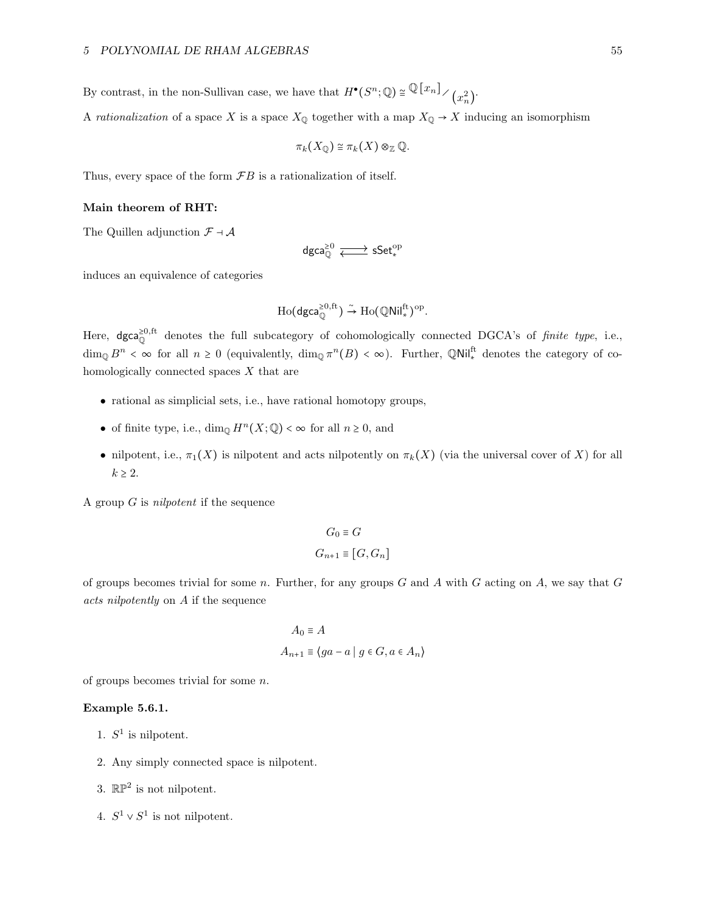By contrast, in the non-Sullivan case, we have that $H^\bullet(S^n;\mathbb{Q}) \cong \mathbb{Q}[x_n] \big/ (x_n^2)$.

A *rationalization* of a space $X$ is a space $X_\mathbb{Q}$ together with a map $X_\mathbb{Q} \to X$ inducing an isomorphism

$$\pi_k(X_\mathbb{Q}) \cong \pi_k(X) \otimes_\mathbb{Z} \mathbb{Q}.$$

Thus, every space of the form $\mathcal{F}B$ is a rationalization of itself.

**Main theorem of RHT:**

The Quillen adjunction $\mathcal{F} \dashv \mathcal{A}$

$$\mathsf{dgca}_\mathbb{Q}^{\geq 0} \rightleftarrows \mathsf{sSet}_*^{\mathrm{op}}$$

induces an equivalence of categories

$$\mathrm{Ho}(\mathsf{dgca}_\mathbb{Q}^{\geq 0,\mathrm{ft}}) \xrightarrow{\sim} \mathrm{Ho}(\mathbb{Q}\mathsf{Nil}_*^{\mathrm{ft}})^{\mathrm{op}}.$$

Here, $\mathsf{dgca}_\mathbb{Q}^{\geq 0,\mathrm{ft}}$ denotes the full subcategory of cohomologically connected DGCA's of *finite type*, i.e., $\dim_\mathbb{Q} B^n < \infty$ for all $n \geq 0$ (equivalently, $\dim_\mathbb{Q} \pi^n(B) < \infty$). Further, $\mathbb{Q}\mathsf{Nil}_*^{\mathrm{ft}}$ denotes the category of cohomologically connected spaces $X$ that are

- rational as simplicial sets, i.e., have rational homotopy groups,
- of finite type, i.e., $\dim_\mathbb{Q} H^n(X;\mathbb{Q}) < \infty$ for all $n \geq 0$, and
- nilpotent, i.e., $\pi_1(X)$ is nilpotent and acts nilpotently on $\pi_k(X)$ (via the universal cover of $X$) for all $k \geq 2$.

A group $G$ is *nilpotent* if the sequence

$$G_0 \equiv G$$
$$G_{n+1} \equiv [G, G_n]$$

of groups becomes trivial for some $n$. Further, for any groups $G$ and $A$ with $G$ acting on $A$, we say that $G$ *acts nilpotently* on $A$ if the sequence

$$A_0 \equiv A$$
$$A_{n+1} \equiv \langle ga - a \mid g \in G, a \in A_n \rangle$$

of groups becomes trivial for some $n$.

**Example 5.6.1.**

1. $S^1$ is nilpotent.
2. Any simply connected space is nilpotent.
3. $\mathbb{RP}^2$ is not nilpotent.
4. $S^1 \vee S^1$ is not nilpotent.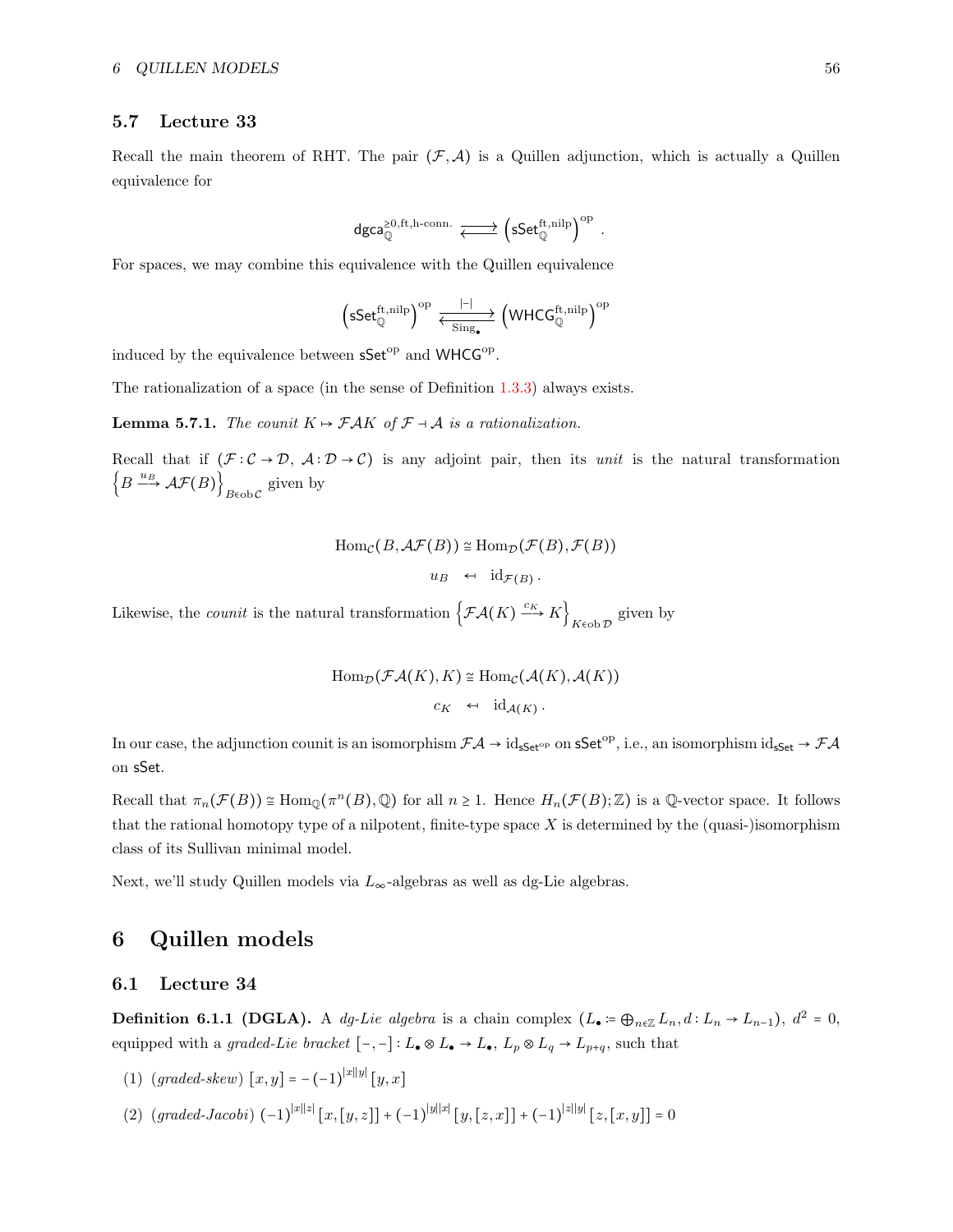## 5.7 Lecture 33

Recall the main theorem of RHT. The pair $(\mathcal{F}, \mathcal{A})$ is a Quillen adjunction, which is actually a Quillen equivalence for

$$\mathsf{dgca}_{\mathbb{Q}}^{\geq 0,\text{ft},\text{h-conn.}} \rightleftarrows \left(\mathsf{sSet}_{\mathbb{Q}}^{\text{ft},\text{nilp}}\right)^{\text{op}} .$$

For spaces, we may combine this equivalence with the Quillen equivalence

$$\left(\mathsf{sSet}_{\mathbb{Q}}^{\text{ft},\text{nilp}}\right)^{\text{op}} \underset{\text{Sing}_\bullet}{\overset{|-|}{\rightleftarrows}} \left(\mathsf{WHCG}_{\mathbb{Q}}^{\text{ft},\text{nilp}}\right)^{\text{op}}$$

induced by the equivalence between $\mathsf{sSet}^{\text{op}}$ and $\mathsf{WHCG}^{\text{op}}$.

The rationalization of a space (in the sense of Definition 1.3.3) always exists.

**Lemma 5.7.1.** *The counit $K \mapsto \mathcal{F}\mathcal{A}K$ of $\mathcal{F} \dashv \mathcal{A}$ is a rationalization.*

Recall that if $(\mathcal{F} : \mathcal{C} \to \mathcal{D},\ \mathcal{A} : \mathcal{D} \to \mathcal{C})$ is any adjoint pair, then its *unit* is the natural transformation $\left\{B \xrightarrow{u_B} \mathcal{A}\mathcal{F}(B)\right\}_{B \in \text{ob}\,\mathcal{C}}$ given by

$$\begin{aligned} \text{Hom}_{\mathcal{C}}(B, \mathcal{A}\mathcal{F}(B)) &\cong \text{Hom}_{\mathcal{D}}(\mathcal{F}(B), \mathcal{F}(B)) \\ u_B &\leftarrow \text{id}_{\mathcal{F}(B)} . \end{aligned}$$

Likewise, the *counit* is the natural transformation $\left\{\mathcal{F}\mathcal{A}(K) \xrightarrow{c_K} K\right\}_{K \in \text{ob}\,\mathcal{D}}$ given by

$$\begin{aligned} \text{Hom}_{\mathcal{D}}(\mathcal{F}\mathcal{A}(K), K) &\cong \text{Hom}_{\mathcal{C}}(\mathcal{A}(K), \mathcal{A}(K)) \\ c_K &\leftarrow \text{id}_{\mathcal{A}(K)} . \end{aligned}$$

In our case, the adjunction counit is an isomorphism $\mathcal{F}\mathcal{A} \to \text{id}_{\mathsf{sSet}^{\text{op}}}$ on $\mathsf{sSet}^{\text{op}}$, i.e., an isomorphism $\text{id}_{\mathsf{sSet}} \to \mathcal{F}\mathcal{A}$ on $\mathsf{sSet}$.

Recall that $\pi_n(\mathcal{F}(B)) \cong \text{Hom}_{\mathbb{Q}}(\pi^n(B), \mathbb{Q})$ for all $n \geq 1$. Hence $H_n(\mathcal{F}(B); \mathbb{Z})$ is a $\mathbb{Q}$-vector space. It follows that the rational homotopy type of a nilpotent, finite-type space $X$ is determined by the (quasi-)isomorphism class of its Sullivan minimal model.

Next, we'll study Quillen models via $L_\infty$-algebras as well as dg-Lie algebras.

# 6 Quillen models

## 6.1 Lecture 34

**Definition 6.1.1 (DGLA).** A *dg-Lie algebra* is a chain complex $(L_\bullet := \bigoplus_{n \in \mathbb{Z}} L_n, d : L_n \to L_{n-1})$, $d^2 = 0$, equipped with a *graded-Lie bracket* $[-,-] : L_\bullet \otimes L_\bullet \to L_\bullet$, $L_p \otimes L_q \to L_{p+q}$, such that

(1) (*graded-skew*) $[x, y] = -(-1)^{|x||y|}[y, x]$

(2) (*graded-Jacobi*) $(-1)^{|x||z|}[x,[y,z]] + (-1)^{|y||x|}[y,[z,x]] + (-1)^{|z||y|}[z,[x,y]] = 0$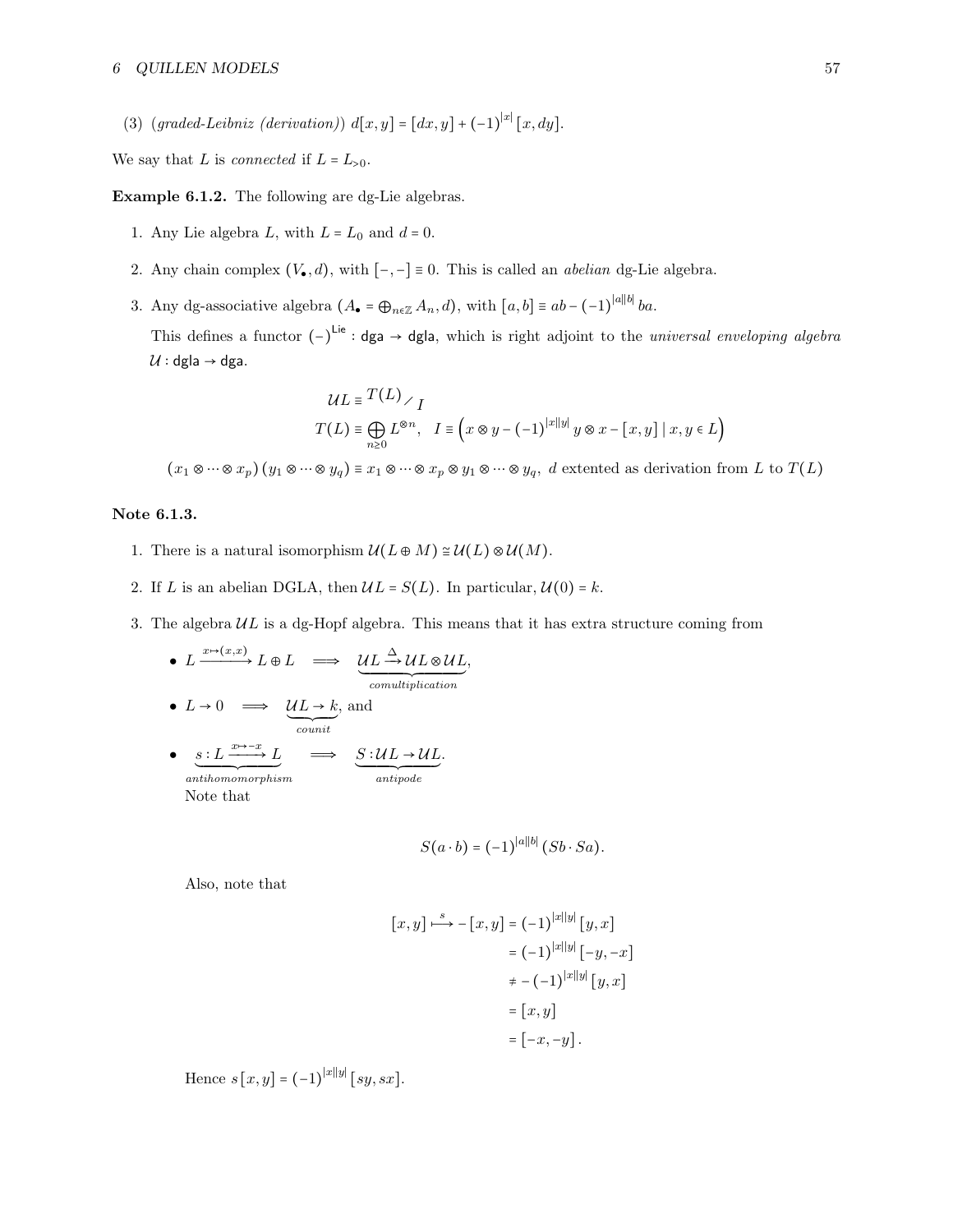(3) (*graded-Leibniz (derivation)*) $d[x,y] = [dx,y] + (-1)^{|x|}[x,dy]$.

We say that $L$ is *connected* if $L = L_{>0}$.

**Example 6.1.2.** The following are dg-Lie algebras.

1. Any Lie algebra $L$, with $L = L_0$ and $d = 0$.
2. Any chain complex $(V_\bullet, d)$, with $[-,-] \equiv 0$. This is called an *abelian* dg-Lie algebra.
3. Any dg-associative algebra $(A_\bullet = \bigoplus_{n\in\mathbb{Z}} A_n, d)$, with $[a,b] \equiv ab - (-1)^{|a||b|} ba$.

   This defines a functor $(-)^{\mathsf{Lie}} : \mathsf{dga} \to \mathsf{dgla}$, which is right adjoint to the *universal enveloping algebra* $\mathcal{U} : \mathsf{dgla} \to \mathsf{dga}$.

$$\mathcal{U}L \equiv {T(L)}\big/{I}$$

$$T(L) \equiv \bigoplus_{n\geq 0} L^{\otimes n}, \quad I \equiv \left( x\otimes y - (-1)^{|x||y|}\, y \otimes x - [x,y] \mid x,y \in L \right)$$

$$(x_1 \otimes \cdots \otimes x_p)(y_1 \otimes \cdots \otimes y_q) \equiv x_1 \otimes \cdots \otimes x_p \otimes y_1 \otimes \cdots \otimes y_q, \ d \text{ extented as derivation from } L \text{ to } T(L)$$

**Note 6.1.3.**

1. There is a natural isomorphism $\mathcal{U}(L \oplus M) \cong \mathcal{U}(L) \otimes \mathcal{U}(M)$.
2. If $L$ is an abelian DGLA, then $\mathcal{U}L = S(L)$. In particular, $\mathcal{U}(0) = k$.
3. The algebra $\mathcal{U}L$ is a dg-Hopf algebra. This means that it has extra structure coming from
   - $L \xrightarrow{x\mapsto(x,x)} L \oplus L \implies \underbrace{\mathcal{U}L \xrightarrow{\Delta} \mathcal{U}L \otimes \mathcal{U}L}_{comultiplication}$,
   - $L \to 0 \implies \underbrace{\mathcal{U}L \to k}_{counit}$, and
   - $\underbrace{s : L \xrightarrow{x\mapsto -x} L}_{antihomomorphism} \implies \underbrace{S : \mathcal{U}L \to \mathcal{U}L}_{antipode}$.

   Note that

$$S(a \cdot b) = (-1)^{|a||b|}(Sb \cdot Sa).$$

   Also, note that

$$\begin{aligned}
[x,y] \xmapsto{s} -[x,y] &= (-1)^{|x||y|}[y,x] \\
&= (-1)^{|x||y|}[-y,-x] \\
&\neq -(-1)^{|x||y|}[y,x] \\
&= [x,y] \\
&= [-x,-y].
\end{aligned}$$

   Hence $s[x,y] = (-1)^{|x||y|}[sy, sx]$.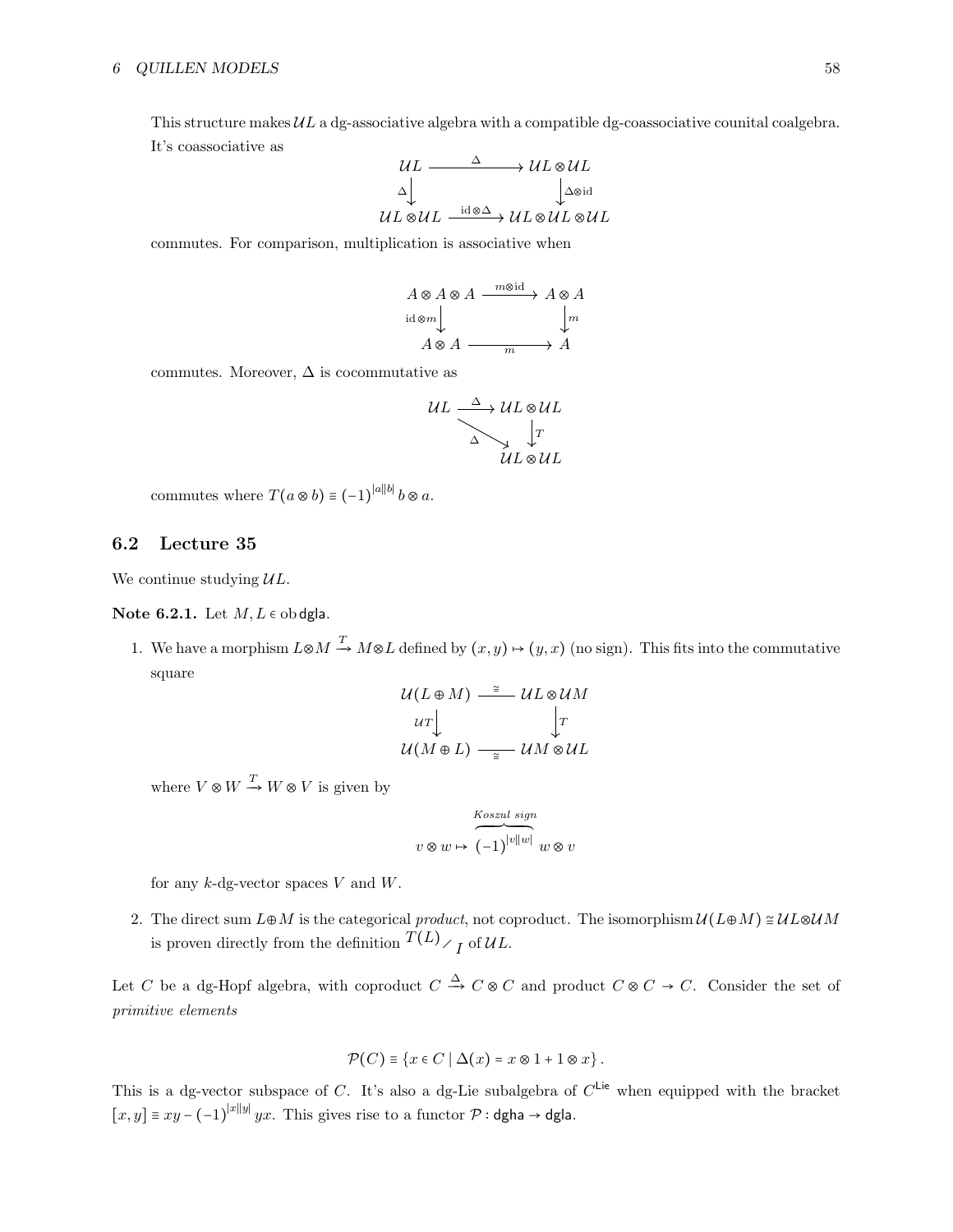This structure makes $\mathcal{U}L$ a dg-associative algebra with a compatible dg-coassociative counital coalgebra. It's coassociative as

$$\begin{array}{ccc} \mathcal{U}L & \xrightarrow{\Delta} & \mathcal{U}L \otimes \mathcal{U}L \\ {\scriptstyle\Delta}\downarrow & & \downarrow{\scriptstyle\Delta\otimes\mathrm{id}} \\ \mathcal{U}L \otimes \mathcal{U}L & \xrightarrow{\mathrm{id}\otimes\Delta} & \mathcal{U}L \otimes \mathcal{U}L \otimes \mathcal{U}L \end{array}$$

commutes. For comparison, multiplication is associative when

$$\begin{array}{ccc} A \otimes A \otimes A & \xrightarrow{m\otimes\mathrm{id}} & A \otimes A \\ {\scriptstyle\mathrm{id}\otimes m}\downarrow & & \downarrow{\scriptstyle m} \\ A \otimes A & \xrightarrow[m]{} & A \end{array}$$

commutes. Moreover, $\Delta$ is cocommutative as

$$\begin{array}{ccc} \mathcal{U}L & \xrightarrow{\Delta} & \mathcal{U}L \otimes \mathcal{U}L \\ & {\scriptstyle\Delta}\searrow & \downarrow{\scriptstyle T} \\ & & \mathcal{U}L \otimes \mathcal{U}L \end{array}$$

commutes where $T(a \otimes b) \equiv (-1)^{|a||b|}\, b \otimes a$.

## 6.2 Lecture 35

We continue studying $\mathcal{U}L$.

**Note 6.2.1.** Let $M, L \in \mathrm{ob}\,\mathsf{dgla}$.

1. We have a morphism $L \oplus M \xrightarrow{T} M \oplus L$ defined by $(x, y) \mapsto (y, x)$ (no sign). This fits into the commutative square

$$\begin{array}{ccc} \mathcal{U}(L \oplus M) & \xrightarrow{\cong} & \mathcal{U}L \otimes \mathcal{U}M \\ {\scriptstyle\mathcal{U}T}\downarrow & & \downarrow{\scriptstyle T} \\ \mathcal{U}(M \oplus L) & \xrightarrow[\cong]{} & \mathcal{U}M \otimes \mathcal{U}L \end{array}$$

   where $V \otimes W \xrightarrow{T} W \otimes V$ is given by

$$v \otimes w \mapsto \overbrace{(-1)^{|v||w|}}^{Koszul\ sign}\, w \otimes v$$

   for any $k$-dg-vector spaces $V$ and $W$.

2. The direct sum $L \oplus M$ is the categorical *product*, not coproduct. The isomorphism $\mathcal{U}(L \oplus M) \cong \mathcal{U}L \otimes \mathcal{U}M$ is proven directly from the definition $T(L)/_I$ of $\mathcal{U}L$.

Let $C$ be a dg-Hopf algebra, with coproduct $C \xrightarrow{\Delta} C \otimes C$ and product $C \otimes C \to C$. Consider the set of *primitive elements*

$$\mathcal{P}(C) \equiv \{x \in C \mid \Delta(x) = x \otimes 1 + 1 \otimes x\}.$$

This is a dg-vector subspace of $C$. It's also a dg-Lie subalgebra of $C^{\mathsf{Lie}}$ when equipped with the bracket $[x, y] \equiv xy - (-1)^{|x||y|}\, yx$. This gives rise to a functor $\mathcal{P} : \mathsf{dgha} \to \mathsf{dgla}$.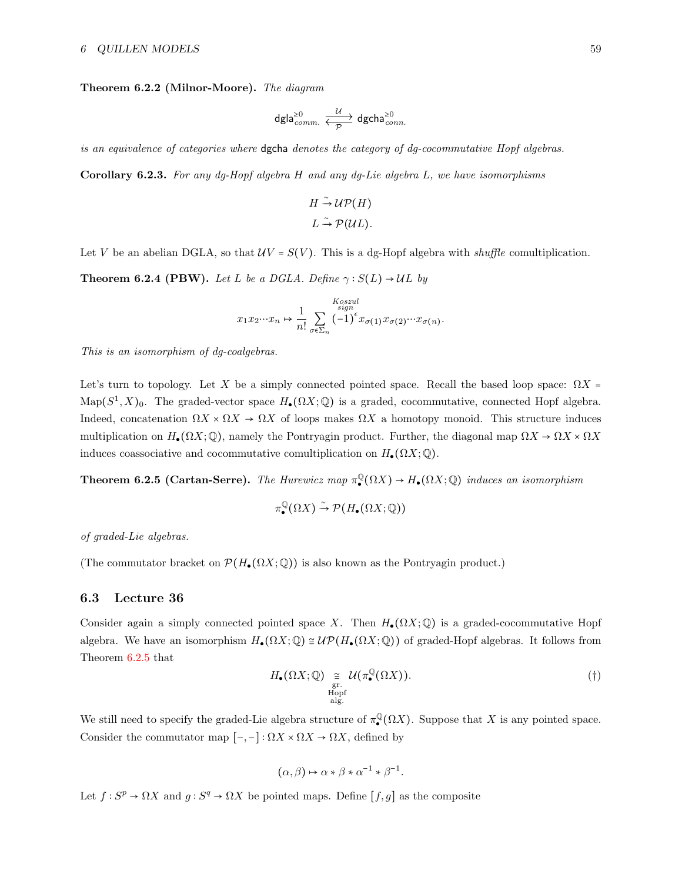**Theorem 6.2.2 (Milnor-Moore).** *The diagram*

$$\mathsf{dgla}^{\geq 0}_{comm.} \underset{\mathcal{P}}{\overset{\mathcal{U}}{\rightleftarrows}} \mathsf{dgcha}^{\geq 0}_{conn.}$$

*is an equivalence of categories where* $\mathsf{dgcha}$ *denotes the category of dg-cocommutative Hopf algebras.*

**Corollary 6.2.3.** *For any dg-Hopf algebra $H$ and any dg-Lie algebra $L$, we have isomorphisms*

$$H \xrightarrow{\sim} \mathcal{U}\mathcal{P}(H)$$
$$L \xrightarrow{\sim} \mathcal{P}(\mathcal{U}L).$$

Let $V$ be an abelian DGLA, so that $\mathcal{U}V = S(V)$. This is a dg-Hopf algebra with *shuffle* comultiplication.

**Theorem 6.2.4 (PBW).** *Let $L$ be a DGLA. Define $\gamma : S(L) \to \mathcal{U}L$ by*

$$x_1 x_2 \cdots x_n \mapsto \frac{1}{n!} \sum_{\sigma \in \Sigma_n} (-1)^{\overset{\text{Koszul sign}}{\epsilon}} x_{\sigma(1)} x_{\sigma(2)} \cdots x_{\sigma(n)}.$$

*This is an isomorphism of dg-coalgebras.*

Let's turn to topology. Let $X$ be a simply connected pointed space. Recall the based loop space: $\Omega X = \mathrm{Map}(S^1, X)_0$. The graded-vector space $H_\bullet(\Omega X; \mathbb{Q})$ is a graded, cocommutative, connected Hopf algebra. Indeed, concatenation $\Omega X \times \Omega X \to \Omega X$ of loops makes $\Omega X$ a homotopy monoid. This structure induces multiplication on $H_\bullet(\Omega X; \mathbb{Q})$, namely the Pontryagin product. Further, the diagonal map $\Omega X \to \Omega X \times \Omega X$ induces coassociative and cocommutative comultiplication on $H_\bullet(\Omega X; \mathbb{Q})$.

**Theorem 6.2.5 (Cartan-Serre).** *The Hurewicz map $\pi^{\mathbb{Q}}_\bullet(\Omega X) \to H_\bullet(\Omega X; \mathbb{Q})$ induces an isomorphism*

$$\pi^{\mathbb{Q}}_\bullet(\Omega X) \xrightarrow{\sim} \mathcal{P}(H_\bullet(\Omega X; \mathbb{Q}))$$

*of graded-Lie algebras.*

(The commutator bracket on $\mathcal{P}(H_\bullet(\Omega X; \mathbb{Q}))$ is also known as the Pontryagin product.)

## 6.3 Lecture 36

Consider again a simply connected pointed space $X$. Then $H_\bullet(\Omega X; \mathbb{Q})$ is a graded-cocommutative Hopf algebra. We have an isomorphism $H_\bullet(\Omega X; \mathbb{Q}) \cong \mathcal{U}\mathcal{P}(H_\bullet(\Omega X; \mathbb{Q}))$ of graded-Hopf algebras. It follows from Theorem 6.2.5 that

$$H_\bullet(\Omega X; \mathbb{Q}) \underset{\substack{\text{gr.}\\ \text{Hopf}\\ \text{alg.}}}{\cong} \mathcal{U}(\pi^{\mathbb{Q}}_\bullet(\Omega X)). \tag{†}$$

We still need to specify the graded-Lie algebra structure of $\pi^{\mathbb{Q}}_\bullet(\Omega X)$. Suppose that $X$ is any pointed space. Consider the commutator map $[-,-] : \Omega X \times \Omega X \to \Omega X$, defined by

$$(\alpha, \beta) \mapsto \alpha * \beta * \alpha^{-1} * \beta^{-1}.$$

Let $f : S^p \to \Omega X$ and $g : S^q \to \Omega X$ be pointed maps. Define $[f, g]$ as the composite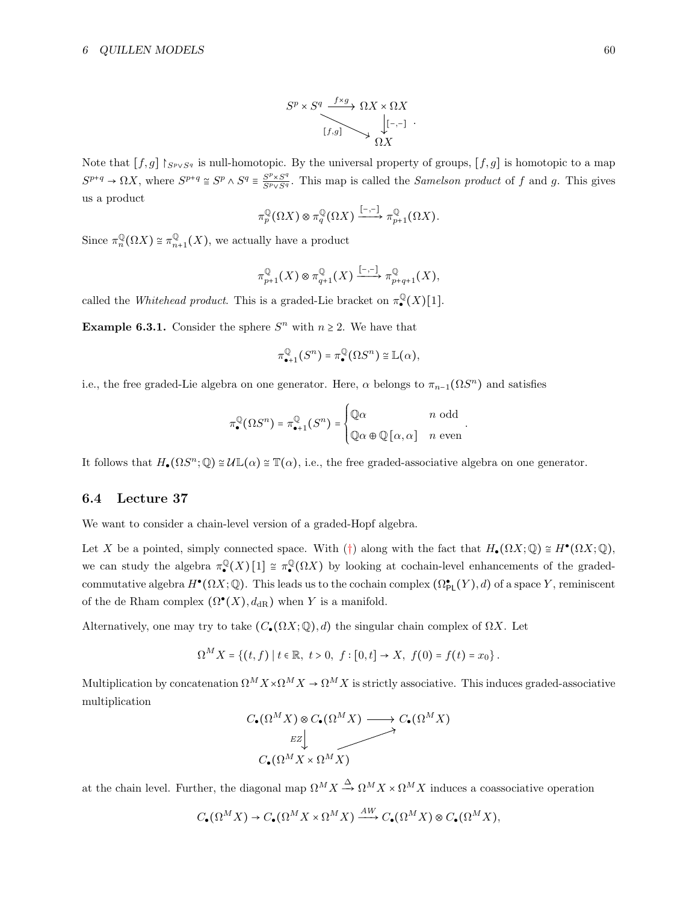$$
\begin{array}{ccc}
S^p \times S^q & \xrightarrow{f\times g} & \Omega X \times \Omega X \\
& \searrow^{[f,g]} & \downarrow{[-,-]} \\
& & \Omega X
\end{array}
.
$$

Note that $[f,g]\restriction_{S^p\vee S^q}$ is null-homotopic. By the universal property of groups, $[f,g]$ is homotopic to a map $S^{p+q}\to\Omega X$, where $S^{p+q}\cong S^p\wedge S^q\equiv\frac{S^p\times S^q}{S^p\vee S^q}$. This map is called the *Samelson product* of $f$ and $g$. This gives us a product

$$
\pi_p^{\mathbb{Q}}(\Omega X)\otimes\pi_q^{\mathbb{Q}}(\Omega X)\xrightarrow{[-,-]}\pi_{p+1}^{\mathbb{Q}}(\Omega X).
$$

Since $\pi_n^{\mathbb{Q}}(\Omega X)\cong\pi_{n+1}^{\mathbb{Q}}(X)$, we actually have a product

$$
\pi_{p+1}^{\mathbb{Q}}(X)\otimes\pi_{q+1}^{\mathbb{Q}}(X)\xrightarrow{[-,-]}\pi_{p+q+1}^{\mathbb{Q}}(X),
$$

called the *Whitehead product*. This is a graded-Lie bracket on $\pi_\bullet^{\mathbb{Q}}(X)[1]$.

**Example 6.3.1.** Consider the sphere $S^n$ with $n\geq 2$. We have that

$$
\pi_{\bullet+1}^{\mathbb{Q}}(S^n)=\pi_\bullet^{\mathbb{Q}}(\Omega S^n)\cong\mathbb{L}(\alpha),
$$

i.e., the free graded-Lie algebra on one generator. Here, $\alpha$ belongs to $\pi_{n-1}(\Omega S^n)$ and satisfies

$$
\pi_\bullet^{\mathbb{Q}}(\Omega S^n)=\pi_{\bullet+1}^{\mathbb{Q}}(S^n)=\begin{cases}\mathbb{Q}\alpha & n\text{ odd}\\ \mathbb{Q}\alpha\oplus\mathbb{Q}[\alpha,\alpha] & n\text{ even}\end{cases}.
$$

It follows that $H_\bullet(\Omega S^n;\mathbb{Q})\cong\mathcal{U}\mathbb{L}(\alpha)\cong\mathbb{T}(\alpha)$, i.e., the free graded-associative algebra on one generator.

## 6.4 Lecture 37

We want to consider a chain-level version of a graded-Hopf algebra.

Let $X$ be a pointed, simply connected space. With (†) along with the fact that $H_\bullet(\Omega X;\mathbb{Q})\cong H^\bullet(\Omega X;\mathbb{Q})$, we can study the algebra $\pi_\bullet^{\mathbb{Q}}(X)[1]\cong\pi_\bullet^{\mathbb{Q}}(\Omega X)$ by looking at cochain-level enhancements of the graded-commutative algebra $H^\bullet(\Omega X;\mathbb{Q})$. This leads us to the cochain complex $(\Omega_{\mathsf{PL}}^\bullet(Y),d)$ of a space $Y$, reminiscent of the de Rham complex $(\Omega^\bullet(X),d_{\mathrm{dR}})$ when $Y$ is a manifold.

Alternatively, one may try to take $(C_\bullet(\Omega X;\mathbb{Q}),d)$ the singular chain complex of $\Omega X$. Let

$$
\Omega^M X=\{(t,f)\mid t\in\mathbb{R},\ t>0,\ f:[0,t]\to X,\ f(0)=f(t)=x_0\}.
$$

Multiplication by concatenation $\Omega^M X\times\Omega^M X\to\Omega^M X$ is strictly associative. This induces graded-associative multiplication

$$
\begin{array}{ccc}
C_\bullet(\Omega^M X)\otimes C_\bullet(\Omega^M X) & \longrightarrow & C_\bullet(\Omega^M X)\\
\downarrow{\scriptstyle EZ} & \nearrow & \\
C_\bullet(\Omega^M X\times\Omega^M X) & &
\end{array}
$$

at the chain level. Further, the diagonal map $\Omega^M X\xrightarrow{\Delta}\Omega^M X\times\Omega^M X$ induces a coassociative operation

$$
C_\bullet(\Omega^M X)\to C_\bullet(\Omega^M X\times\Omega^M X)\xrightarrow{AW}C_\bullet(\Omega^M X)\otimes C_\bullet(\Omega^M X),
$$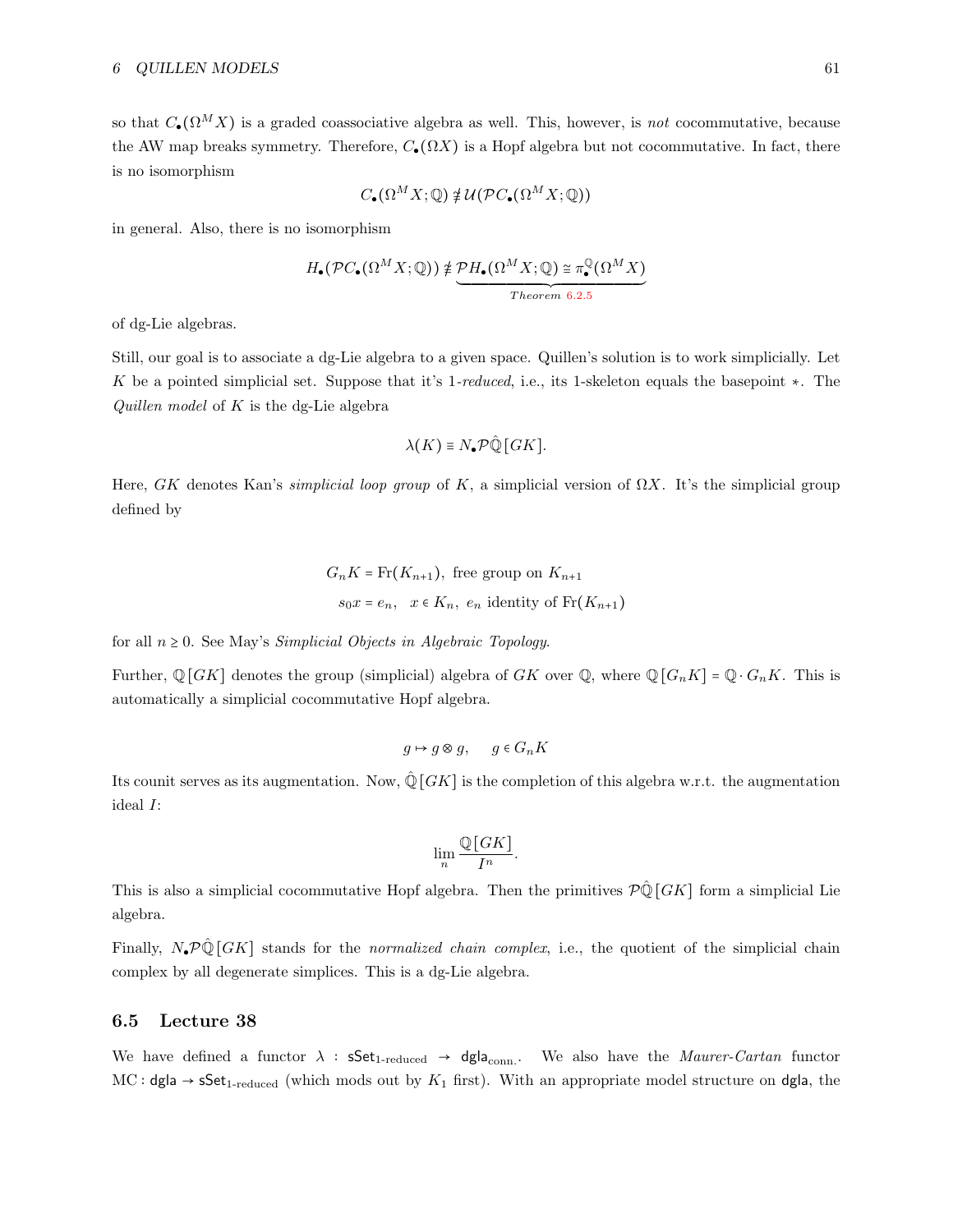so that $C_\bullet(\Omega^M X)$ is a graded coassociative algebra as well. This, however, is *not* cocommutative, because the AW map breaks symmetry. Therefore, $C_\bullet(\Omega X)$ is a Hopf algebra but not cocommutative. In fact, there is no isomorphism

$$C_\bullet(\Omega^M X;\mathbb{Q}) \ncong \mathcal{U}(\mathcal{P}C_\bullet(\Omega^M X;\mathbb{Q}))$$

in general. Also, there is no isomorphism

$$H_\bullet(\mathcal{P}C_\bullet(\Omega^M X;\mathbb{Q})) \ncong \underbrace{\mathcal{P}H_\bullet(\Omega^M X;\mathbb{Q}) \cong \pi_\bullet^{\mathbb{Q}}(\Omega^M X)}_{Theorem\ 6.2.5}$$

of dg-Lie algebras.

Still, our goal is to associate a dg-Lie algebra to a given space. Quillen's solution is to work simplicially. Let $K$ be a pointed simplicial set. Suppose that it's 1-*reduced*, i.e., its 1-skeleton equals the basepoint $*$. The *Quillen model* of $K$ is the dg-Lie algebra

$$\lambda(K) \equiv N_\bullet \mathcal{P}\hat{\mathbb{Q}}[GK].$$

Here, $GK$ denotes Kan's *simplicial loop group* of $K$, a simplicial version of $\Omega X$. It's the simplicial group defined by

$$G_n K = \mathrm{Fr}(K_{n+1}),\ \text{free group on } K_{n+1}$$
$$s_0 x = e_n,\quad x \in K_n,\ e_n \text{ identity of } \mathrm{Fr}(K_{n+1})$$

for all $n \geq 0$. See May's *Simplicial Objects in Algebraic Topology.*

Further, $\mathbb{Q}[GK]$ denotes the group (simplicial) algebra of $GK$ over $\mathbb{Q}$, where $\mathbb{Q}[G_n K] = \mathbb{Q}\cdot G_n K$. This is automatically a simplicial cocommutative Hopf algebra.

$$g \mapsto g \otimes g, \qquad g \in G_n K$$

Its counit serves as its augmentation. Now, $\hat{\mathbb{Q}}[GK]$ is the completion of this algebra w.r.t. the augmentation ideal $I$:

$$\lim_n \frac{\mathbb{Q}[GK]}{I^n}.$$

This is also a simplicial cocommutative Hopf algebra. Then the primitives $\mathcal{P}\hat{\mathbb{Q}}[GK]$ form a simplicial Lie algebra.

Finally, $N_\bullet \mathcal{P}\hat{\mathbb{Q}}[GK]$ stands for the *normalized chain complex*, i.e., the quotient of the simplicial chain complex by all degenerate simplices. This is a dg-Lie algebra.

## 6.5 Lecture 38

We have defined a functor $\lambda : \mathsf{sSet}_{\text{1-reduced}} \to \mathsf{dgla}_{\text{conn.}}$. We also have the *Maurer-Cartan* functor $\mathrm{MC} : \mathsf{dgla} \to \mathsf{sSet}_{\text{1-reduced}}$ (which mods out by $K_1$ first). With an appropriate model structure on $\mathsf{dgla}$, the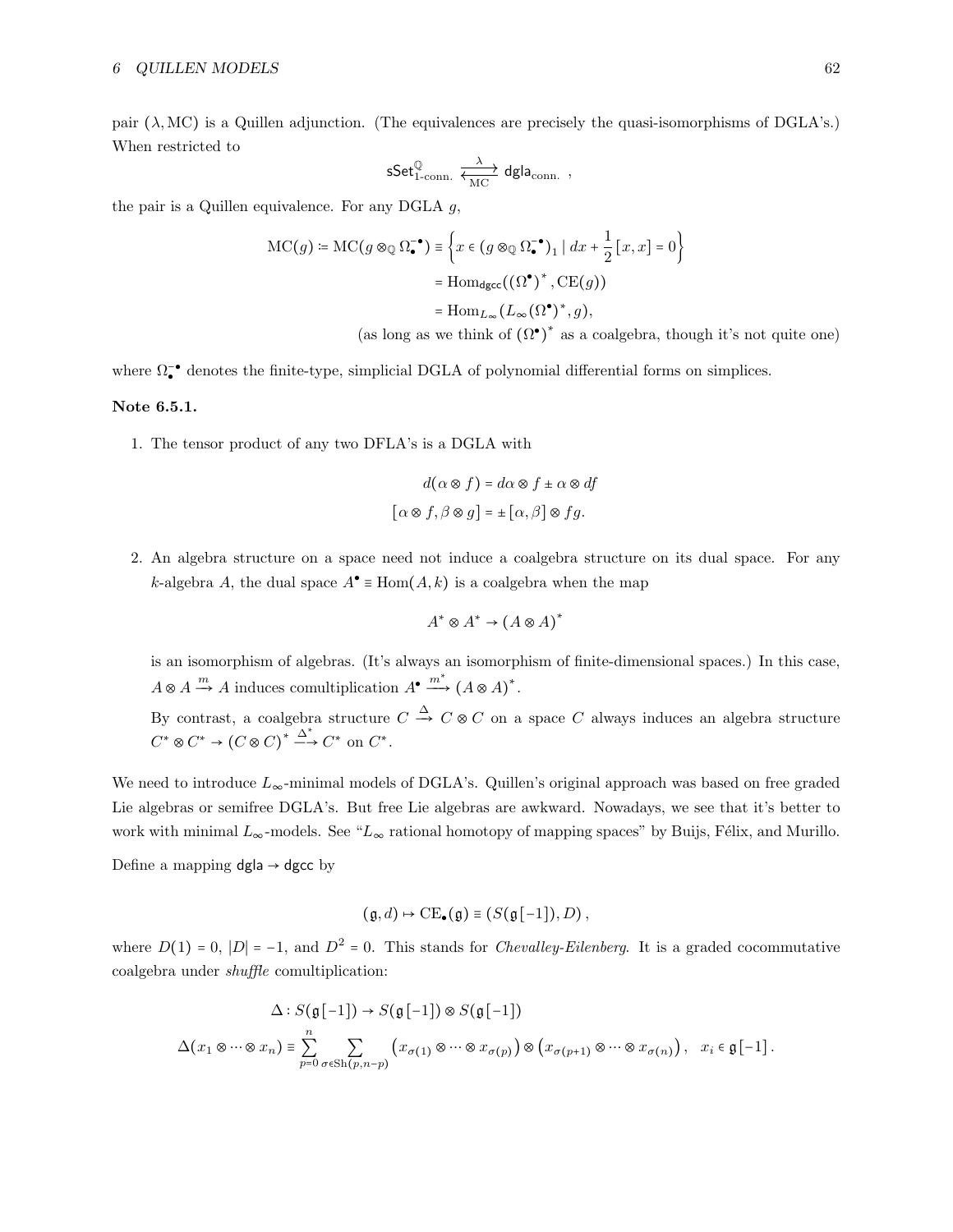pair $(\lambda, \mathrm{MC})$ is a Quillen adjunction. (The equivalences are precisely the quasi-isomorphisms of DGLA's.) When restricted to

$$\mathsf{sSet}^{\mathbb{Q}}_{1\text{-conn.}} \underset{\mathrm{MC}}{\overset{\lambda}{\rightleftarrows}} \mathsf{dgla}_{\mathrm{conn.}} \;,$$

the pair is a Quillen equivalence. For any DGLA $g$,

$$\begin{aligned}\mathrm{MC}(g) &:= \mathrm{MC}(g \otimes_{\mathbb{Q}} \Omega^{-\bullet}_{\bullet}) \equiv \left\{ x \in (g \otimes_{\mathbb{Q}} \Omega^{-\bullet}_{\bullet})_1 \mid dx + \frac{1}{2}[x,x] = 0 \right\} \\ &= \mathrm{Hom}_{\mathsf{dgcc}}((\Omega^{\bullet})^*, \mathrm{CE}(g)) \\ &= \mathrm{Hom}_{L_\infty}(L_\infty(\Omega^{\bullet})^*, g),\end{aligned}$$

(as long as we think of $(\Omega^{\bullet})^*$ as a coalgebra, though it's not quite one)

where $\Omega^{-\bullet}_{\bullet}$ denotes the finite-type, simplicial DGLA of polynomial differential forms on simplices.

**Note 6.5.1.**

1. The tensor product of any two DFLA's is a DGLA with

$$d(\alpha \otimes f) = d\alpha \otimes f \pm \alpha \otimes df$$
$$[\alpha \otimes f, \beta \otimes g] = \pm [\alpha, \beta] \otimes fg.$$

2. An algebra structure on a space need not induce a coalgebra structure on its dual space. For any $k$-algebra $A$, the dual space $A^{\bullet} \equiv \mathrm{Hom}(A, k)$ is a coalgebra when the map

$$A^* \otimes A^* \to (A \otimes A)^*$$

is an isomorphism of algebras. (It's always an isomorphism of finite-dimensional spaces.) In this case, $A \otimes A \xrightarrow{m} A$ induces comultiplication $A^{\bullet} \xrightarrow{m^*} (A \otimes A)^*$.

By contrast, a coalgebra structure $C \xrightarrow{\Delta} C \otimes C$ on a space $C$ always induces an algebra structure $C^* \otimes C^* \to (C \otimes C)^* \xrightarrow{\Delta^*} C^*$ on $C^*$.

We need to introduce $L_\infty$-minimal models of DGLA's. Quillen's original approach was based on free graded Lie algebras or semifree DGLA's. But free Lie algebras are awkward. Nowadays, we see that it's better to work with minimal $L_\infty$-models. See "$L_\infty$ rational homotopy of mapping spaces" by Buijs, Félix, and Murillo.

Define a mapping $\mathsf{dgla} \to \mathsf{dgcc}$ by

$$(\mathfrak{g}, d) \mapsto \mathrm{CE}_{\bullet}(\mathfrak{g}) \equiv (S(\mathfrak{g}[-1]), D)\,,$$

where $D(1) = 0$, $|D| = -1$, and $D^2 = 0$. This stands for *Chevalley-Eilenberg*. It is a graded cocommutative coalgebra under *shuffle* comultiplication:

$$\Delta : S(\mathfrak{g}[-1]) \to S(\mathfrak{g}[-1]) \otimes S(\mathfrak{g}[-1])$$
$$\Delta(x_1 \otimes \cdots \otimes x_n) \equiv \sum_{p=0}^{n} \sum_{\sigma \in \mathrm{Sh}(p, n-p)} \left(x_{\sigma(1)} \otimes \cdots \otimes x_{\sigma(p)}\right) \otimes \left(x_{\sigma(p+1)} \otimes \cdots \otimes x_{\sigma(n)}\right), \quad x_i \in \mathfrak{g}[-1]\,.$$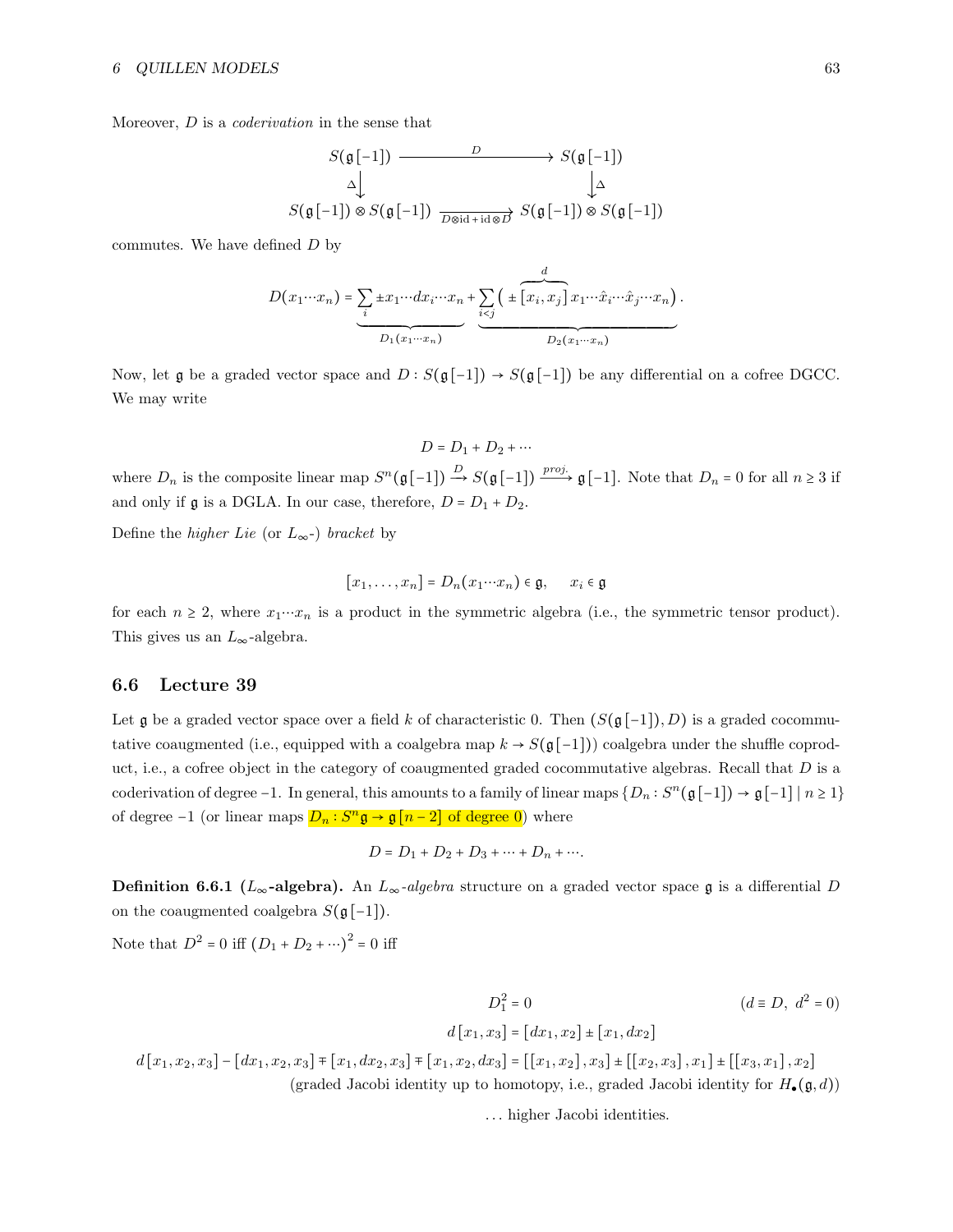Moreover, $D$ is a *coderivation* in the sense that

$$\begin{array}{ccc} S(\mathfrak{g}[-1]) & \xrightarrow{\quad D \quad} & S(\mathfrak{g}[-1]) \\ \Delta \downarrow & & \downarrow \Delta \\ S(\mathfrak{g}[-1]) \otimes S(\mathfrak{g}[-1]) & \xrightarrow[D \otimes \mathrm{id} + \mathrm{id} \otimes D]{} & S(\mathfrak{g}[-1]) \otimes S(\mathfrak{g}[-1]) \end{array}$$

commutes. We have defined $D$ by

$$D(x_1 \cdots x_n) = \underbrace{\sum_i \pm x_1 \cdots dx_i \cdots x_n}_{D_1(x_1 \cdots x_n)} + \underbrace{\sum_{i<j} \Big( \pm \overbrace{[x_i, x_j]}^{d} x_1 \cdots \hat{x}_i \cdots \hat{x}_j \cdots x_n \Big)}_{D_2(x_1 \cdots x_n)}.$$

Now, let $\mathfrak{g}$ be a graded vector space and $D : S(\mathfrak{g}[-1]) \to S(\mathfrak{g}[-1])$ be any differential on a cofree DGCC. We may write

$$D = D_1 + D_2 + \cdots$$

where $D_n$ is the composite linear map $S^n(\mathfrak{g}[-1]) \xrightarrow{D} S(\mathfrak{g}[-1]) \xrightarrow{proj.} \mathfrak{g}[-1]$. Note that $D_n = 0$ for all $n \geq 3$ if and only if $\mathfrak{g}$ is a DGLA. In our case, therefore, $D = D_1 + D_2$.

Define the *higher Lie* (or $L_\infty$-) *bracket* by

$$[x_1, \ldots, x_n] = D_n(x_1 \cdots x_n) \in \mathfrak{g}, \qquad x_i \in \mathfrak{g}$$

for each $n \geq 2$, where $x_1 \cdots x_n$ is a product in the symmetric algebra (i.e., the symmetric tensor product). This gives us an $L_\infty$-algebra.

## 6.6 Lecture 39

Let $\mathfrak{g}$ be a graded vector space over a field $k$ of characteristic 0. Then $(S(\mathfrak{g}[-1]), D)$ is a graded cocommutative coaugmented (i.e., equipped with a coalgebra map $k \to S(\mathfrak{g}[-1])$) coalgebra under the shuffle coproduct, i.e., a cofree object in the category of coaugmented graded cocommutative algebras. Recall that $D$ is a coderivation of degree $-1$. In general, this amounts to a family of linear maps $\{D_n : S^n(\mathfrak{g}[-1]) \to \mathfrak{g}[-1] \mid n \geq 1\}$ of degree $-1$ (or linear maps $D_n : S^n \mathfrak{g} \to \mathfrak{g}[n-2]$ of degree 0) where

$$D = D_1 + D_2 + D_3 + \cdots + D_n + \cdots.$$

**Definition 6.6.1 ($L_\infty$-algebra).** An *$L_\infty$-algebra* structure on a graded vector space $\mathfrak{g}$ is a differential $D$ on the coaugmented coalgebra $S(\mathfrak{g}[-1])$.

Note that $D^2 = 0$ iff $(D_1 + D_2 + \cdots)^2 = 0$ iff

$$D_1^2 = 0 \qquad (d \equiv D,\ d^2 = 0)$$

$$d[x_1, x_3] = [dx_1, x_2] \pm [x_1, dx_2]$$

$$d[x_1, x_2, x_3] - [dx_1, x_2, x_3] \mp [x_1, dx_2, x_3] \mp [x_1, x_2, dx_3] = [[x_1, x_2], x_3] \pm [[x_2, x_3], x_1] \pm [[x_3, x_1], x_2]$$

(graded Jacobi identity up to homotopy, i.e., graded Jacobi identity for $H_\bullet(\mathfrak{g}, d)$)

... higher Jacobi identities.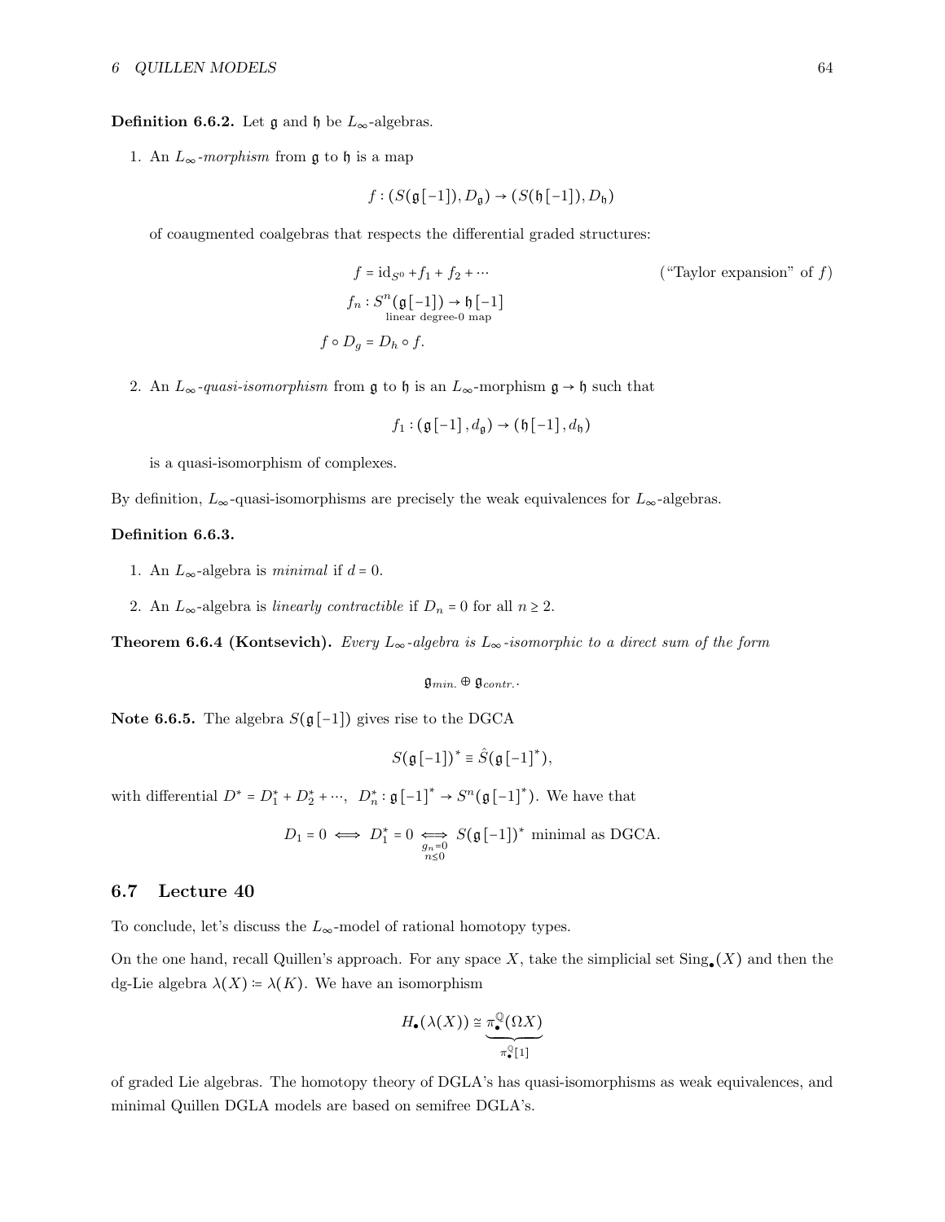**Definition 6.6.2.** Let $\mathfrak{g}$ and $\mathfrak{h}$ be $L_\infty$-algebras.

1. An *$L_\infty$-morphism* from $\mathfrak{g}$ to $\mathfrak{h}$ is a map

$$f : (S(\mathfrak{g}[-1]), D_{\mathfrak{g}}) \to (S(\mathfrak{h}[-1]), D_{\mathfrak{h}})$$

of coaugmented coalgebras that respects the differential graded structures:

$$f = \mathrm{id}_{S^0} + f_1 + f_2 + \cdots \qquad (\text{"Taylor expansion" of } f)$$

$$f_n : \underset{\text{linear degree-0 map}}{S^n(\mathfrak{g}[-1]) \to \mathfrak{h}[-1]}$$

$$f \circ D_g = D_h \circ f.$$

2. An *$L_\infty$-quasi-isomorphism* from $\mathfrak{g}$ to $\mathfrak{h}$ is an $L_\infty$-morphism $\mathfrak{g} \to \mathfrak{h}$ such that

$$f_1 : (\mathfrak{g}[-1], d_{\mathfrak{g}}) \to (\mathfrak{h}[-1], d_{\mathfrak{h}})$$

is a quasi-isomorphism of complexes.

By definition, $L_\infty$-quasi-isomorphisms are precisely the weak equivalences for $L_\infty$-algebras.

**Definition 6.6.3.**

1. An $L_\infty$-algebra is *minimal* if $d = 0$.

2. An $L_\infty$-algebra is *linearly contractible* if $D_n = 0$ for all $n \geq 2$.

**Theorem 6.6.4 (Kontsevich).** *Every $L_\infty$-algebra is $L_\infty$-isomorphic to a direct sum of the form*

$$\mathfrak{g}_{min.} \oplus \mathfrak{g}_{contr.}.$$

**Note 6.6.5.** The algebra $S(\mathfrak{g}[-1])$ gives rise to the DGCA

$$S(\mathfrak{g}[-1])^* \equiv \hat{S}(\mathfrak{g}[-1]^*),$$

with differential $D^* = D_1^* + D_2^* + \cdots$, $D_n^* : \mathfrak{g}[-1]^* \to S^n(\mathfrak{g}[-1]^*)$. We have that

$$D_1 = 0 \iff D_1^* = 0 \underset{\substack{g_n = 0 \\ n \leq 0}}{\iff} S(\mathfrak{g}[-1])^* \text{ minimal as DGCA.}$$

## 6.7 Lecture 40

To conclude, let's discuss the $L_\infty$-model of rational homotopy types.

On the one hand, recall Quillen's approach. For any space $X$, take the simplicial set $\mathrm{Sing}_\bullet(X)$ and then the dg-Lie algebra $\lambda(X) \coloneqq \lambda(K)$. We have an isomorphism

$$H_\bullet(\lambda(X)) \cong \underbrace{\pi_\bullet^{\mathbb{Q}}(\Omega X)}_{\pi_\bullet^{\mathbb{Q}}[1]}$$

of graded Lie algebras. The homotopy theory of DGLA's has quasi-isomorphisms as weak equivalences, and minimal Quillen DGLA models are based on semifree DGLA's.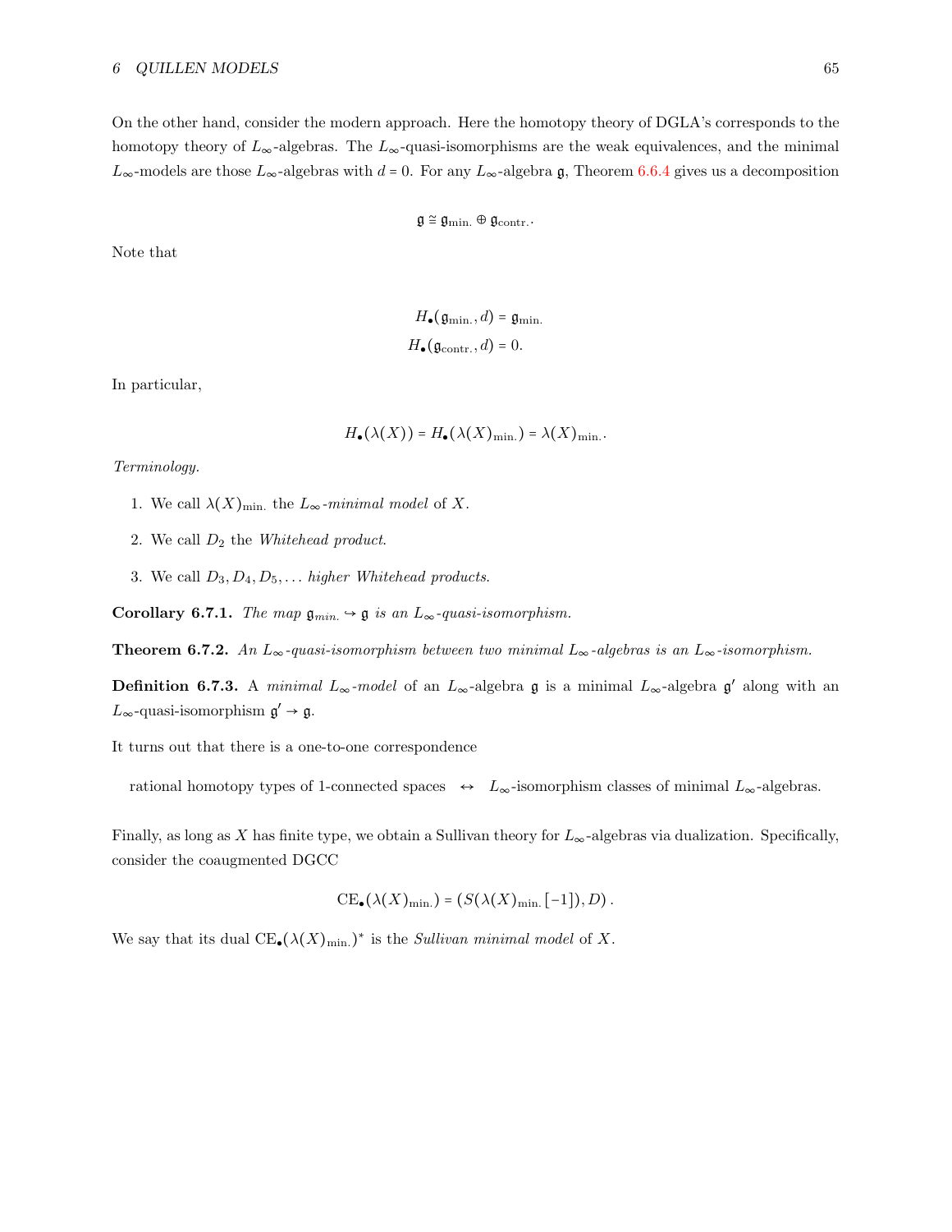On the other hand, consider the modern approach. Here the homotopy theory of DGLA's corresponds to the homotopy theory of $L_\infty$-algebras. The $L_\infty$-quasi-isomorphisms are the weak equivalences, and the minimal $L_\infty$-models are those $L_\infty$-algebras with $d = 0$. For any $L_\infty$-algebra $\mathfrak{g}$, Theorem 6.6.4 gives us a decomposition

$$\mathfrak{g} \cong \mathfrak{g}_{\text{min.}} \oplus \mathfrak{g}_{\text{contr.}}.$$

Note that

$$H_\bullet(\mathfrak{g}_{\text{min.}}, d) = \mathfrak{g}_{\text{min.}}$$
$$H_\bullet(\mathfrak{g}_{\text{contr.}}, d) = 0.$$

In particular,

$$H_\bullet(\lambda(X)) = H_\bullet(\lambda(X)_{\text{min.}}) = \lambda(X)_{\text{min.}}.$$

*Terminology.*

1. We call $\lambda(X)_{\text{min.}}$ the *$L_\infty$-minimal model* of $X$.
2. We call $D_2$ the *Whitehead product*.
3. We call $D_3, D_4, D_5, \ldots$ *higher Whitehead products*.

**Corollary 6.7.1.** *The map $\mathfrak{g}_{min.} \hookrightarrow \mathfrak{g}$ is an $L_\infty$-quasi-isomorphism.*

**Theorem 6.7.2.** *An $L_\infty$-quasi-isomorphism between two minimal $L_\infty$-algebras is an $L_\infty$-isomorphism.*

**Definition 6.7.3.** A *minimal $L_\infty$-model* of an $L_\infty$-algebra $\mathfrak{g}$ is a minimal $L_\infty$-algebra $\mathfrak{g}'$ along with an $L_\infty$-quasi-isomorphism $\mathfrak{g}' \to \mathfrak{g}$.

It turns out that there is a one-to-one correspondence

rational homotopy types of 1-connected spaces $\leftrightarrow$ $L_\infty$-isomorphism classes of minimal $L_\infty$-algebras.

Finally, as long as $X$ has finite type, we obtain a Sullivan theory for $L_\infty$-algebras via dualization. Specifically, consider the coaugmented DGCC

$$\text{CE}_\bullet(\lambda(X)_{\text{min.}}) = \left(S(\lambda(X)_{\text{min.}}[-1]), D\right).$$

We say that its dual $\text{CE}_\bullet(\lambda(X)_{\text{min.}})^*$ is the *Sullivan minimal model* of $X$.